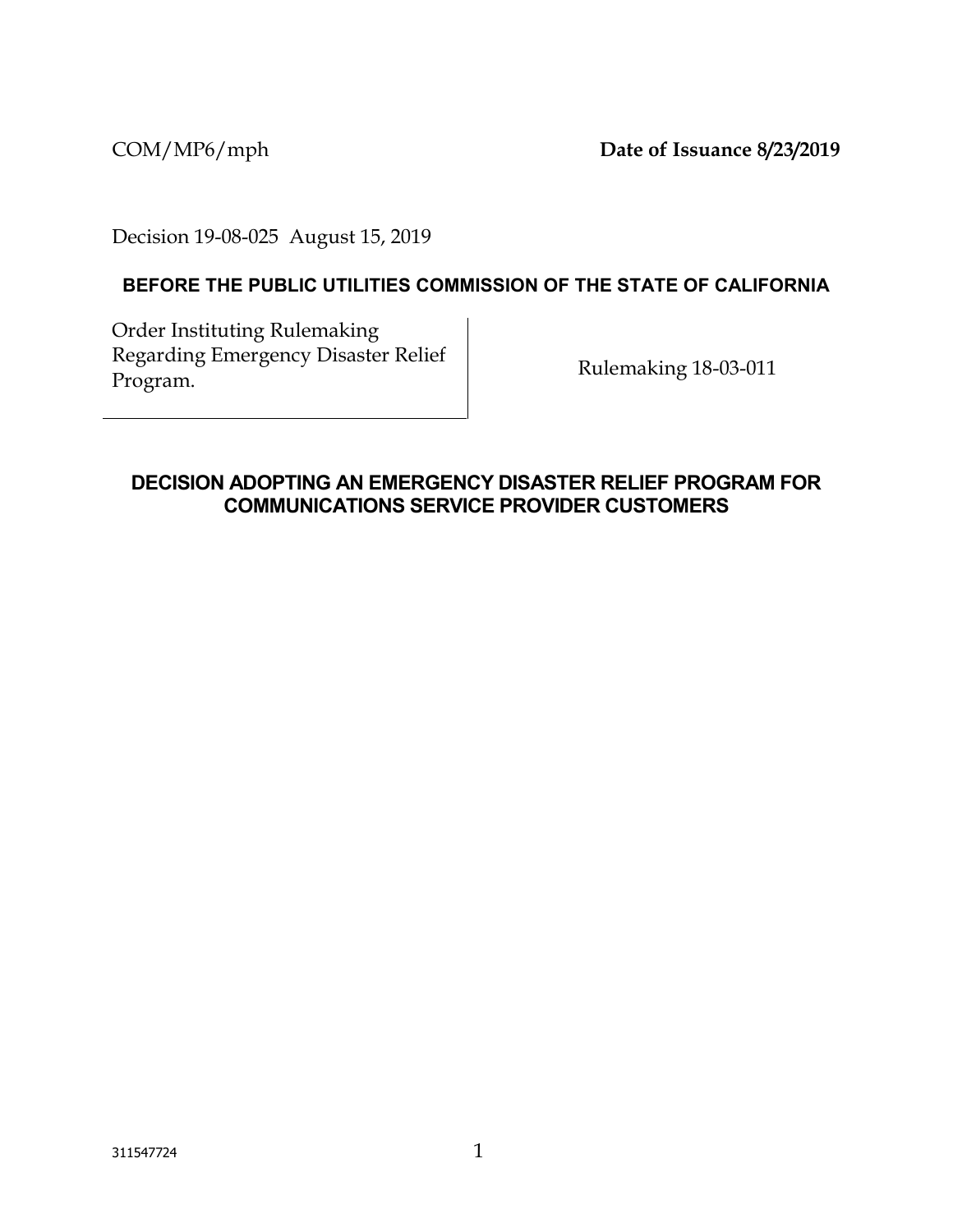COM/MP6/mph **Date of Issuance 8/23/2019**

Decision 19-08-025 August 15, 2019

**BEFORE THE PUBLIC UTILITIES COMMISSION OF THE STATE OF CALIFORNIA**

| Order Instituting Rulemaking Regarding Emergency Disaster Relief Program. | Rulemaking 18-03-011 |
| --- | --- |

# DECISION ADOPTING AN EMERGENCY DISASTER RELIEF PROGRAM FOR COMMUNICATIONS SERVICE PROVIDER CUSTOMERS

311547724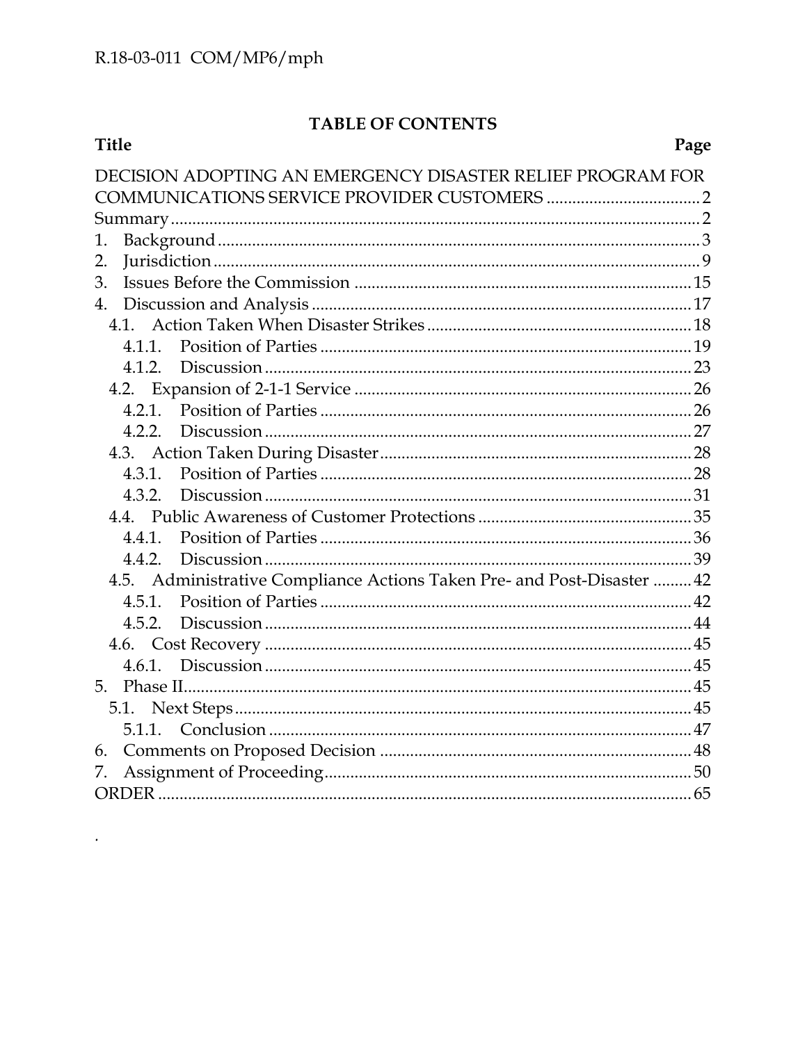## TABLE OF CONTENTS

| Title | Page |
|---|---|
| DECISION ADOPTING AN EMERGENCY DISASTER RELIEF PROGRAM FOR COMMUNICATIONS SERVICE PROVIDER CUSTOMERS | 2 |
| Summary | 2 |
| 1. Background | 3 |
| 2. Jurisdiction | 9 |
| 3. Issues Before the Commission | 15 |
| 4. Discussion and Analysis | 17 |
| 4.1. Action Taken When Disaster Strikes | 18 |
| 4.1.1. Position of Parties | 19 |
| 4.1.2. Discussion | 23 |
| 4.2. Expansion of 2-1-1 Service | 26 |
| 4.2.1. Position of Parties | 26 |
| 4.2.2. Discussion | 27 |
| 4.3. Action Taken During Disaster | 28 |
| 4.3.1. Position of Parties | 28 |
| 4.3.2. Discussion | 31 |
| 4.4. Public Awareness of Customer Protections | 35 |
| 4.4.1. Position of Parties | 36 |
| 4.4.2. Discussion | 39 |
| 4.5. Administrative Compliance Actions Taken Pre- and Post-Disaster | 42 |
| 4.5.1. Position of Parties | 42 |
| 4.5.2. Discussion | 44 |
| 4.6. Cost Recovery | 45 |
| 4.6.1. Discussion | 45 |
| 5. Phase II | 45 |
| 5.1. Next Steps | 45 |
| 5.1.1. Conclusion | 47 |
| 6. Comments on Proposed Decision | 48 |
| 7. Assignment of Proceeding | 50 |
| ORDER | 65 |

.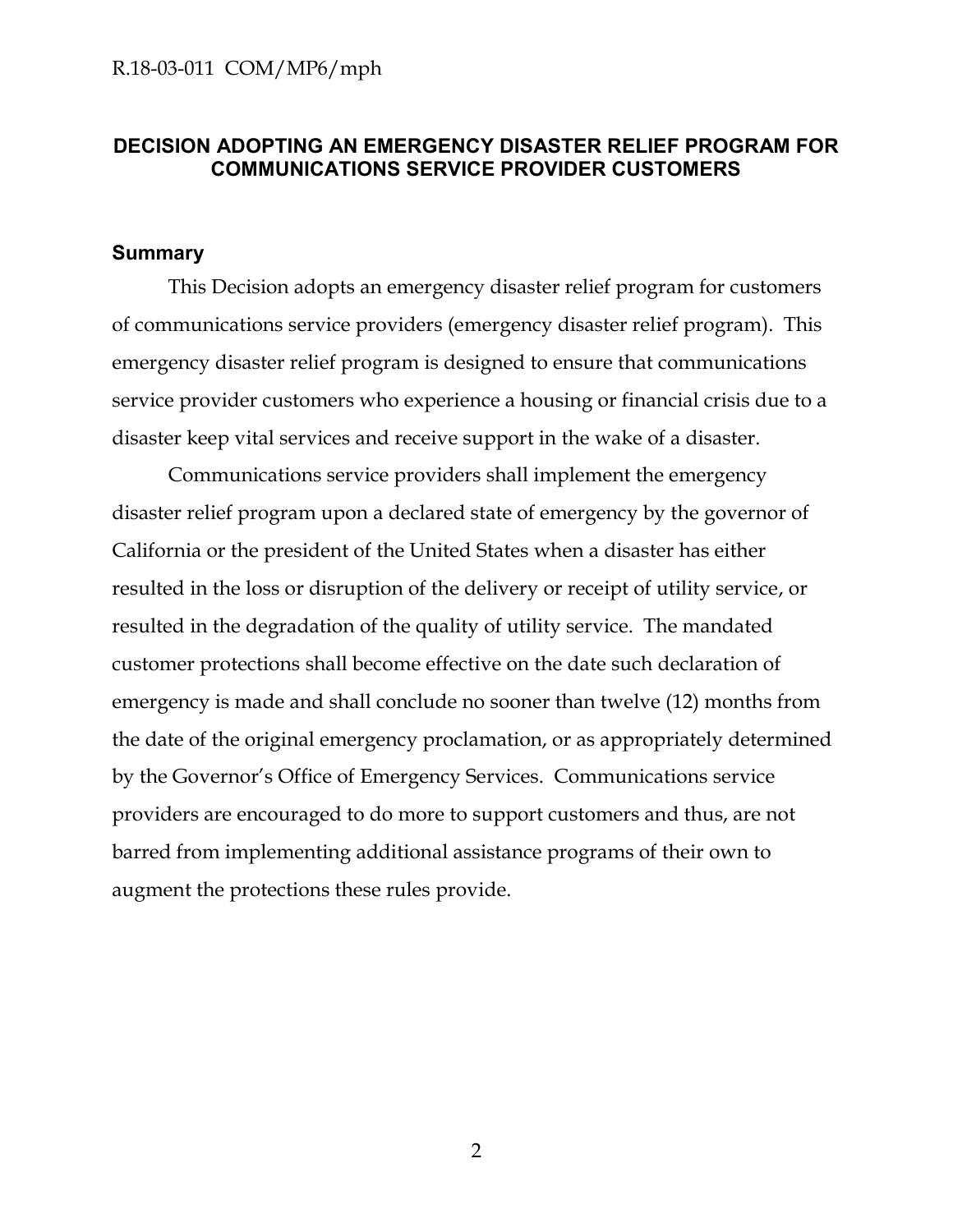## DECISION ADOPTING AN EMERGENCY DISASTER RELIEF PROGRAM FOR COMMUNICATIONS SERVICE PROVIDER CUSTOMERS

### Summary

This Decision adopts an emergency disaster relief program for customers of communications service providers (emergency disaster relief program). This emergency disaster relief program is designed to ensure that communications service provider customers who experience a housing or financial crisis due to a disaster keep vital services and receive support in the wake of a disaster.

Communications service providers shall implement the emergency disaster relief program upon a declared state of emergency by the governor of California or the president of the United States when a disaster has either resulted in the loss or disruption of the delivery or receipt of utility service, or resulted in the degradation of the quality of utility service. The mandated customer protections shall become effective on the date such declaration of emergency is made and shall conclude no sooner than twelve (12) months from the date of the original emergency proclamation, or as appropriately determined by the Governor's Office of Emergency Services. Communications service providers are encouraged to do more to support customers and thus, are not barred from implementing additional assistance programs of their own to augment the protections these rules provide.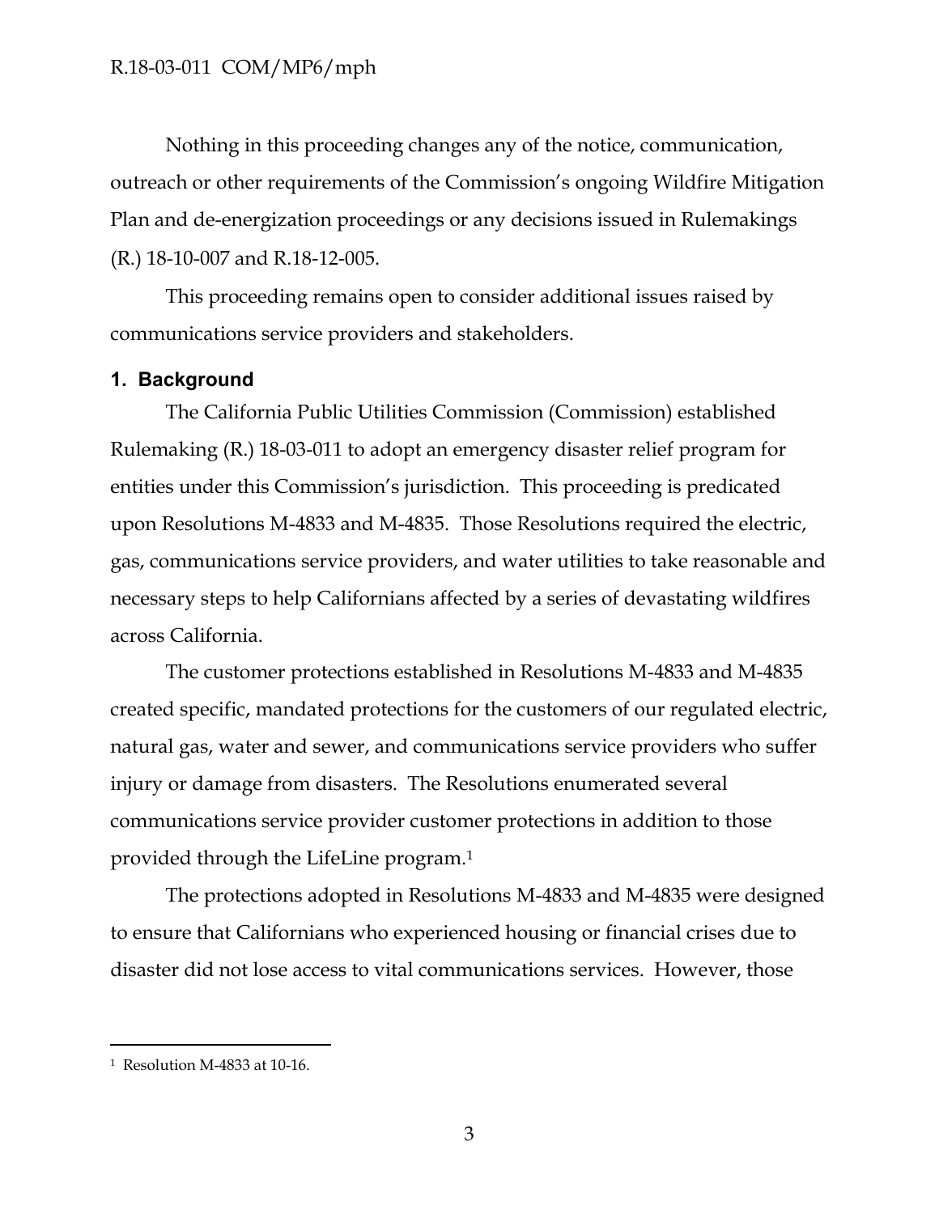Nothing in this proceeding changes any of the notice, communication, outreach or other requirements of the Commission's ongoing Wildfire Mitigation Plan and de-energization proceedings or any decisions issued in Rulemakings (R.) 18-10-007 and R.18-12-005.

This proceeding remains open to consider additional issues raised by communications service providers and stakeholders.

## 1. Background

The California Public Utilities Commission (Commission) established Rulemaking (R.) 18-03-011 to adopt an emergency disaster relief program for entities under this Commission's jurisdiction. This proceeding is predicated upon Resolutions M-4833 and M-4835. Those Resolutions required the electric, gas, communications service providers, and water utilities to take reasonable and necessary steps to help Californians affected by a series of devastating wildfires across California.

The customer protections established in Resolutions M-4833 and M-4835 created specific, mandated protections for the customers of our regulated electric, natural gas, water and sewer, and communications service providers who suffer injury or damage from disasters. The Resolutions enumerated several communications service provider customer protections in addition to those provided through the LifeLine program.[1]

The protections adopted in Resolutions M-4833 and M-4835 were designed to ensure that Californians who experienced housing or financial crises due to disaster did not lose access to vital communications services. However, those

[1] Resolution M-4833 at 10-16.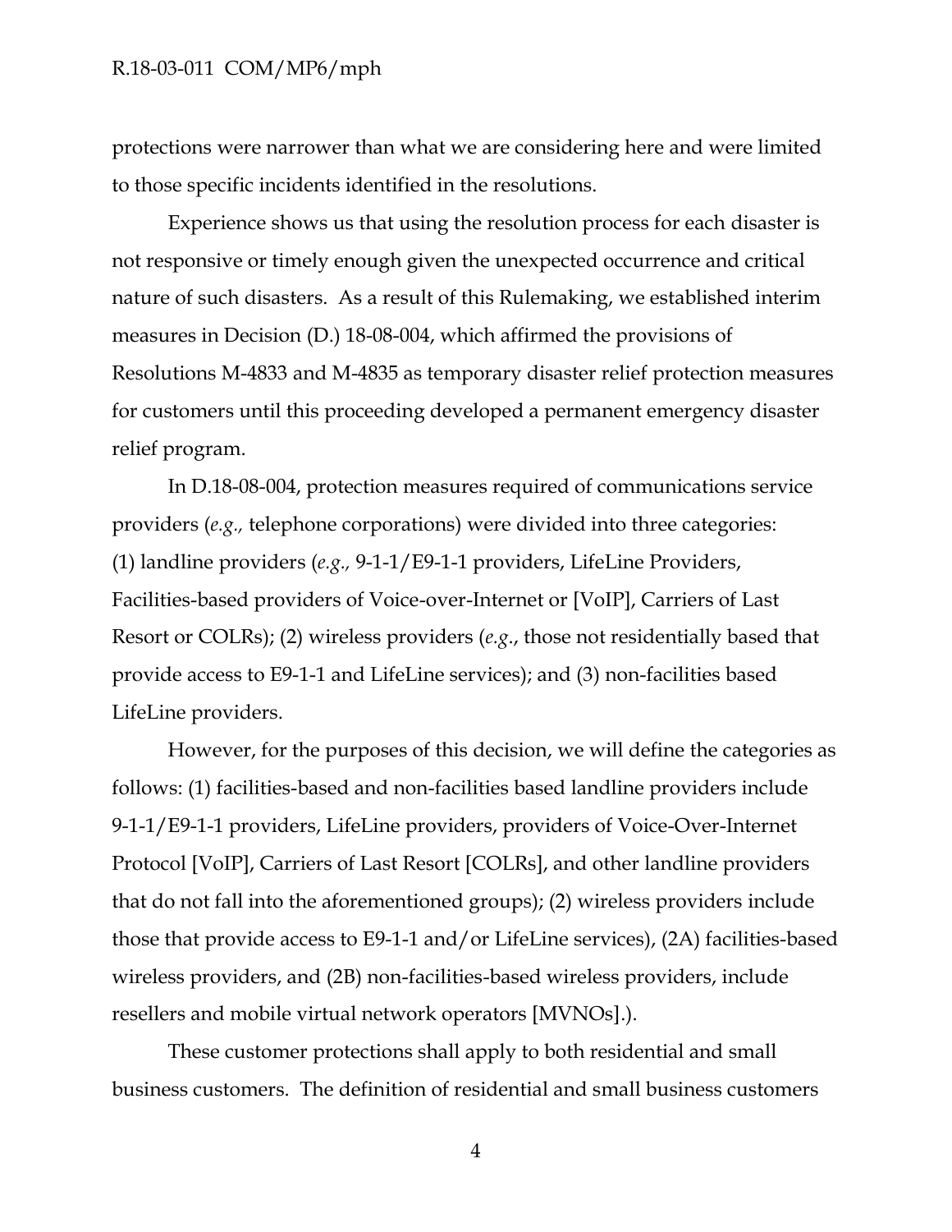protections were narrower than what we are considering here and were limited to those specific incidents identified in the resolutions.

Experience shows us that using the resolution process for each disaster is not responsive or timely enough given the unexpected occurrence and critical nature of such disasters. As a result of this Rulemaking, we established interim measures in Decision (D.) 18-08-004, which affirmed the provisions of Resolutions M-4833 and M-4835 as temporary disaster relief protection measures for customers until this proceeding developed a permanent emergency disaster relief program.

In D.18-08-004, protection measures required of communications service providers (*e.g.,* telephone corporations) were divided into three categories: (1) landline providers (*e.g.,* 9-1-1/E9-1-1 providers, LifeLine Providers, Facilities-based providers of Voice-over-Internet or [VoIP], Carriers of Last Resort or COLRs); (2) wireless providers (*e.g*., those not residentially based that provide access to E9-1-1 and LifeLine services); and (3) non-facilities based LifeLine providers.

However, for the purposes of this decision, we will define the categories as follows: (1) facilities-based and non-facilities based landline providers include 9-1-1/E9-1-1 providers, LifeLine providers, providers of Voice-Over-Internet Protocol [VoIP], Carriers of Last Resort [COLRs], and other landline providers that do not fall into the aforementioned groups); (2) wireless providers include those that provide access to E9-1-1 and/or LifeLine services), (2A) facilities-based wireless providers, and (2B) non-facilities-based wireless providers, include resellers and mobile virtual network operators [MVNOs].).

These customer protections shall apply to both residential and small business customers. The definition of residential and small business customers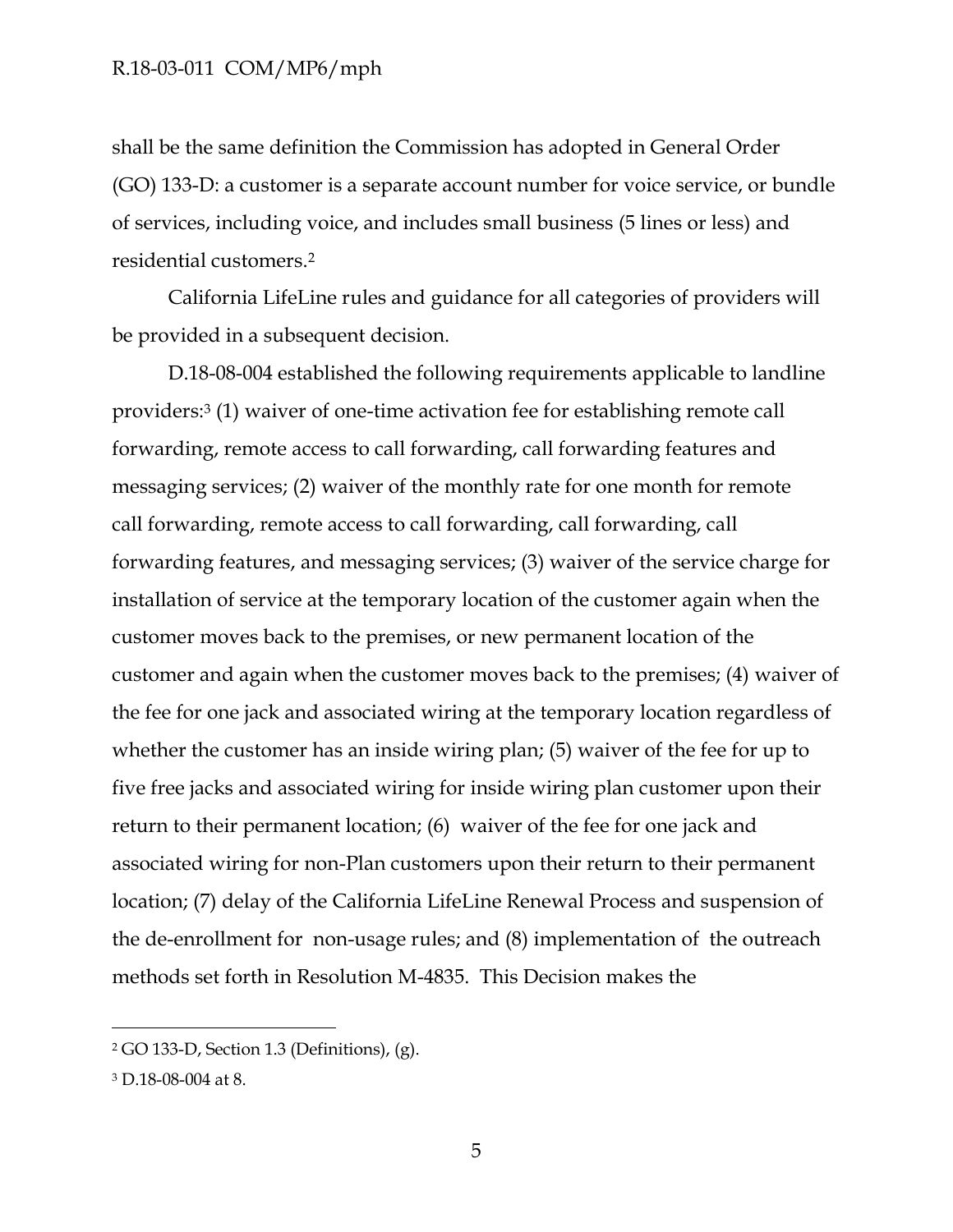shall be the same definition the Commission has adopted in General Order (GO) 133-D: a customer is a separate account number for voice service, or bundle of services, including voice, and includes small business (5 lines or less) and residential customers.[2]

California LifeLine rules and guidance for all categories of providers will be provided in a subsequent decision.

D.18-08-004 established the following requirements applicable to landline providers:[3] (1) waiver of one-time activation fee for establishing remote call forwarding, remote access to call forwarding, call forwarding features and messaging services; (2) waiver of the monthly rate for one month for remote call forwarding, remote access to call forwarding, call forwarding, call forwarding features, and messaging services; (3) waiver of the service charge for installation of service at the temporary location of the customer again when the customer moves back to the premises, or new permanent location of the customer and again when the customer moves back to the premises; (4) waiver of the fee for one jack and associated wiring at the temporary location regardless of whether the customer has an inside wiring plan; (5) waiver of the fee for up to five free jacks and associated wiring for inside wiring plan customer upon their return to their permanent location; (6) waiver of the fee for one jack and associated wiring for non-Plan customers upon their return to their permanent location; (7) delay of the California LifeLine Renewal Process and suspension of the de-enrollment for non-usage rules; and (8) implementation of the outreach methods set forth in Resolution M-4835. This Decision makes the

---

[2] GO 133-D, Section 1.3 (Definitions), (g).

[3] D.18-08-004 at 8.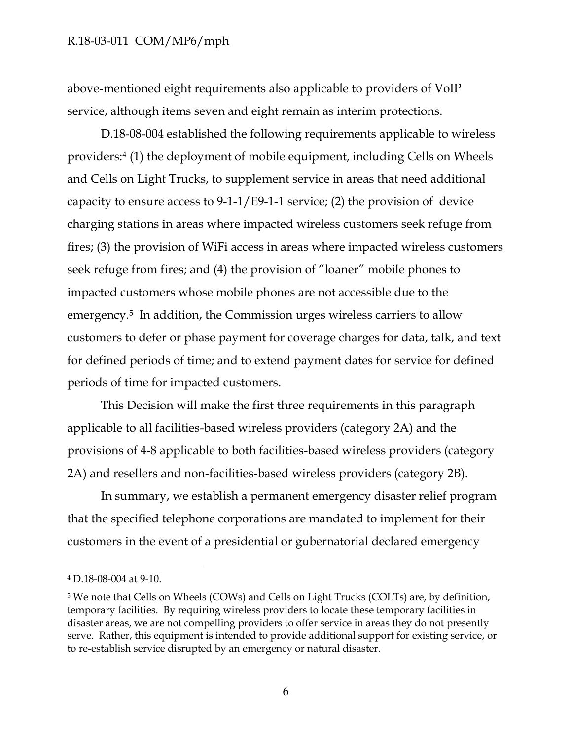above-mentioned eight requirements also applicable to providers of VoIP service, although items seven and eight remain as interim protections.

D.18-08-004 established the following requirements applicable to wireless providers:[4] (1) the deployment of mobile equipment, including Cells on Wheels and Cells on Light Trucks, to supplement service in areas that need additional capacity to ensure access to 9-1-1/E9-1-1 service; (2) the provision of device charging stations in areas where impacted wireless customers seek refuge from fires; (3) the provision of WiFi access in areas where impacted wireless customers seek refuge from fires; and (4) the provision of "loaner" mobile phones to impacted customers whose mobile phones are not accessible due to the emergency.[5] In addition, the Commission urges wireless carriers to allow customers to defer or phase payment for coverage charges for data, talk, and text for defined periods of time; and to extend payment dates for service for defined periods of time for impacted customers.

This Decision will make the first three requirements in this paragraph applicable to all facilities-based wireless providers (category 2A) and the provisions of 4-8 applicable to both facilities-based wireless providers (category 2A) and resellers and non-facilities-based wireless providers (category 2B).

In summary, we establish a permanent emergency disaster relief program that the specified telephone corporations are mandated to implement for their customers in the event of a presidential or gubernatorial declared emergency

---

[4] D.18-08-004 at 9-10.

[5] We note that Cells on Wheels (COWs) and Cells on Light Trucks (COLTs) are, by definition, temporary facilities. By requiring wireless providers to locate these temporary facilities in disaster areas, we are not compelling providers to offer service in areas they do not presently serve. Rather, this equipment is intended to provide additional support for existing service, or to re-establish service disrupted by an emergency or natural disaster.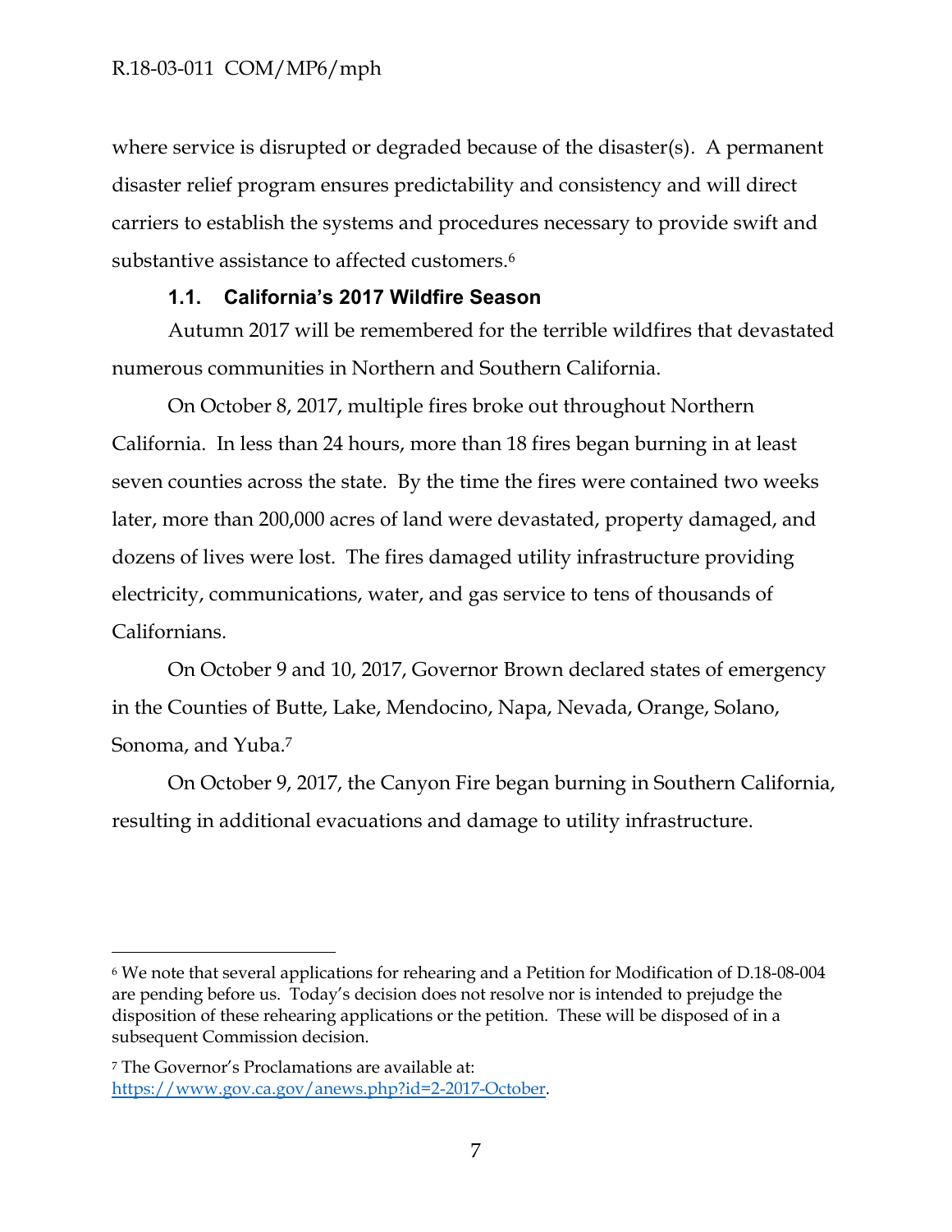where service is disrupted or degraded because of the disaster(s). A permanent disaster relief program ensures predictability and consistency and will direct carriers to establish the systems and procedures necessary to provide swift and substantive assistance to affected customers.[6]

### 1.1. California's 2017 Wildfire Season

Autumn 2017 will be remembered for the terrible wildfires that devastated numerous communities in Northern and Southern California.

On October 8, 2017, multiple fires broke out throughout Northern California. In less than 24 hours, more than 18 fires began burning in at least seven counties across the state. By the time the fires were contained two weeks later, more than 200,000 acres of land were devastated, property damaged, and dozens of lives were lost. The fires damaged utility infrastructure providing electricity, communications, water, and gas service to tens of thousands of Californians.

On October 9 and 10, 2017, Governor Brown declared states of emergency in the Counties of Butte, Lake, Mendocino, Napa, Nevada, Orange, Solano, Sonoma, and Yuba.[7]

On October 9, 2017, the Canyon Fire began burning in Southern California, resulting in additional evacuations and damage to utility infrastructure.

---

[6] We note that several applications for rehearing and a Petition for Modification of D.18-08-004 are pending before us. Today's decision does not resolve nor is intended to prejudge the disposition of these rehearing applications or the petition. These will be disposed of in a subsequent Commission decision.

[7] The Governor's Proclamations are available at: https://www.gov.ca.gov/anews.php?id=2-2017-October.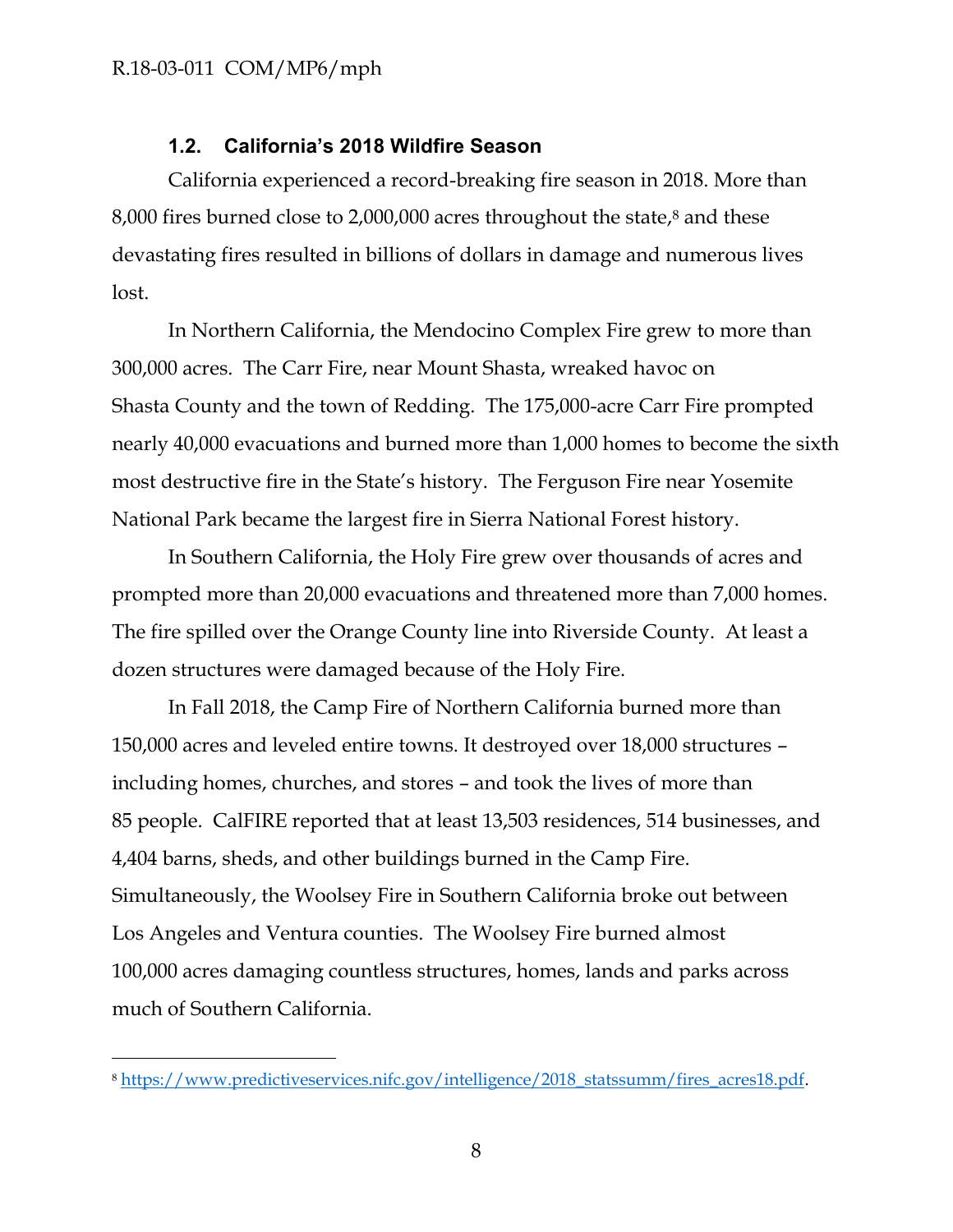### 1.2. California's 2018 Wildfire Season

California experienced a record-breaking fire season in 2018. More than 8,000 fires burned close to 2,000,000 acres throughout the state,[8] and these devastating fires resulted in billions of dollars in damage and numerous lives lost.

In Northern California, the Mendocino Complex Fire grew to more than 300,000 acres. The Carr Fire, near Mount Shasta, wreaked havoc on Shasta County and the town of Redding. The 175,000-acre Carr Fire prompted nearly 40,000 evacuations and burned more than 1,000 homes to become the sixth most destructive fire in the State's history. The Ferguson Fire near Yosemite National Park became the largest fire in Sierra National Forest history.

In Southern California, the Holy Fire grew over thousands of acres and prompted more than 20,000 evacuations and threatened more than 7,000 homes. The fire spilled over the Orange County line into Riverside County. At least a dozen structures were damaged because of the Holy Fire.

In Fall 2018, the Camp Fire of Northern California burned more than 150,000 acres and leveled entire towns. It destroyed over 18,000 structures – including homes, churches, and stores – and took the lives of more than 85 people. CalFIRE reported that at least 13,503 residences, 514 businesses, and 4,404 barns, sheds, and other buildings burned in the Camp Fire. Simultaneously, the Woolsey Fire in Southern California broke out between Los Angeles and Ventura counties. The Woolsey Fire burned almost 100,000 acres damaging countless structures, homes, lands and parks across much of Southern California.

---

[8] https://www.predictiveservices.nifc.gov/intelligence/2018_statssumm/fires_acres18.pdf.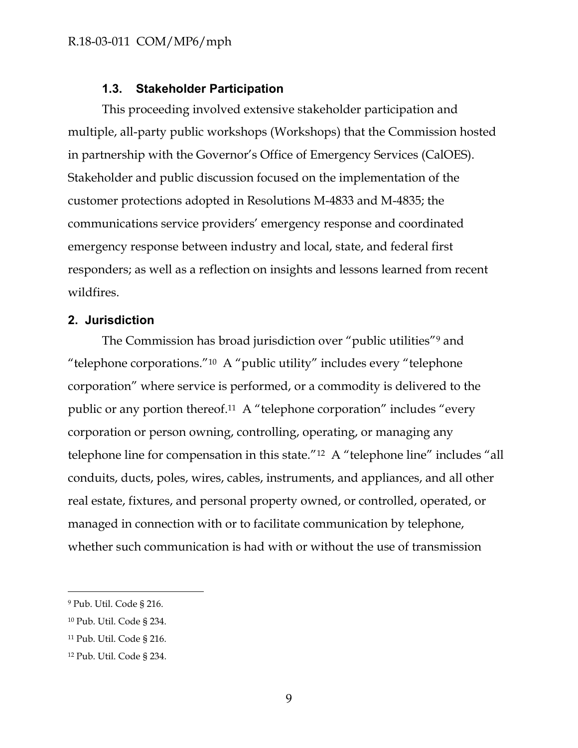### 1.3. Stakeholder Participation

This proceeding involved extensive stakeholder participation and multiple, all-party public workshops (Workshops) that the Commission hosted in partnership with the Governor's Office of Emergency Services (CalOES). Stakeholder and public discussion focused on the implementation of the customer protections adopted in Resolutions M-4833 and M-4835; the communications service providers' emergency response and coordinated emergency response between industry and local, state, and federal first responders; as well as a reflection on insights and lessons learned from recent wildfires.

## 2. Jurisdiction

The Commission has broad jurisdiction over "public utilities"[9] and "telephone corporations."[10] A "public utility" includes every "telephone corporation" where service is performed, or a commodity is delivered to the public or any portion thereof.[11] A "telephone corporation" includes "every corporation or person owning, controlling, operating, or managing any telephone line for compensation in this state."[12] A "telephone line" includes "all conduits, ducts, poles, wires, cables, instruments, and appliances, and all other real estate, fixtures, and personal property owned, or controlled, operated, or managed in connection with or to facilitate communication by telephone, whether such communication is had with or without the use of transmission

---

[9] Pub. Util. Code § 216.

[10] Pub. Util. Code § 234.

[11] Pub. Util. Code § 216.

[12] Pub. Util. Code § 234.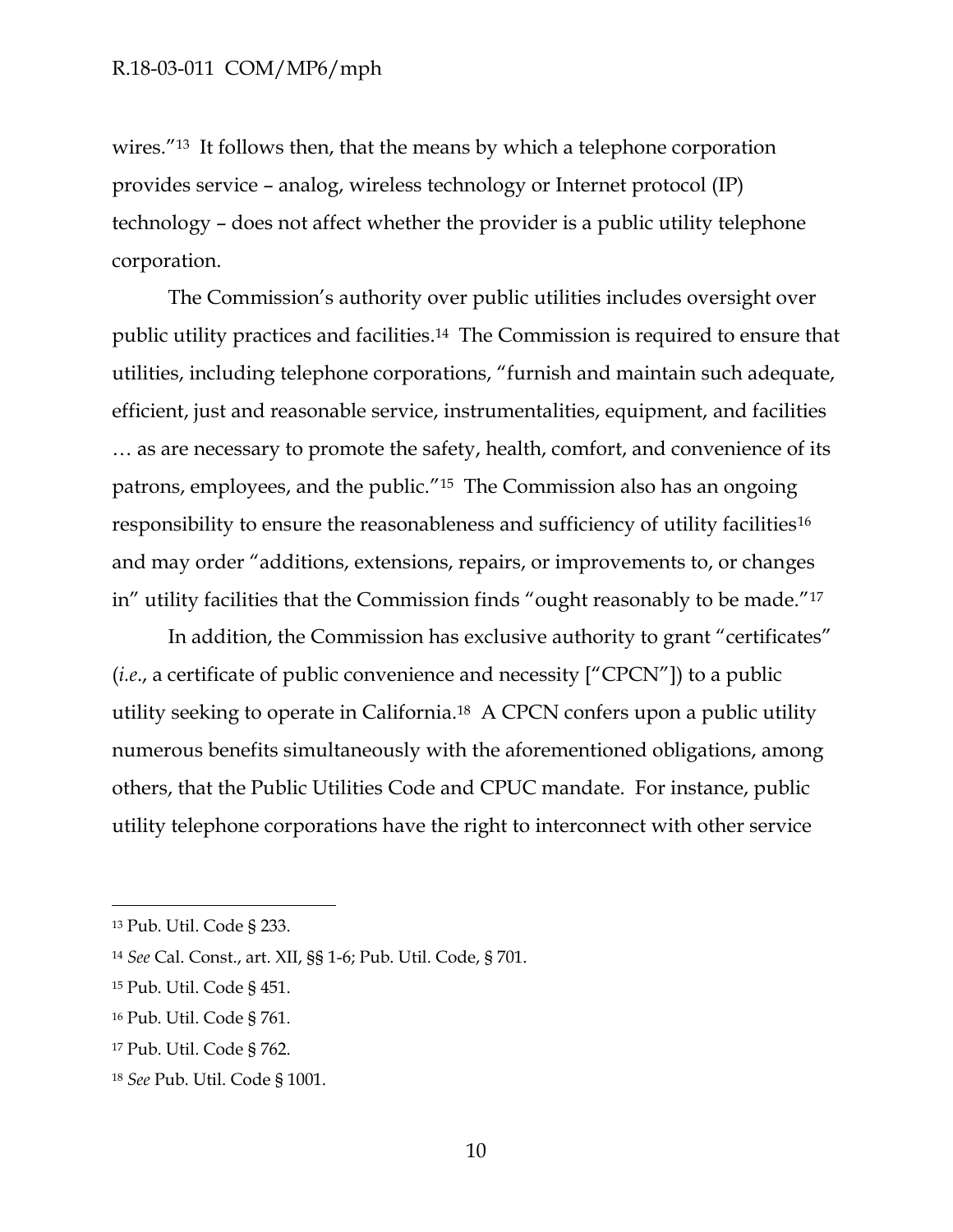wires."[13] It follows then, that the means by which a telephone corporation provides service – analog, wireless technology or Internet protocol (IP) technology – does not affect whether the provider is a public utility telephone corporation.

The Commission's authority over public utilities includes oversight over public utility practices and facilities.[14] The Commission is required to ensure that utilities, including telephone corporations, "furnish and maintain such adequate, efficient, just and reasonable service, instrumentalities, equipment, and facilities … as are necessary to promote the safety, health, comfort, and convenience of its patrons, employees, and the public."[15] The Commission also has an ongoing responsibility to ensure the reasonableness and sufficiency of utility facilities[16] and may order "additions, extensions, repairs, or improvements to, or changes in" utility facilities that the Commission finds "ought reasonably to be made."[17]

In addition, the Commission has exclusive authority to grant "certificates" (*i.e.*, a certificate of public convenience and necessity ["CPCN"]) to a public utility seeking to operate in California.[18] A CPCN confers upon a public utility numerous benefits simultaneously with the aforementioned obligations, among others, that the Public Utilities Code and CPUC mandate. For instance, public utility telephone corporations have the right to interconnect with other service

---

[13] Pub. Util. Code § 233.

[14] *See* Cal. Const., art. XII, §§ 1-6; Pub. Util. Code, § 701.

[15] Pub. Util. Code § 451.

[16] Pub. Util. Code § 761.

[17] Pub. Util. Code § 762.

[18] *See* Pub. Util. Code § 1001.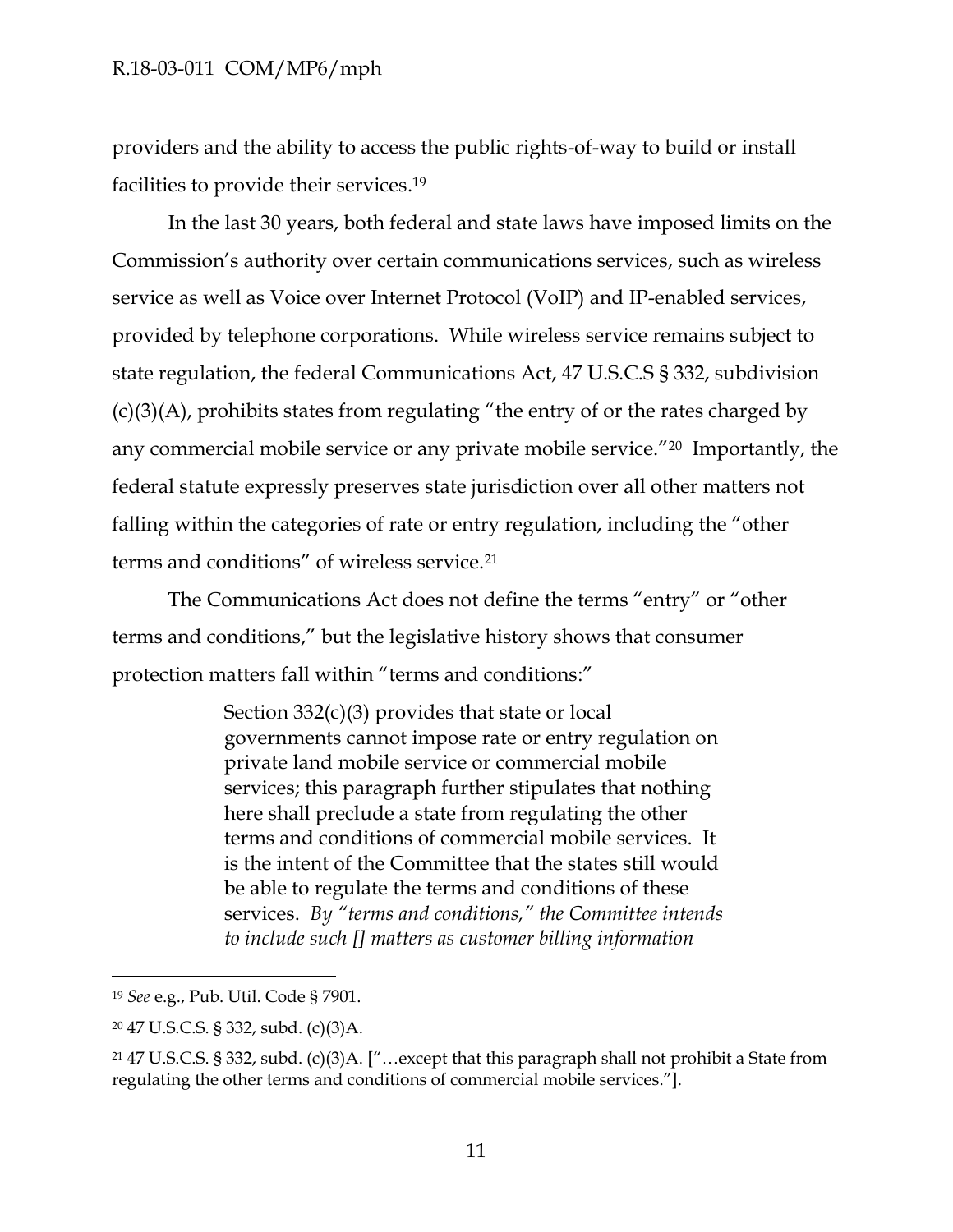providers and the ability to access the public rights-of-way to build or install facilities to provide their services.[19]

In the last 30 years, both federal and state laws have imposed limits on the Commission's authority over certain communications services, such as wireless service as well as Voice over Internet Protocol (VoIP) and IP-enabled services, provided by telephone corporations. While wireless service remains subject to state regulation, the federal Communications Act, 47 U.S.C.S § 332, subdivision (c)(3)(A), prohibits states from regulating "the entry of or the rates charged by any commercial mobile service or any private mobile service."[20] Importantly, the federal statute expressly preserves state jurisdiction over all other matters not falling within the categories of rate or entry regulation, including the "other terms and conditions" of wireless service.[21]

The Communications Act does not define the terms "entry" or "other terms and conditions," but the legislative history shows that consumer protection matters fall within "terms and conditions:"

> Section 332(c)(3) provides that state or local governments cannot impose rate or entry regulation on private land mobile service or commercial mobile services; this paragraph further stipulates that nothing here shall preclude a state from regulating the other terms and conditions of commercial mobile services. It is the intent of the Committee that the states still would be able to regulate the terms and conditions of these services. *By "terms and conditions," the Committee intends to include such [] matters as customer billing information*

---

[19] *See* e.g., Pub. Util. Code § 7901.

[20] 47 U.S.C.S. § 332, subd. (c)(3)A.

[21] 47 U.S.C.S. § 332, subd. (c)(3)A. ["…except that this paragraph shall not prohibit a State from regulating the other terms and conditions of commercial mobile services."].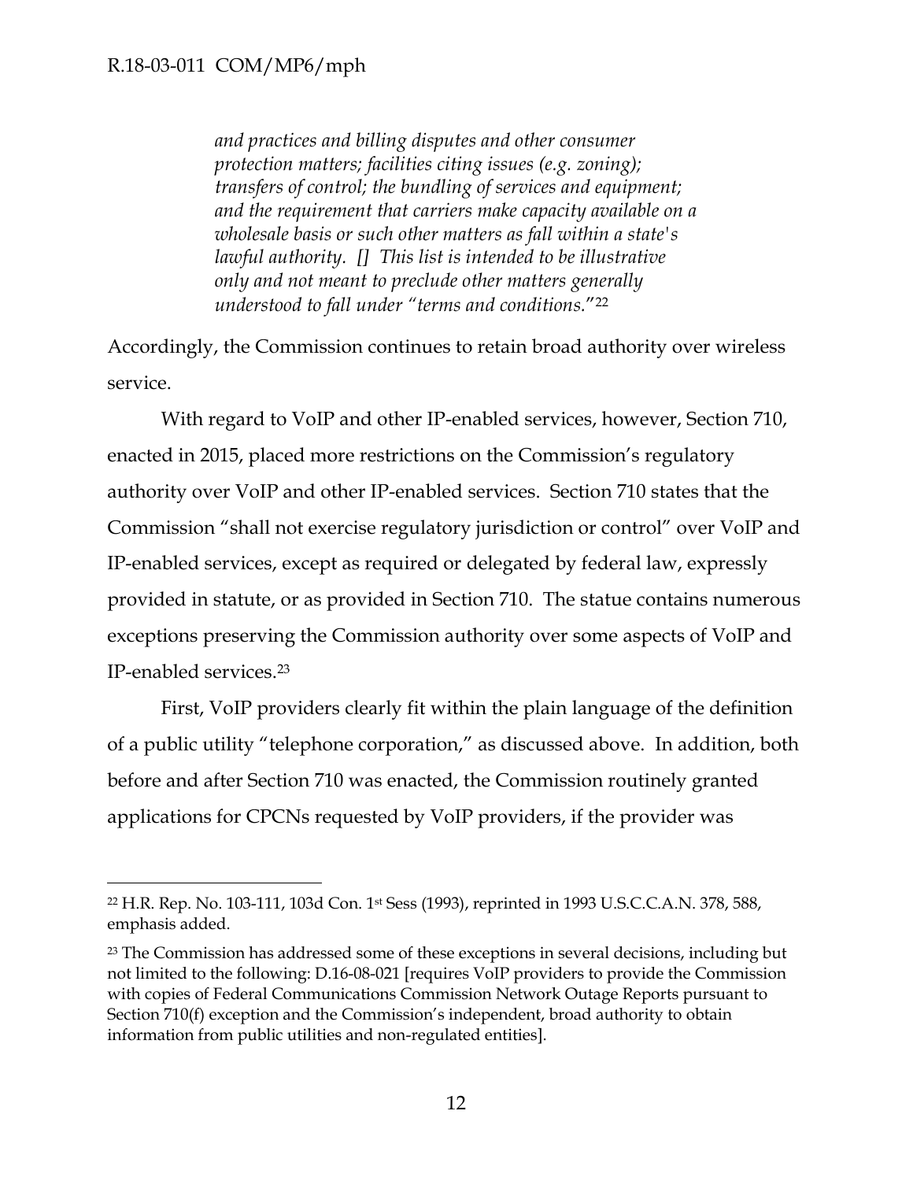> *and practices and billing disputes and other consumer protection matters; facilities citing issues (e.g. zoning); transfers of control; the bundling of services and equipment; and the requirement that carriers make capacity available on a wholesale basis or such other matters as fall within a state's lawful authority. [] This list is intended to be illustrative only and not meant to preclude other matters generally understood to fall under "terms and conditions."*[22]

Accordingly, the Commission continues to retain broad authority over wireless service.

With regard to VoIP and other IP-enabled services, however, Section 710, enacted in 2015, placed more restrictions on the Commission's regulatory authority over VoIP and other IP-enabled services. Section 710 states that the Commission "shall not exercise regulatory jurisdiction or control" over VoIP and IP-enabled services, except as required or delegated by federal law, expressly provided in statute, or as provided in Section 710. The statue contains numerous exceptions preserving the Commission authority over some aspects of VoIP and IP-enabled services.[23]

First, VoIP providers clearly fit within the plain language of the definition of a public utility "telephone corporation," as discussed above. In addition, both before and after Section 710 was enacted, the Commission routinely granted applications for CPCNs requested by VoIP providers, if the provider was

---

[22] H.R. Rep. No. 103-111, 103d Con. 1st Sess (1993), reprinted in 1993 U.S.C.C.A.N. 378, 588, emphasis added.

[23] The Commission has addressed some of these exceptions in several decisions, including but not limited to the following: D.16-08-021 [requires VoIP providers to provide the Commission with copies of Federal Communications Commission Network Outage Reports pursuant to Section 710(f) exception and the Commission's independent, broad authority to obtain information from public utilities and non-regulated entities].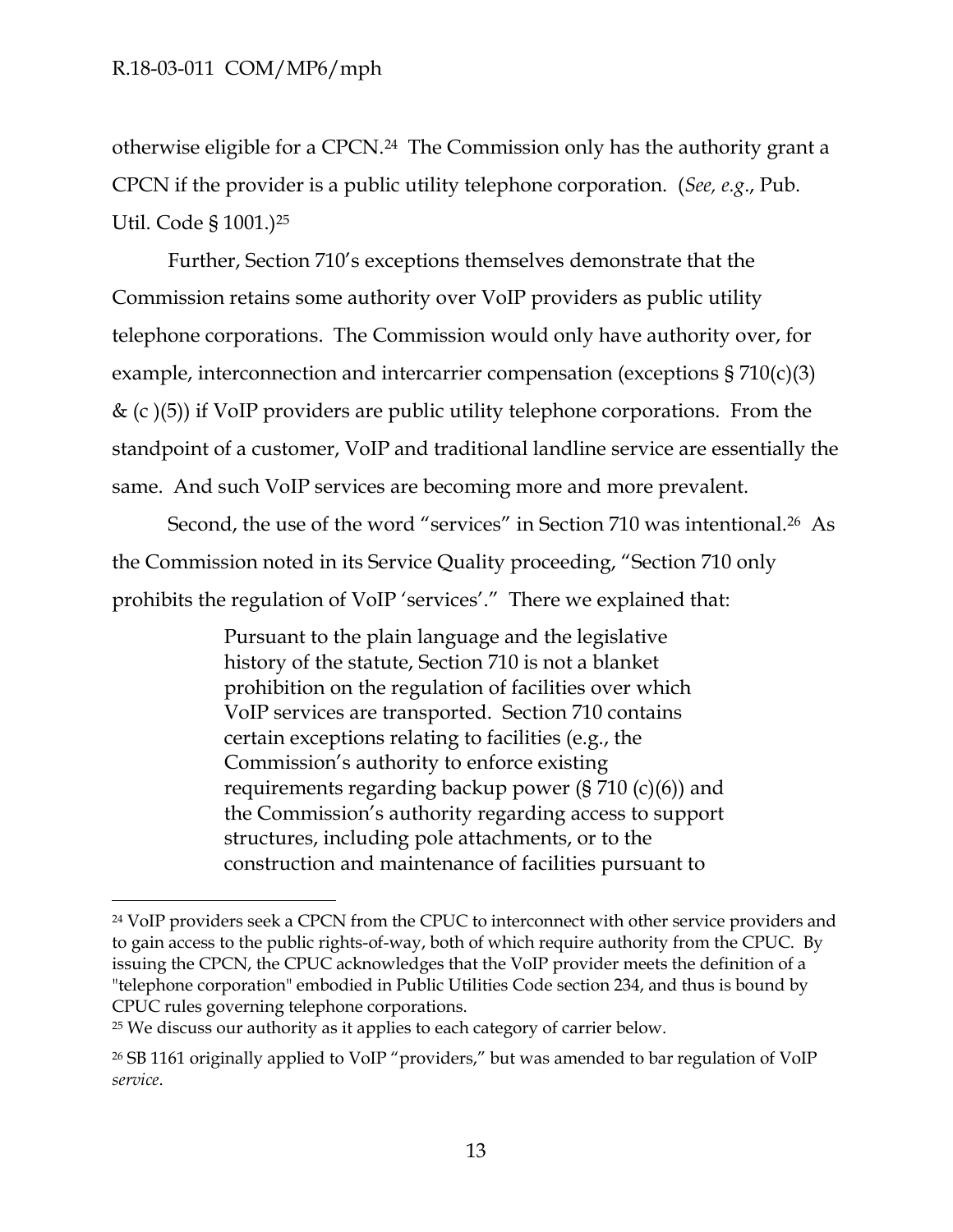otherwise eligible for a CPCN.[24] The Commission only has the authority grant a CPCN if the provider is a public utility telephone corporation. (*See, e.g*., Pub. Util. Code § 1001.)[25]

Further, Section 710's exceptions themselves demonstrate that the Commission retains some authority over VoIP providers as public utility telephone corporations. The Commission would only have authority over, for example, interconnection and intercarrier compensation (exceptions § 710(c)(3) & (c )(5)) if VoIP providers are public utility telephone corporations. From the standpoint of a customer, VoIP and traditional landline service are essentially the same. And such VoIP services are becoming more and more prevalent.

Second, the use of the word "services" in Section 710 was intentional.[26] As the Commission noted in its Service Quality proceeding, "Section 710 only prohibits the regulation of VoIP 'services'." There we explained that:

> Pursuant to the plain language and the legislative history of the statute, Section 710 is not a blanket prohibition on the regulation of facilities over which VoIP services are transported. Section 710 contains certain exceptions relating to facilities (e.g., the Commission's authority to enforce existing requirements regarding backup power (§ 710 (c)(6)) and the Commission's authority regarding access to support structures, including pole attachments, or to the construction and maintenance of facilities pursuant to

---

[24] VoIP providers seek a CPCN from the CPUC to interconnect with other service providers and to gain access to the public rights-of-way, both of which require authority from the CPUC. By issuing the CPCN, the CPUC acknowledges that the VoIP provider meets the definition of a "telephone corporation" embodied in Public Utilities Code section 234, and thus is bound by CPUC rules governing telephone corporations.

[25] We discuss our authority as it applies to each category of carrier below.

[26] SB 1161 originally applied to VoIP "providers," but was amended to bar regulation of VoIP *service*.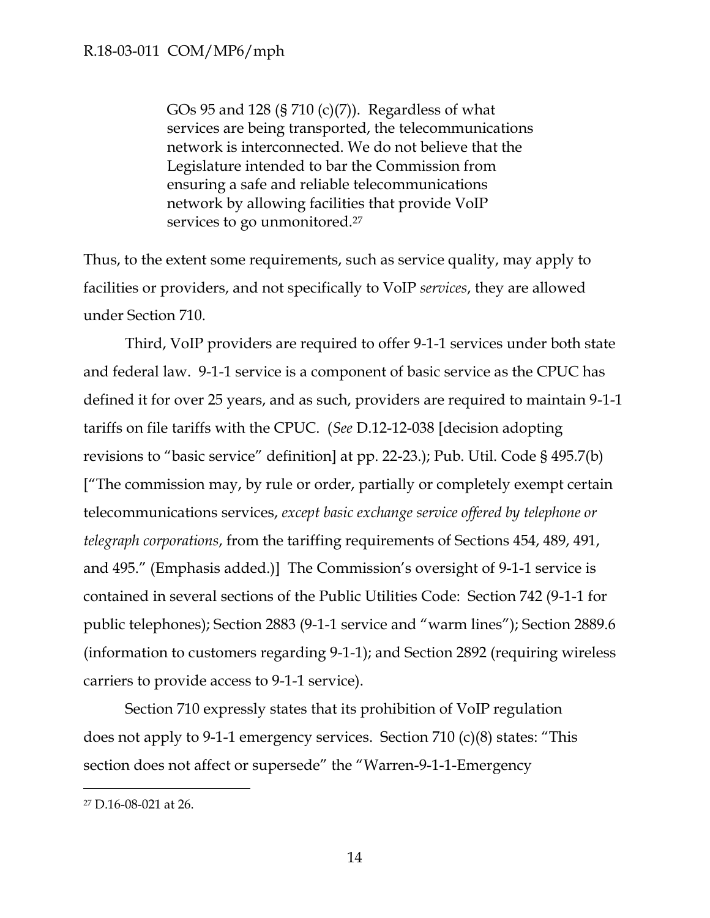> GOs 95 and 128 (§ 710 (c)(7)). Regardless of what services are being transported, the telecommunications network is interconnected. We do not believe that the Legislature intended to bar the Commission from ensuring a safe and reliable telecommunications network by allowing facilities that provide VoIP services to go unmonitored.[27]

Thus, to the extent some requirements, such as service quality, may apply to facilities or providers, and not specifically to VoIP *services*, they are allowed under Section 710.

Third, VoIP providers are required to offer 9-1-1 services under both state and federal law. 9-1-1 service is a component of basic service as the CPUC has defined it for over 25 years, and as such, providers are required to maintain 9-1-1 tariffs on file tariffs with the CPUC. (*See* D.12-12-038 [decision adopting revisions to "basic service" definition] at pp. 22-23.); Pub. Util. Code § 495.7(b) ["The commission may, by rule or order, partially or completely exempt certain telecommunications services, *except basic exchange service offered by telephone or telegraph corporations*, from the tariffing requirements of Sections 454, 489, 491, and 495." (Emphasis added.)] The Commission's oversight of 9-1-1 service is contained in several sections of the Public Utilities Code: Section 742 (9-1-1 for public telephones); Section 2883 (9-1-1 service and "warm lines"); Section 2889.6 (information to customers regarding 9-1-1); and Section 2892 (requiring wireless carriers to provide access to 9-1-1 service).

Section 710 expressly states that its prohibition of VoIP regulation does not apply to 9-1-1 emergency services. Section 710 (c)(8) states: "This section does not affect or supersede" the "Warren-9-1-1-Emergency

---

[27] D.16-08-021 at 26.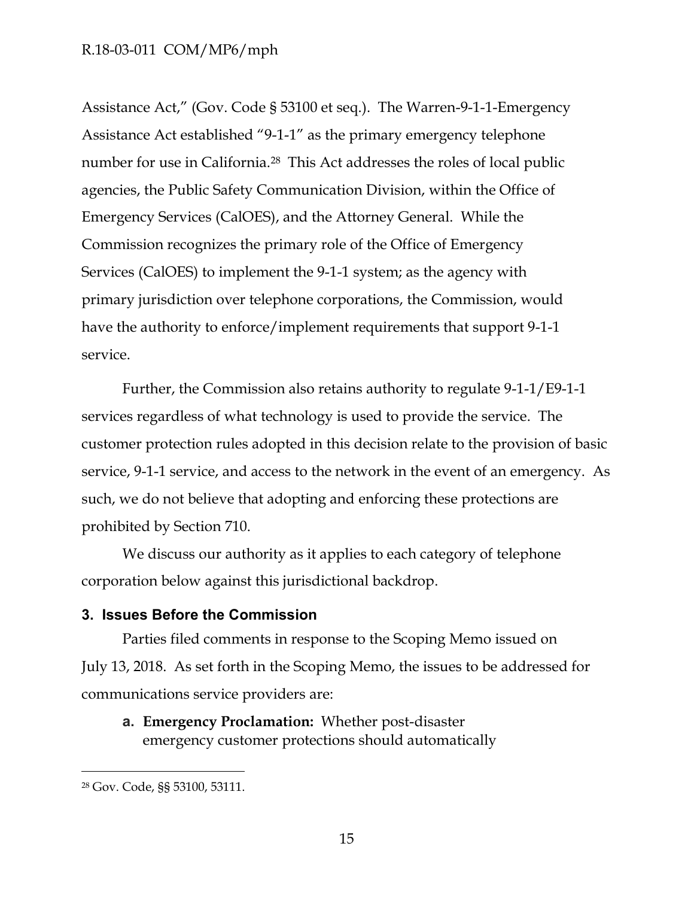Assistance Act," (Gov. Code § 53100 et seq.). The Warren-9-1-1-Emergency Assistance Act established "9-1-1" as the primary emergency telephone number for use in California.[28] This Act addresses the roles of local public agencies, the Public Safety Communication Division, within the Office of Emergency Services (CalOES), and the Attorney General. While the Commission recognizes the primary role of the Office of Emergency Services (CalOES) to implement the 9-1-1 system; as the agency with primary jurisdiction over telephone corporations, the Commission, would have the authority to enforce/implement requirements that support 9-1-1 service.

Further, the Commission also retains authority to regulate 9-1-1/E9-1-1 services regardless of what technology is used to provide the service. The customer protection rules adopted in this decision relate to the provision of basic service, 9-1-1 service, and access to the network in the event of an emergency. As such, we do not believe that adopting and enforcing these protections are prohibited by Section 710.

We discuss our authority as it applies to each category of telephone corporation below against this jurisdictional backdrop.

## 3. Issues Before the Commission

Parties filed comments in response to the Scoping Memo issued on July 13, 2018. As set forth in the Scoping Memo, the issues to be addressed for communications service providers are:

a. **Emergency Proclamation:** Whether post-disaster emergency customer protections should automatically

---

[28] Gov. Code, §§ 53100, 53111.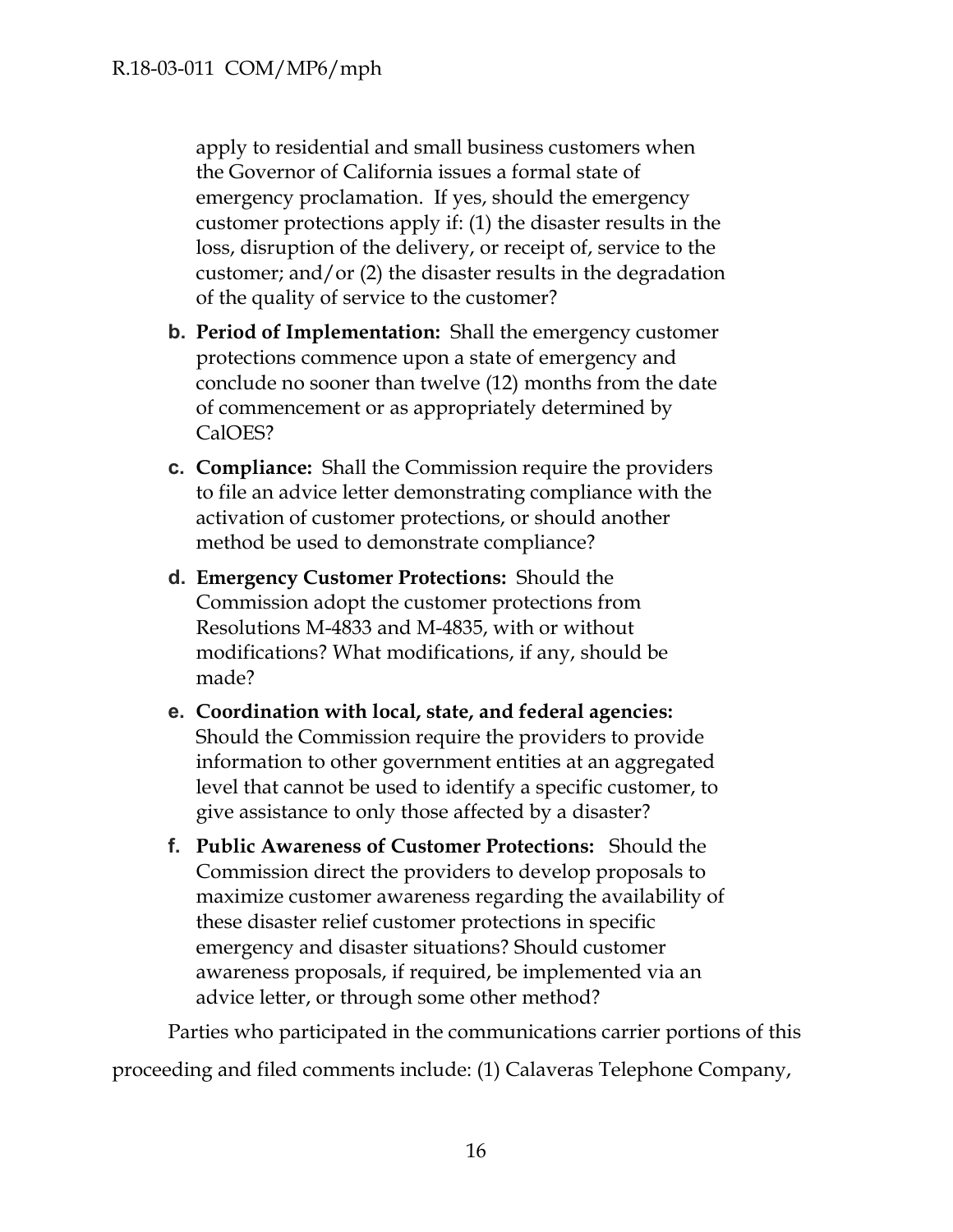apply to residential and small business customers when the Governor of California issues a formal state of emergency proclamation. If yes, should the emergency customer protections apply if: (1) the disaster results in the loss, disruption of the delivery, or receipt of, service to the customer; and/or (2) the disaster results in the degradation of the quality of service to the customer?

b. **Period of Implementation:** Shall the emergency customer protections commence upon a state of emergency and conclude no sooner than twelve (12) months from the date of commencement or as appropriately determined by CalOES?

c. **Compliance:** Shall the Commission require the providers to file an advice letter demonstrating compliance with the activation of customer protections, or should another method be used to demonstrate compliance?

d. **Emergency Customer Protections:** Should the Commission adopt the customer protections from Resolutions M-4833 and M-4835, with or without modifications? What modifications, if any, should be made?

e. **Coordination with local, state, and federal agencies:** Should the Commission require the providers to provide information to other government entities at an aggregated level that cannot be used to identify a specific customer, to give assistance to only those affected by a disaster?

f. **Public Awareness of Customer Protections:** Should the Commission direct the providers to develop proposals to maximize customer awareness regarding the availability of these disaster relief customer protections in specific emergency and disaster situations? Should customer awareness proposals, if required, be implemented via an advice letter, or through some other method?

Parties who participated in the communications carrier portions of this proceeding and filed comments include: (1) Calaveras Telephone Company,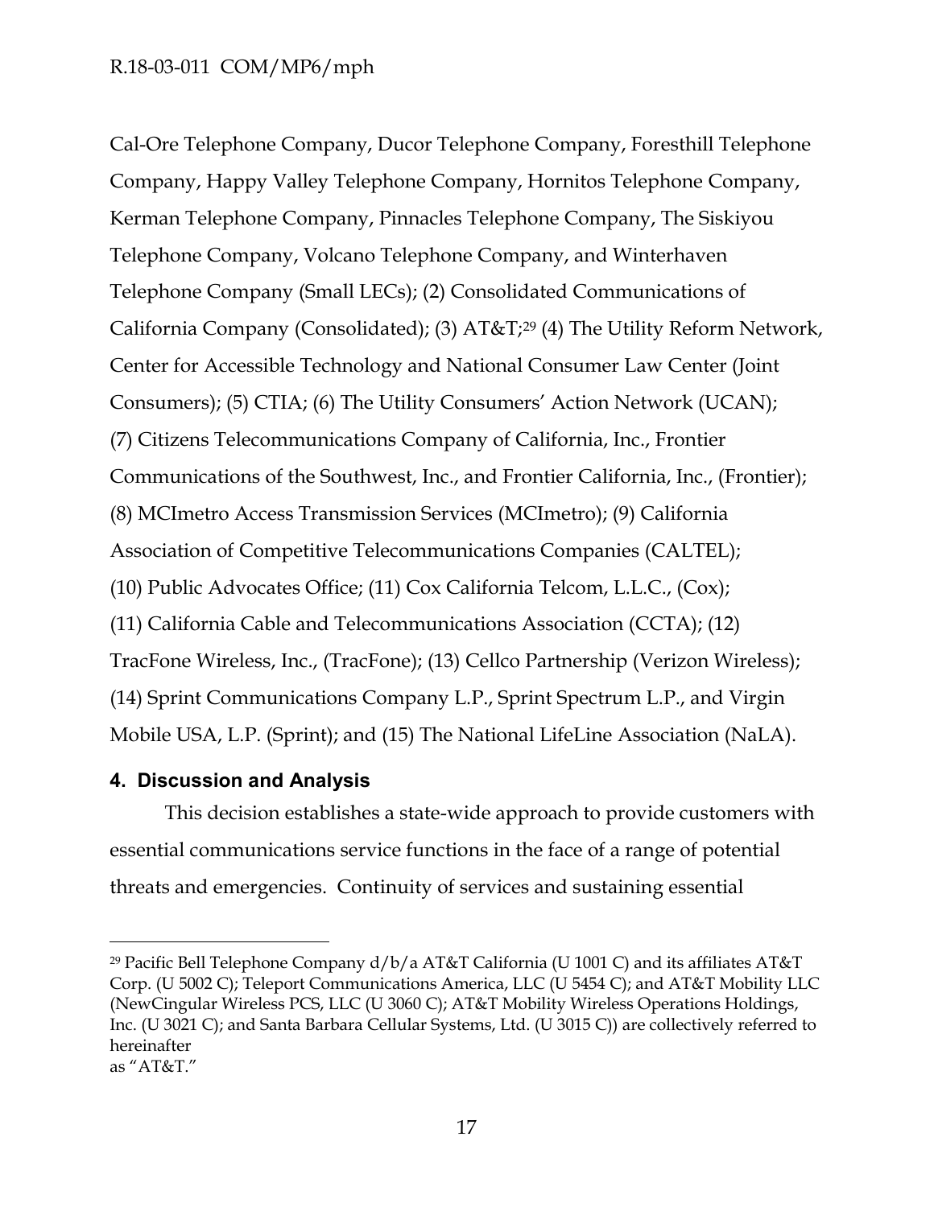Cal-Ore Telephone Company, Ducor Telephone Company, Foresthill Telephone Company, Happy Valley Telephone Company, Hornitos Telephone Company, Kerman Telephone Company, Pinnacles Telephone Company, The Siskiyou Telephone Company, Volcano Telephone Company, and Winterhaven Telephone Company (Small LECs); (2) Consolidated Communications of California Company (Consolidated); (3) AT&T;[29] (4) The Utility Reform Network, Center for Accessible Technology and National Consumer Law Center (Joint Consumers); (5) CTIA; (6) The Utility Consumers' Action Network (UCAN); (7) Citizens Telecommunications Company of California, Inc., Frontier Communications of the Southwest, Inc., and Frontier California, Inc., (Frontier); (8) MCImetro Access Transmission Services (MCImetro); (9) California Association of Competitive Telecommunications Companies (CALTEL); (10) Public Advocates Office; (11) Cox California Telcom, L.L.C., (Cox); (11) California Cable and Telecommunications Association (CCTA); (12) TracFone Wireless, Inc., (TracFone); (13) Cellco Partnership (Verizon Wireless); (14) Sprint Communications Company L.P., Sprint Spectrum L.P., and Virgin Mobile USA, L.P. (Sprint); and (15) The National LifeLine Association (NaLA).

## 4. Discussion and Analysis

This decision establishes a state-wide approach to provide customers with essential communications service functions in the face of a range of potential threats and emergencies. Continuity of services and sustaining essential

---

[29] Pacific Bell Telephone Company d/b/a AT&T California (U 1001 C) and its affiliates AT&T Corp. (U 5002 C); Teleport Communications America, LLC (U 5454 C); and AT&T Mobility LLC (NewCingular Wireless PCS, LLC (U 3060 C); AT&T Mobility Wireless Operations Holdings, Inc. (U 3021 C); and Santa Barbara Cellular Systems, Ltd. (U 3015 C)) are collectively referred to hereinafter as "AT&T."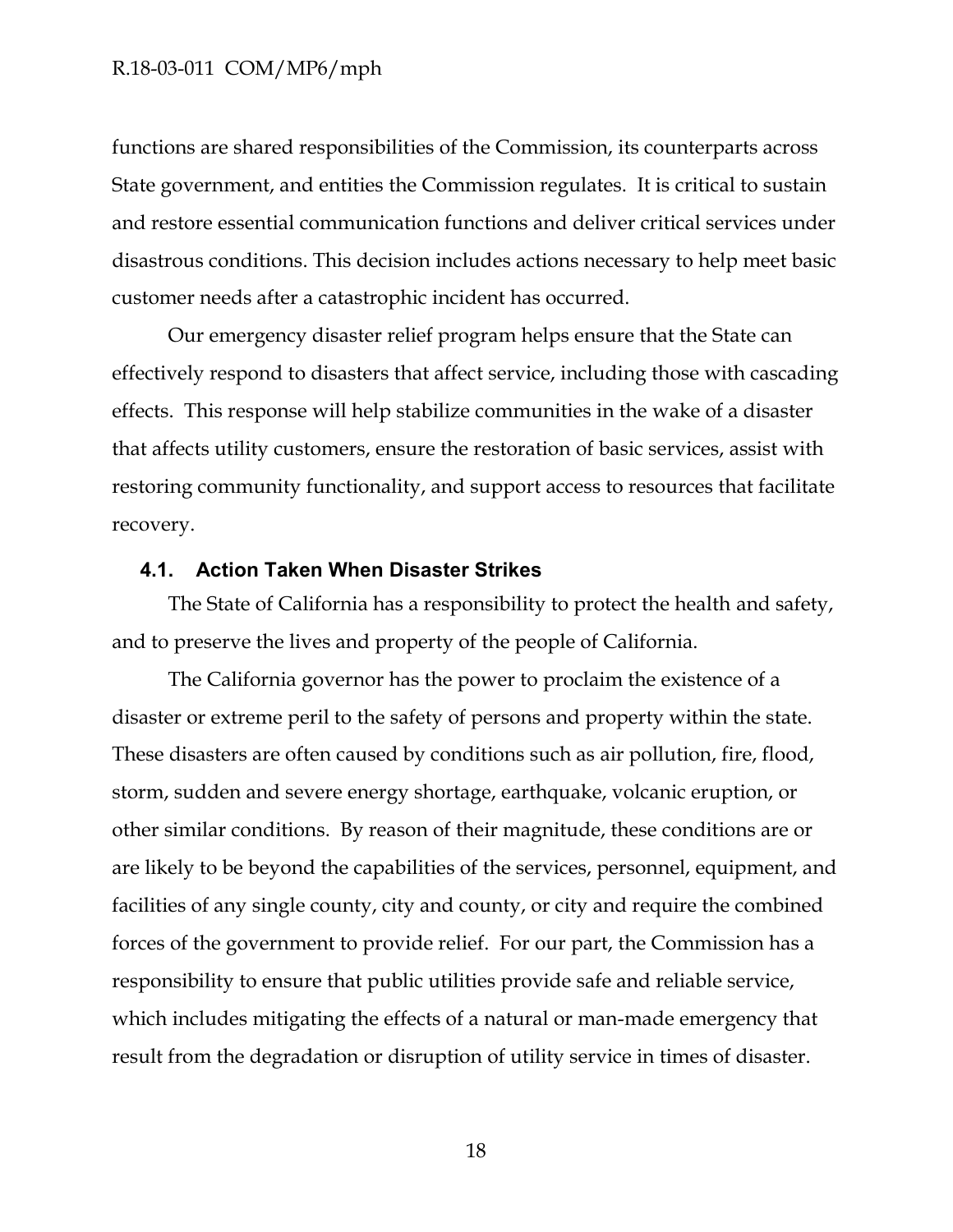functions are shared responsibilities of the Commission, its counterparts across State government, and entities the Commission regulates. It is critical to sustain and restore essential communication functions and deliver critical services under disastrous conditions. This decision includes actions necessary to help meet basic customer needs after a catastrophic incident has occurred.

Our emergency disaster relief program helps ensure that the State can effectively respond to disasters that affect service, including those with cascading effects. This response will help stabilize communities in the wake of a disaster that affects utility customers, ensure the restoration of basic services, assist with restoring community functionality, and support access to resources that facilitate recovery.

### 4.1. Action Taken When Disaster Strikes

The State of California has a responsibility to protect the health and safety, and to preserve the lives and property of the people of California.

The California governor has the power to proclaim the existence of a disaster or extreme peril to the safety of persons and property within the state. These disasters are often caused by conditions such as air pollution, fire, flood, storm, sudden and severe energy shortage, earthquake, volcanic eruption, or other similar conditions. By reason of their magnitude, these conditions are or are likely to be beyond the capabilities of the services, personnel, equipment, and facilities of any single county, city and county, or city and require the combined forces of the government to provide relief. For our part, the Commission has a responsibility to ensure that public utilities provide safe and reliable service, which includes mitigating the effects of a natural or man-made emergency that result from the degradation or disruption of utility service in times of disaster.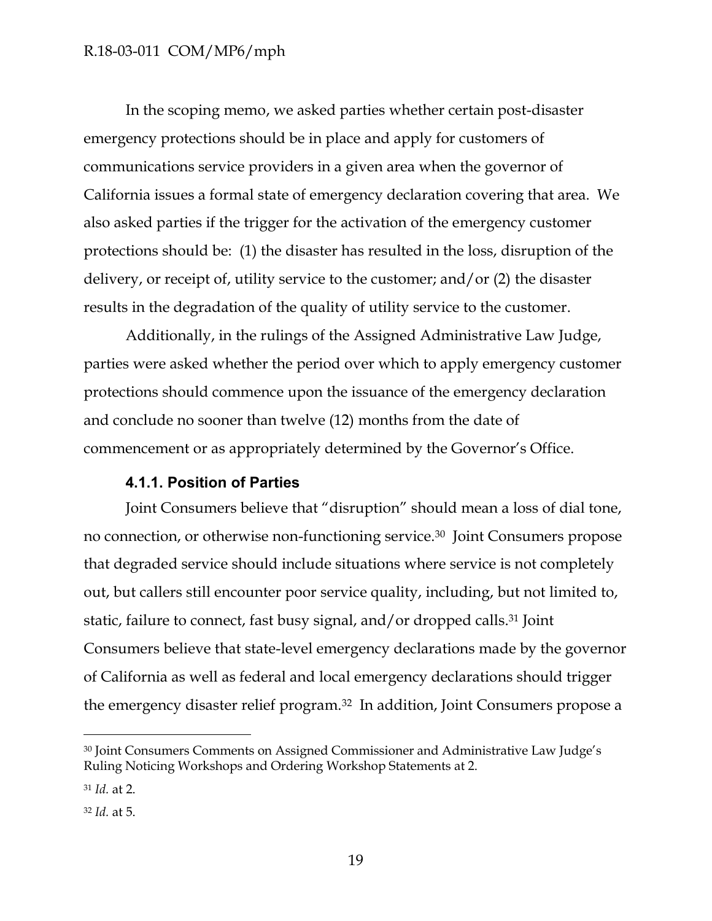In the scoping memo, we asked parties whether certain post-disaster emergency protections should be in place and apply for customers of communications service providers in a given area when the governor of California issues a formal state of emergency declaration covering that area. We also asked parties if the trigger for the activation of the emergency customer protections should be: (1) the disaster has resulted in the loss, disruption of the delivery, or receipt of, utility service to the customer; and/or (2) the disaster results in the degradation of the quality of utility service to the customer.

Additionally, in the rulings of the Assigned Administrative Law Judge, parties were asked whether the period over which to apply emergency customer protections should commence upon the issuance of the emergency declaration and conclude no sooner than twelve (12) months from the date of commencement or as appropriately determined by the Governor's Office.

### 4.1.1. Position of Parties

Joint Consumers believe that "disruption" should mean a loss of dial tone, no connection, or otherwise non-functioning service.[30] Joint Consumers propose that degraded service should include situations where service is not completely out, but callers still encounter poor service quality, including, but not limited to, static, failure to connect, fast busy signal, and/or dropped calls.[31] Joint Consumers believe that state-level emergency declarations made by the governor of California as well as federal and local emergency declarations should trigger the emergency disaster relief program.[32] In addition, Joint Consumers propose a

---

[30] Joint Consumers Comments on Assigned Commissioner and Administrative Law Judge's Ruling Noticing Workshops and Ordering Workshop Statements at 2.

[31] *Id.* at 2.

[32] *Id.* at 5.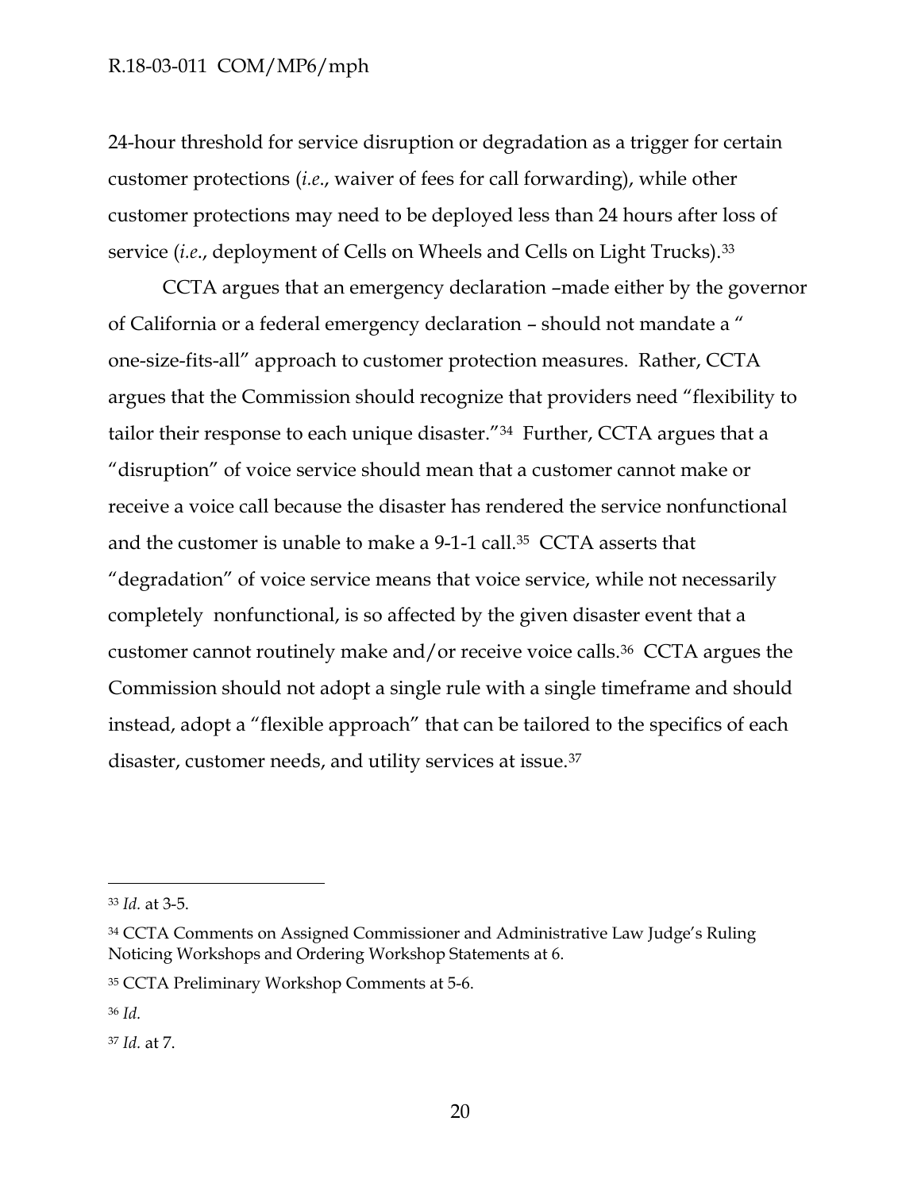24-hour threshold for service disruption or degradation as a trigger for certain customer protections (*i.e*., waiver of fees for call forwarding), while other customer protections may need to be deployed less than 24 hours after loss of service (*i.e*., deployment of Cells on Wheels and Cells on Light Trucks).[33]

CCTA argues that an emergency declaration –made either by the governor of California or a federal emergency declaration – should not mandate a " one-size-fits-all" approach to customer protection measures. Rather, CCTA argues that the Commission should recognize that providers need "flexibility to tailor their response to each unique disaster."[34] Further, CCTA argues that a "disruption" of voice service should mean that a customer cannot make or receive a voice call because the disaster has rendered the service nonfunctional and the customer is unable to make a 9-1-1 call.[35] CCTA asserts that "degradation" of voice service means that voice service, while not necessarily completely nonfunctional, is so affected by the given disaster event that a customer cannot routinely make and/or receive voice calls.[36] CCTA argues the Commission should not adopt a single rule with a single timeframe and should instead, adopt a "flexible approach" that can be tailored to the specifics of each disaster, customer needs, and utility services at issue.[37]

---

[33] *Id.* at 3-5.

[34] CCTA Comments on Assigned Commissioner and Administrative Law Judge's Ruling Noticing Workshops and Ordering Workshop Statements at 6.

[35] CCTA Preliminary Workshop Comments at 5-6.

[36] *Id.*

[37] *Id.* at 7.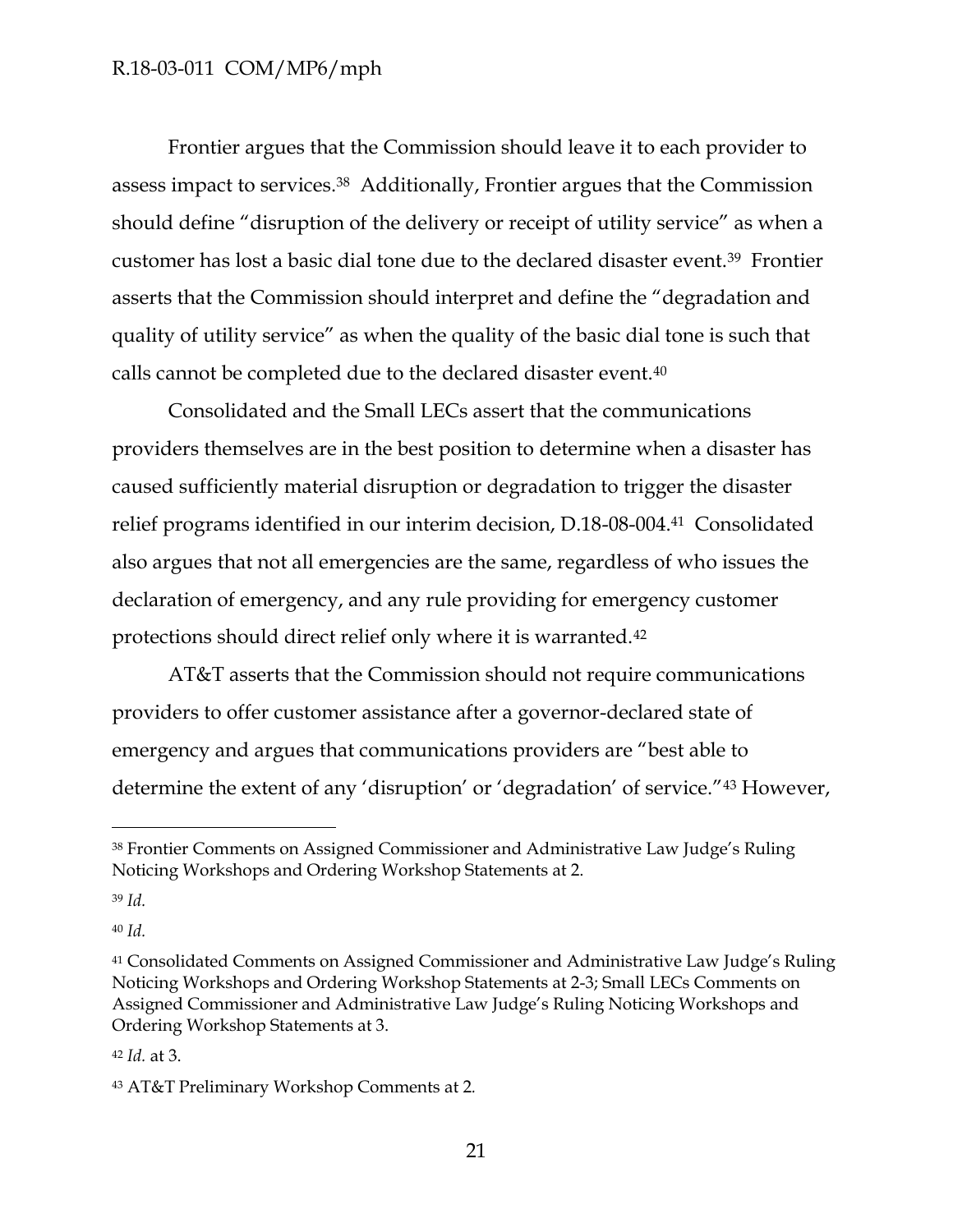Frontier argues that the Commission should leave it to each provider to assess impact to services.[38] Additionally, Frontier argues that the Commission should define "disruption of the delivery or receipt of utility service" as when a customer has lost a basic dial tone due to the declared disaster event.[39] Frontier asserts that the Commission should interpret and define the "degradation and quality of utility service" as when the quality of the basic dial tone is such that calls cannot be completed due to the declared disaster event.[40]

Consolidated and the Small LECs assert that the communications providers themselves are in the best position to determine when a disaster has caused sufficiently material disruption or degradation to trigger the disaster relief programs identified in our interim decision, D.18-08-004.[41] Consolidated also argues that not all emergencies are the same, regardless of who issues the declaration of emergency, and any rule providing for emergency customer protections should direct relief only where it is warranted.[42]

AT&T asserts that the Commission should not require communications providers to offer customer assistance after a governor-declared state of emergency and argues that communications providers are "best able to determine the extent of any 'disruption' or 'degradation' of service."[43] However,

---

[38] Frontier Comments on Assigned Commissioner and Administrative Law Judge's Ruling Noticing Workshops and Ordering Workshop Statements at 2.

[39] *Id.*

[40] *Id.*

[41] Consolidated Comments on Assigned Commissioner and Administrative Law Judge's Ruling Noticing Workshops and Ordering Workshop Statements at 2-3; Small LECs Comments on Assigned Commissioner and Administrative Law Judge's Ruling Noticing Workshops and Ordering Workshop Statements at 3.

[42] *Id.* at 3.

[43] AT&T Preliminary Workshop Comments at 2.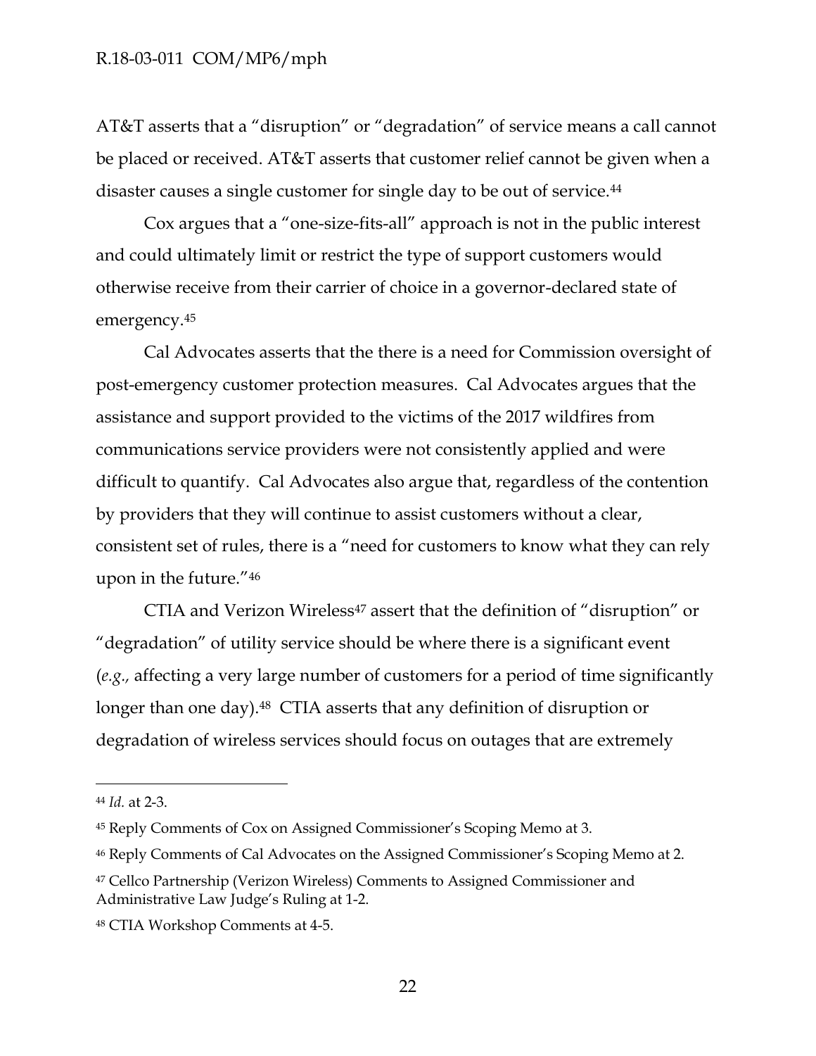AT&T asserts that a "disruption" or "degradation" of service means a call cannot be placed or received. AT&T asserts that customer relief cannot be given when a disaster causes a single customer for single day to be out of service.[44]

Cox argues that a "one-size-fits-all" approach is not in the public interest and could ultimately limit or restrict the type of support customers would otherwise receive from their carrier of choice in a governor-declared state of emergency.[45]

Cal Advocates asserts that the there is a need for Commission oversight of post-emergency customer protection measures. Cal Advocates argues that the assistance and support provided to the victims of the 2017 wildfires from communications service providers were not consistently applied and were difficult to quantify. Cal Advocates also argue that, regardless of the contention by providers that they will continue to assist customers without a clear, consistent set of rules, there is a "need for customers to know what they can rely upon in the future."[46]

CTIA and Verizon Wireless[47] assert that the definition of "disruption" or "degradation" of utility service should be where there is a significant event (*e.g.*, affecting a very large number of customers for a period of time significantly longer than one day).[48] CTIA asserts that any definition of disruption or degradation of wireless services should focus on outages that are extremely

---

[44] *Id.* at 2-3.

[45] Reply Comments of Cox on Assigned Commissioner's Scoping Memo at 3.

[46] Reply Comments of Cal Advocates on the Assigned Commissioner's Scoping Memo at 2.

[47] Cellco Partnership (Verizon Wireless) Comments to Assigned Commissioner and Administrative Law Judge's Ruling at 1-2.

[48] CTIA Workshop Comments at 4-5.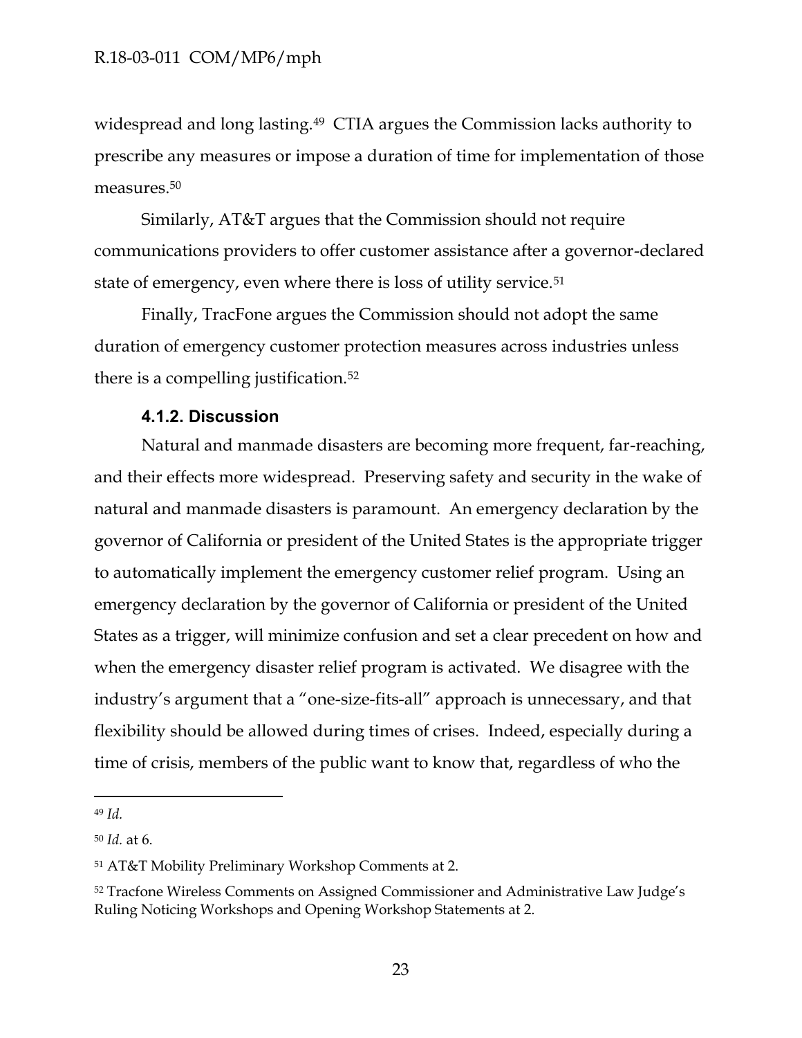widespread and long lasting.[49] CTIA argues the Commission lacks authority to prescribe any measures or impose a duration of time for implementation of those measures.[50]

Similarly, AT&T argues that the Commission should not require communications providers to offer customer assistance after a governor-declared state of emergency, even where there is loss of utility service.[51]

Finally, TracFone argues the Commission should not adopt the same duration of emergency customer protection measures across industries unless there is a compelling justification.[52]

#### 4.1.2. Discussion

Natural and manmade disasters are becoming more frequent, far-reaching, and their effects more widespread. Preserving safety and security in the wake of natural and manmade disasters is paramount. An emergency declaration by the governor of California or president of the United States is the appropriate trigger to automatically implement the emergency customer relief program. Using an emergency declaration by the governor of California or president of the United States as a trigger, will minimize confusion and set a clear precedent on how and when the emergency disaster relief program is activated. We disagree with the industry's argument that a "one-size-fits-all" approach is unnecessary, and that flexibility should be allowed during times of crises. Indeed, especially during a time of crisis, members of the public want to know that, regardless of who the

---

[49] *Id.*

[50] *Id.* at 6.

[51] AT&T Mobility Preliminary Workshop Comments at 2.

[52] Tracfone Wireless Comments on Assigned Commissioner and Administrative Law Judge's Ruling Noticing Workshops and Opening Workshop Statements at 2.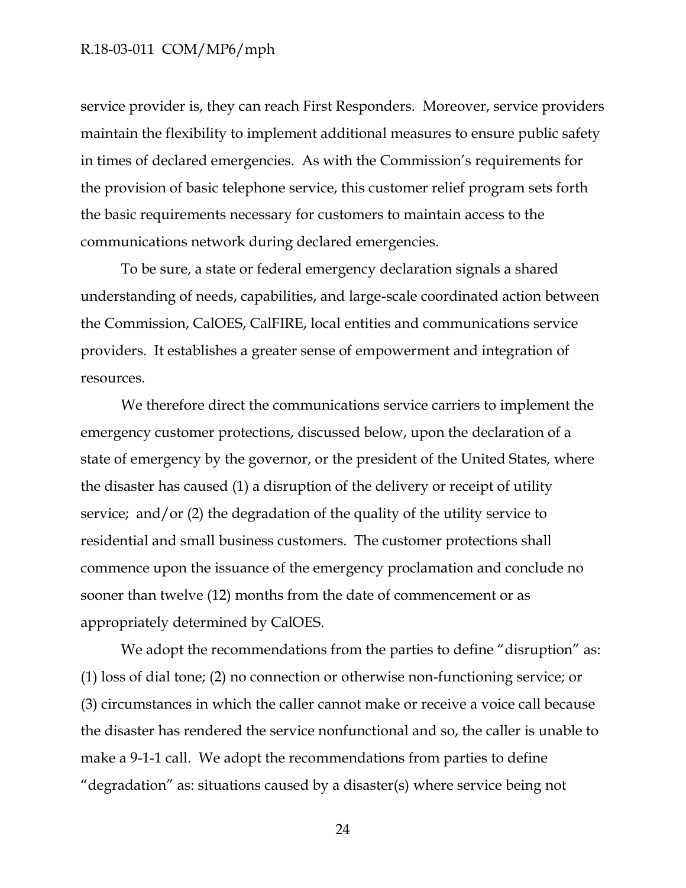service provider is, they can reach First Responders. Moreover, service providers maintain the flexibility to implement additional measures to ensure public safety in times of declared emergencies. As with the Commission's requirements for the provision of basic telephone service, this customer relief program sets forth the basic requirements necessary for customers to maintain access to the communications network during declared emergencies.

To be sure, a state or federal emergency declaration signals a shared understanding of needs, capabilities, and large-scale coordinated action between the Commission, CalOES, CalFIRE, local entities and communications service providers. It establishes a greater sense of empowerment and integration of resources.

We therefore direct the communications service carriers to implement the emergency customer protections, discussed below, upon the declaration of a state of emergency by the governor, or the president of the United States, where the disaster has caused (1) a disruption of the delivery or receipt of utility service; and/or (2) the degradation of the quality of the utility service to residential and small business customers. The customer protections shall commence upon the issuance of the emergency proclamation and conclude no sooner than twelve (12) months from the date of commencement or as appropriately determined by CalOES.

We adopt the recommendations from the parties to define "disruption" as: (1) loss of dial tone; (2) no connection or otherwise non-functioning service; or (3) circumstances in which the caller cannot make or receive a voice call because the disaster has rendered the service nonfunctional and so, the caller is unable to make a 9-1-1 call. We adopt the recommendations from parties to define "degradation" as: situations caused by a disaster(s) where service being not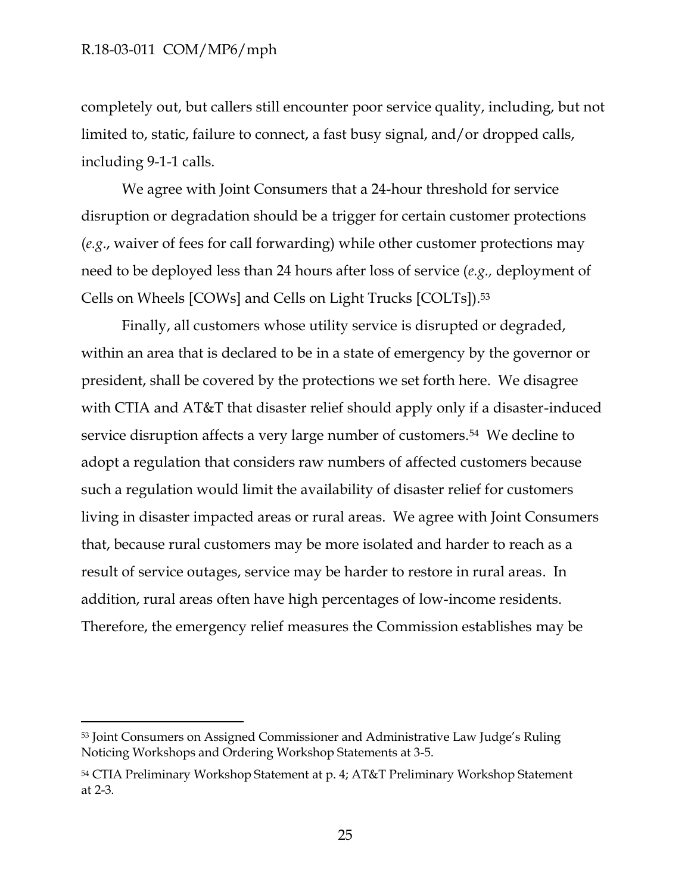completely out, but callers still encounter poor service quality, including, but not limited to, static, failure to connect, a fast busy signal, and/or dropped calls, including 9-1-1 calls.

We agree with Joint Consumers that a 24-hour threshold for service disruption or degradation should be a trigger for certain customer protections (*e.g.*, waiver of fees for call forwarding) while other customer protections may need to be deployed less than 24 hours after loss of service (*e.g.*, deployment of Cells on Wheels [COWs] and Cells on Light Trucks [COLTs]).[53]

Finally, all customers whose utility service is disrupted or degraded, within an area that is declared to be in a state of emergency by the governor or president, shall be covered by the protections we set forth here. We disagree with CTIA and AT&T that disaster relief should apply only if a disaster-induced service disruption affects a very large number of customers.[54] We decline to adopt a regulation that considers raw numbers of affected customers because such a regulation would limit the availability of disaster relief for customers living in disaster impacted areas or rural areas. We agree with Joint Consumers that, because rural customers may be more isolated and harder to reach as a result of service outages, service may be harder to restore in rural areas. In addition, rural areas often have high percentages of low-income residents. Therefore, the emergency relief measures the Commission establishes may be

---

[53] Joint Consumers on Assigned Commissioner and Administrative Law Judge's Ruling Noticing Workshops and Ordering Workshop Statements at 3-5.

[54] CTIA Preliminary Workshop Statement at p. 4; AT&T Preliminary Workshop Statement at 2-3.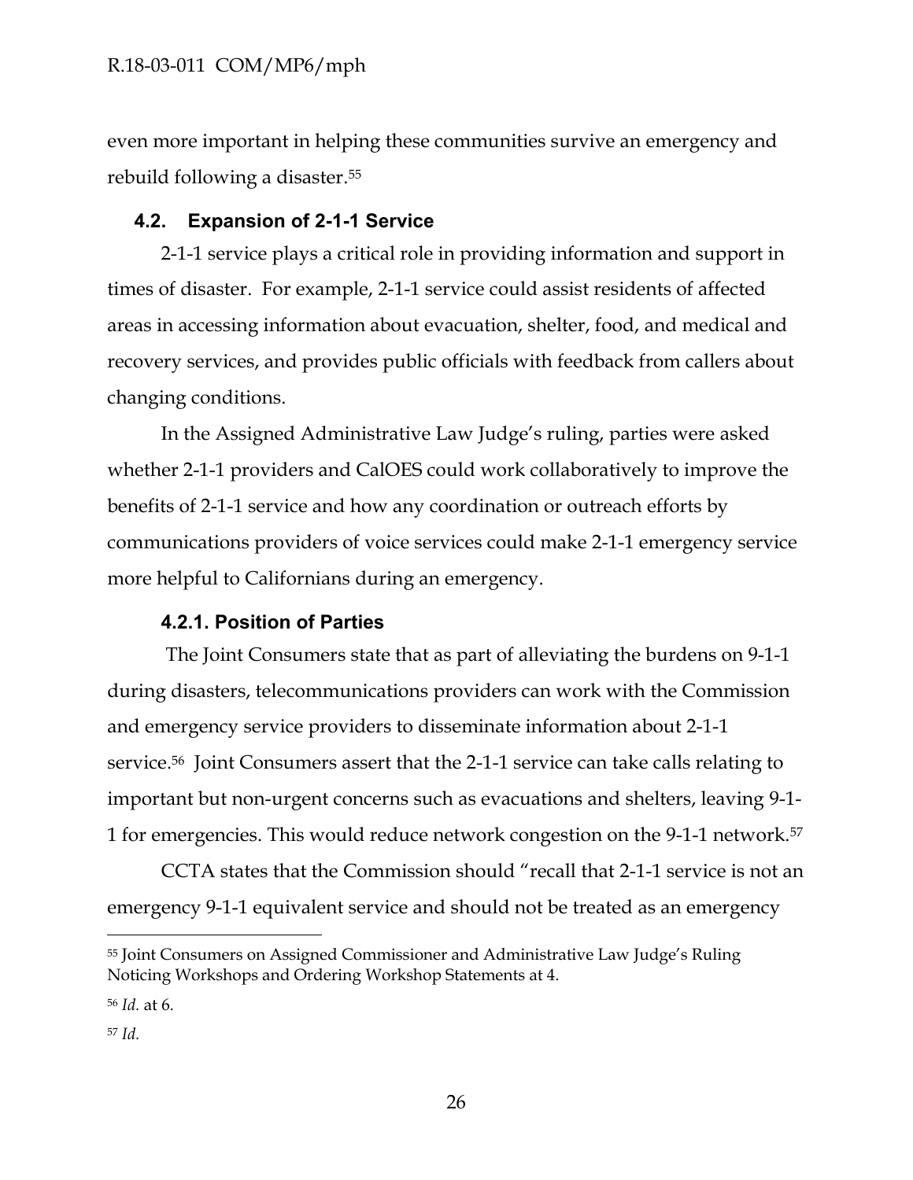even more important in helping these communities survive an emergency and rebuild following a disaster.[55]

### 4.2. Expansion of 2-1-1 Service

2-1-1 service plays a critical role in providing information and support in times of disaster. For example, 2-1-1 service could assist residents of affected areas in accessing information about evacuation, shelter, food, and medical and recovery services, and provides public officials with feedback from callers about changing conditions.

In the Assigned Administrative Law Judge's ruling, parties were asked whether 2-1-1 providers and CalOES could work collaboratively to improve the benefits of 2-1-1 service and how any coordination or outreach efforts by communications providers of voice services could make 2-1-1 emergency service more helpful to Californians during an emergency.

#### 4.2.1. Position of Parties

The Joint Consumers state that as part of alleviating the burdens on 9-1-1 during disasters, telecommunications providers can work with the Commission and emergency service providers to disseminate information about 2-1-1 service.[56] Joint Consumers assert that the 2-1-1 service can take calls relating to important but non-urgent concerns such as evacuations and shelters, leaving 9-1-1 for emergencies. This would reduce network congestion on the 9-1-1 network.[57]

CCTA states that the Commission should "recall that 2-1-1 service is not an emergency 9-1-1 equivalent service and should not be treated as an emergency

---

[55] Joint Consumers on Assigned Commissioner and Administrative Law Judge's Ruling Noticing Workshops and Ordering Workshop Statements at 4.

[56] *Id.* at 6.

[57] *Id.*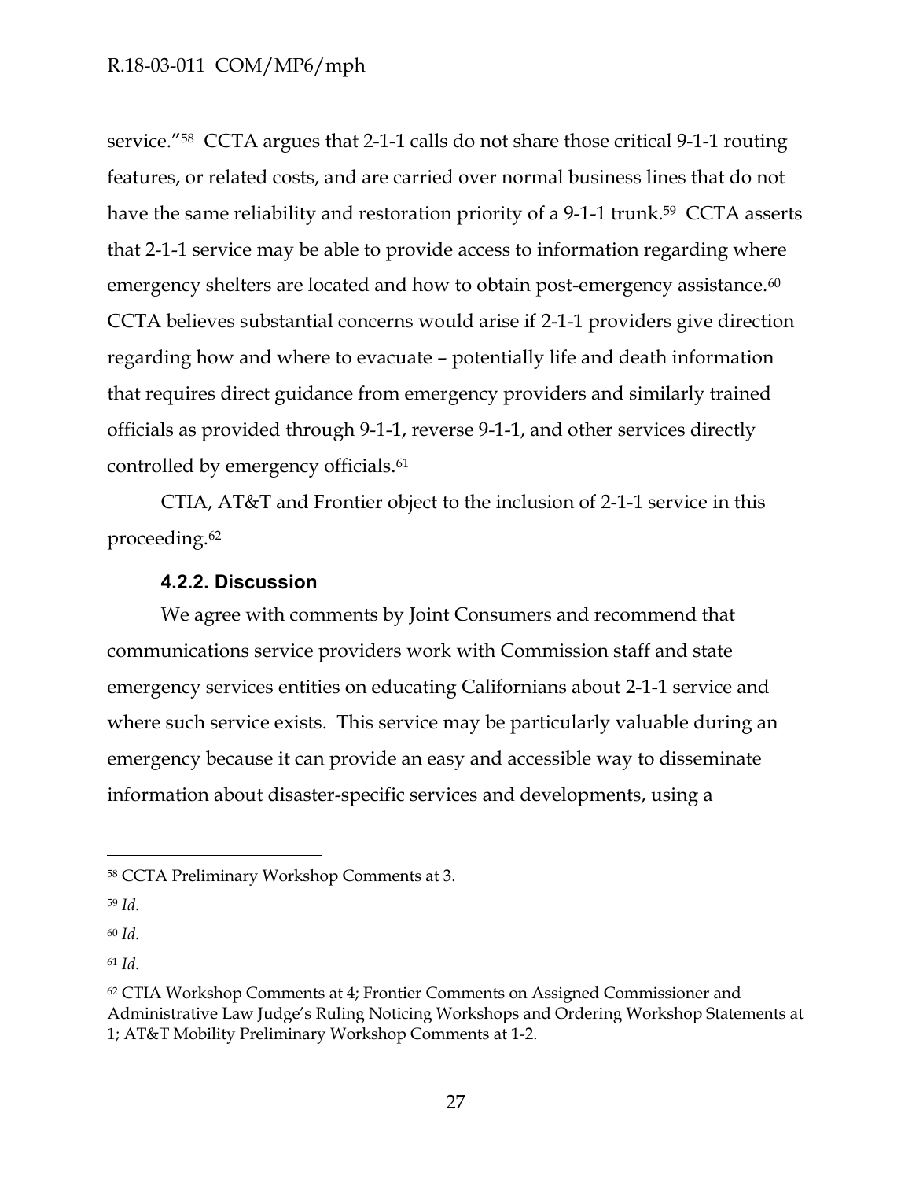service."[58] CCTA argues that 2-1-1 calls do not share those critical 9-1-1 routing features, or related costs, and are carried over normal business lines that do not have the same reliability and restoration priority of a 9-1-1 trunk.[59] CCTA asserts that 2-1-1 service may be able to provide access to information regarding where emergency shelters are located and how to obtain post-emergency assistance.[60] CCTA believes substantial concerns would arise if 2-1-1 providers give direction regarding how and where to evacuate – potentially life and death information that requires direct guidance from emergency providers and similarly trained officials as provided through 9-1-1, reverse 9-1-1, and other services directly controlled by emergency officials.[61]

CTIA, AT&T and Frontier object to the inclusion of 2-1-1 service in this proceeding.[62]

### 4.2.2. Discussion

We agree with comments by Joint Consumers and recommend that communications service providers work with Commission staff and state emergency services entities on educating Californians about 2-1-1 service and where such service exists. This service may be particularly valuable during an emergency because it can provide an easy and accessible way to disseminate information about disaster-specific services and developments, using a

---

[58] CCTA Preliminary Workshop Comments at 3.

[59] *Id.*

[60] *Id.*

[61] *Id.*

[62] CTIA Workshop Comments at 4; Frontier Comments on Assigned Commissioner and Administrative Law Judge's Ruling Noticing Workshops and Ordering Workshop Statements at 1; AT&T Mobility Preliminary Workshop Comments at 1-2.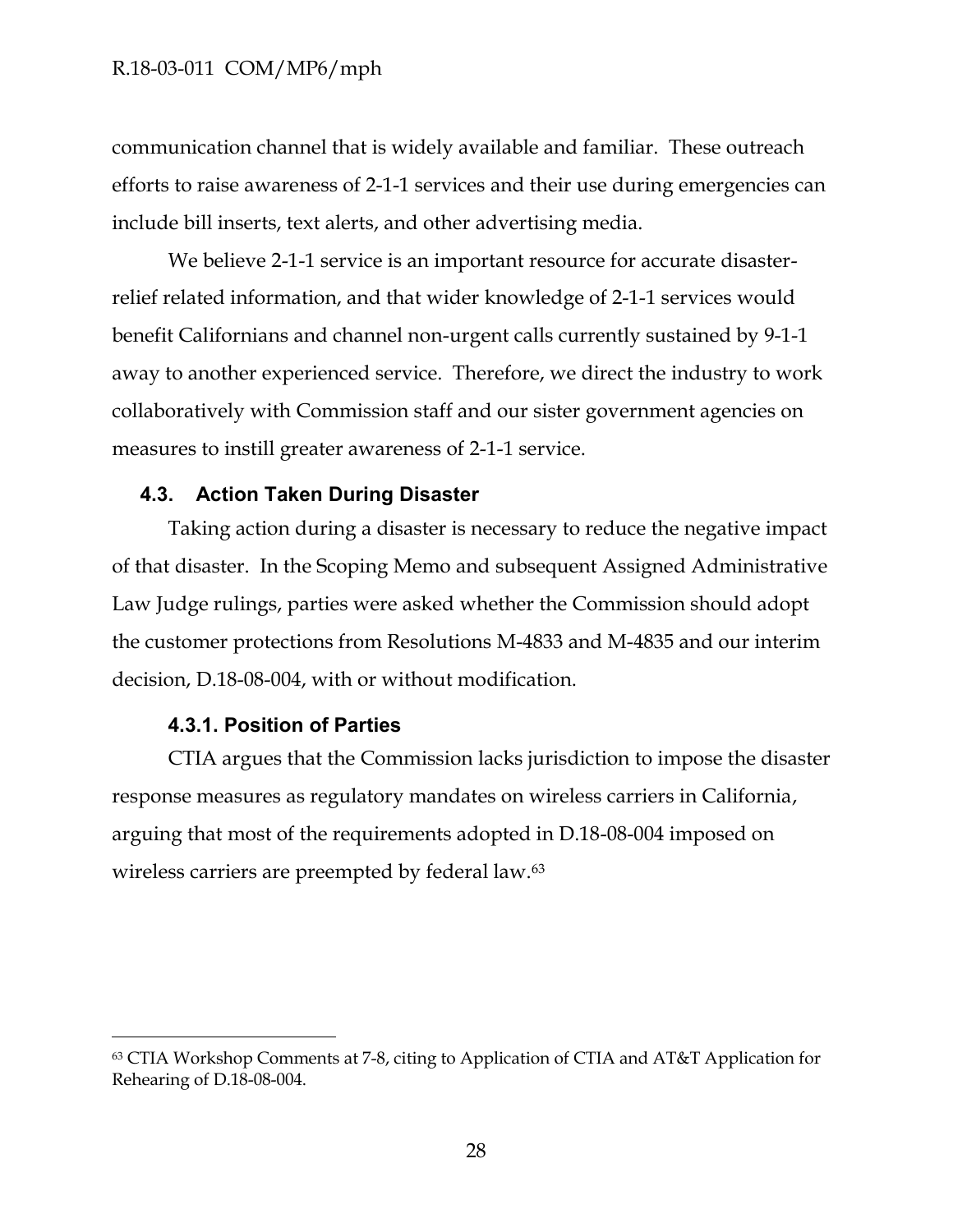communication channel that is widely available and familiar. These outreach efforts to raise awareness of 2-1-1 services and their use during emergencies can include bill inserts, text alerts, and other advertising media.

We believe 2-1-1 service is an important resource for accurate disaster-relief related information, and that wider knowledge of 2-1-1 services would benefit Californians and channel non-urgent calls currently sustained by 9-1-1 away to another experienced service. Therefore, we direct the industry to work collaboratively with Commission staff and our sister government agencies on measures to instill greater awareness of 2-1-1 service.

### 4.3. Action Taken During Disaster

Taking action during a disaster is necessary to reduce the negative impact of that disaster. In the Scoping Memo and subsequent Assigned Administrative Law Judge rulings, parties were asked whether the Commission should adopt the customer protections from Resolutions M-4833 and M-4835 and our interim decision, D.18-08-004, with or without modification.

#### 4.3.1. Position of Parties

CTIA argues that the Commission lacks jurisdiction to impose the disaster response measures as regulatory mandates on wireless carriers in California, arguing that most of the requirements adopted in D.18-08-004 imposed on wireless carriers are preempted by federal law.[63]

---

[63] CTIA Workshop Comments at 7-8, citing to Application of CTIA and AT&T Application for Rehearing of D.18-08-004.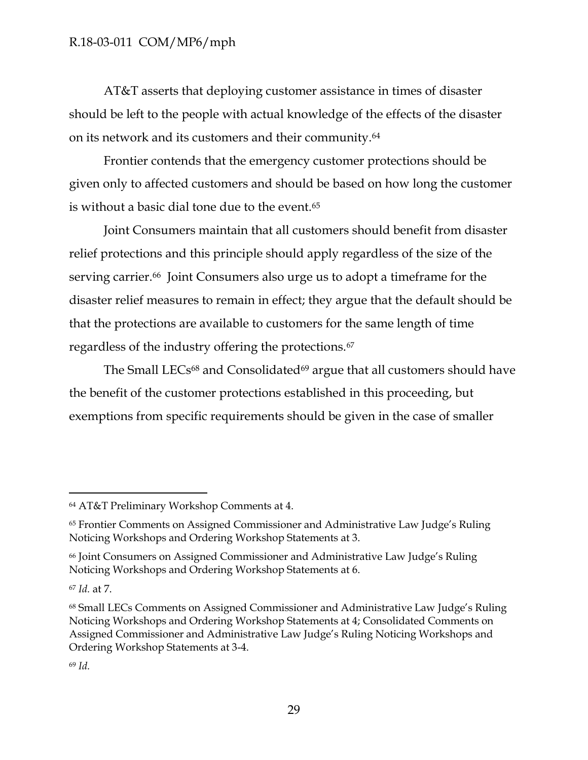AT&T asserts that deploying customer assistance in times of disaster should be left to the people with actual knowledge of the effects of the disaster on its network and its customers and their community.[64]

Frontier contends that the emergency customer protections should be given only to affected customers and should be based on how long the customer is without a basic dial tone due to the event.[65]

Joint Consumers maintain that all customers should benefit from disaster relief protections and this principle should apply regardless of the size of the serving carrier.[66] Joint Consumers also urge us to adopt a timeframe for the disaster relief measures to remain in effect; they argue that the default should be that the protections are available to customers for the same length of time regardless of the industry offering the protections.[67]

The Small LECs[68] and Consolidated[69] argue that all customers should have the benefit of the customer protections established in this proceeding, but exemptions from specific requirements should be given in the case of smaller

---

[64] AT&T Preliminary Workshop Comments at 4.

[65] Frontier Comments on Assigned Commissioner and Administrative Law Judge's Ruling Noticing Workshops and Ordering Workshop Statements at 3.

[66] Joint Consumers on Assigned Commissioner and Administrative Law Judge's Ruling Noticing Workshops and Ordering Workshop Statements at 6.

[67] *Id.* at 7.

[68] Small LECs Comments on Assigned Commissioner and Administrative Law Judge's Ruling Noticing Workshops and Ordering Workshop Statements at 4; Consolidated Comments on Assigned Commissioner and Administrative Law Judge's Ruling Noticing Workshops and Ordering Workshop Statements at 3-4.

[69] *Id.*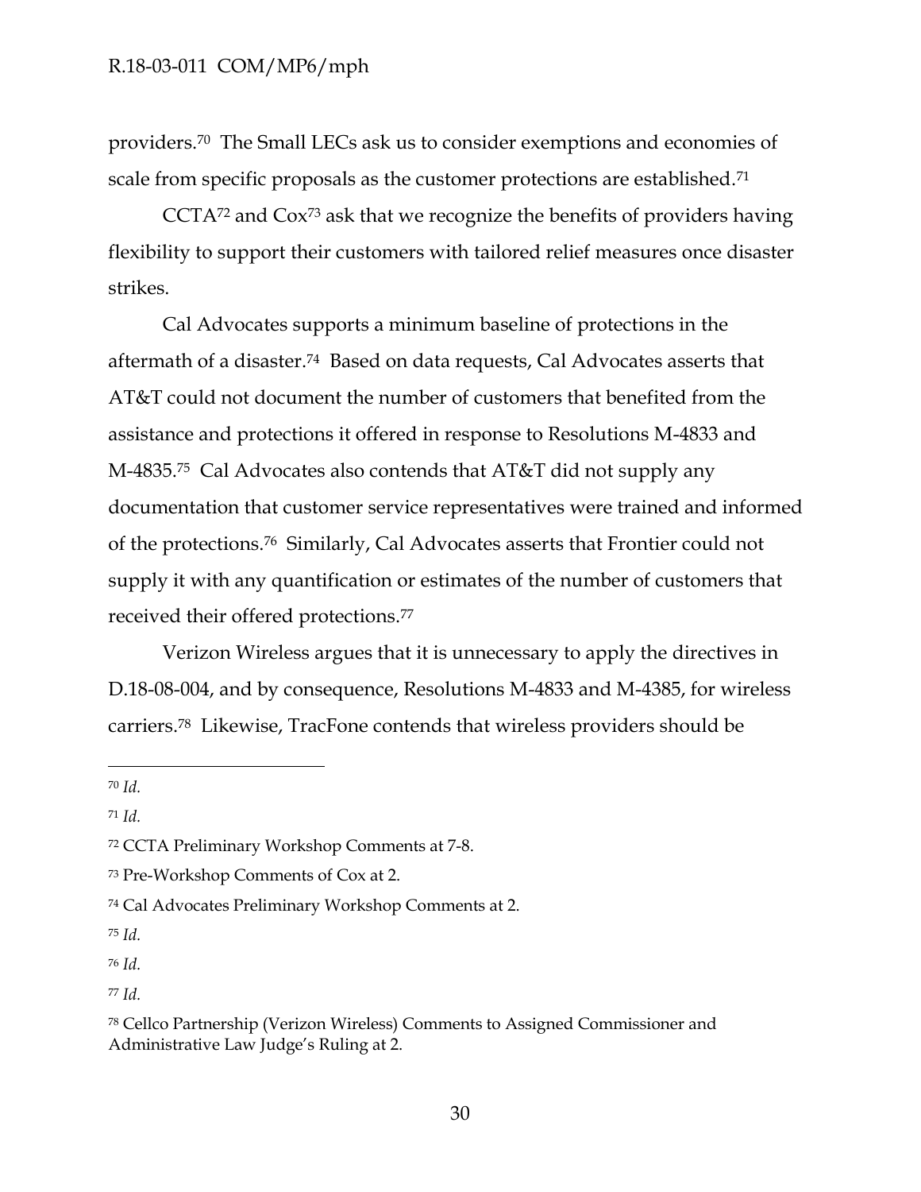providers.[70] The Small LECs ask us to consider exemptions and economies of scale from specific proposals as the customer protections are established.[71]

CCTA[72] and Cox[73] ask that we recognize the benefits of providers having flexibility to support their customers with tailored relief measures once disaster strikes.

Cal Advocates supports a minimum baseline of protections in the aftermath of a disaster.[74] Based on data requests, Cal Advocates asserts that AT&T could not document the number of customers that benefited from the assistance and protections it offered in response to Resolutions M-4833 and M-4835.[75] Cal Advocates also contends that AT&T did not supply any documentation that customer service representatives were trained and informed of the protections.[76] Similarly, Cal Advocates asserts that Frontier could not supply it with any quantification or estimates of the number of customers that received their offered protections.[77]

Verizon Wireless argues that it is unnecessary to apply the directives in D.18-08-004, and by consequence, Resolutions M-4833 and M-4385, for wireless carriers.[78] Likewise, TracFone contends that wireless providers should be

---

[70] *Id.*

[71] *Id.*

[72] CCTA Preliminary Workshop Comments at 7-8.

[73] Pre-Workshop Comments of Cox at 2.

[74] Cal Advocates Preliminary Workshop Comments at 2.

[75] *Id.*

[76] *Id.*

[77] *Id.*

[78] Cellco Partnership (Verizon Wireless) Comments to Assigned Commissioner and Administrative Law Judge's Ruling at 2.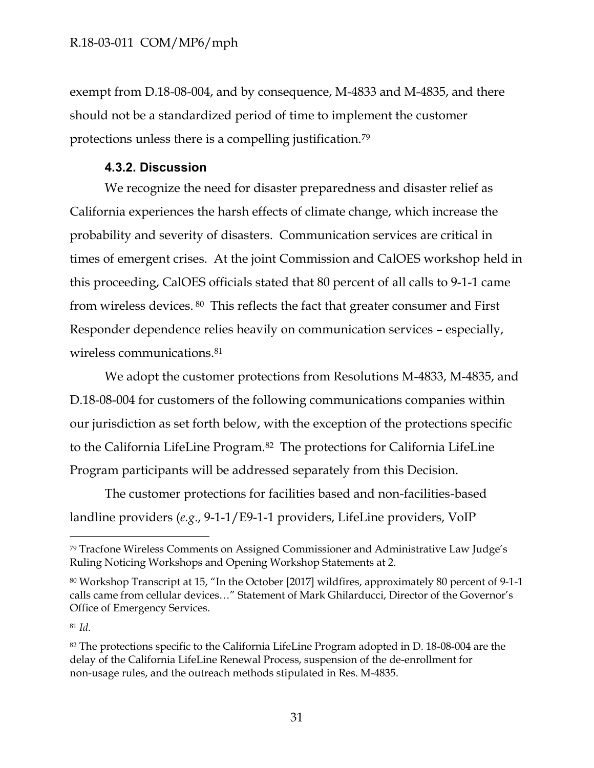exempt from D.18-08-004, and by consequence, M-4833 and M-4835, and there should not be a standardized period of time to implement the customer protections unless there is a compelling justification.[79]

### 4.3.2. Discussion

We recognize the need for disaster preparedness and disaster relief as California experiences the harsh effects of climate change, which increase the probability and severity of disasters. Communication services are critical in times of emergent crises. At the joint Commission and CalOES workshop held in this proceeding, CalOES officials stated that 80 percent of all calls to 9-1-1 came from wireless devices.[80] This reflects the fact that greater consumer and First Responder dependence relies heavily on communication services – especially, wireless communications.[81]

We adopt the customer protections from Resolutions M-4833, M-4835, and D.18-08-004 for customers of the following communications companies within our jurisdiction as set forth below, with the exception of the protections specific to the California LifeLine Program.[82] The protections for California LifeLine Program participants will be addressed separately from this Decision.

The customer protections for facilities based and non-facilities-based landline providers (*e.g.*, 9-1-1/E9-1-1 providers, LifeLine providers, VoIP

---

[79] Tracfone Wireless Comments on Assigned Commissioner and Administrative Law Judge's Ruling Noticing Workshops and Opening Workshop Statements at 2.

[80] Workshop Transcript at 15, "In the October [2017] wildfires, approximately 80 percent of 9-1-1 calls came from cellular devices…" Statement of Mark Ghilarducci, Director of the Governor's Office of Emergency Services.

[81] *Id.*

[82] The protections specific to the California LifeLine Program adopted in D. 18-08-004 are the delay of the California LifeLine Renewal Process, suspension of the de-enrollment for non-usage rules, and the outreach methods stipulated in Res. M-4835.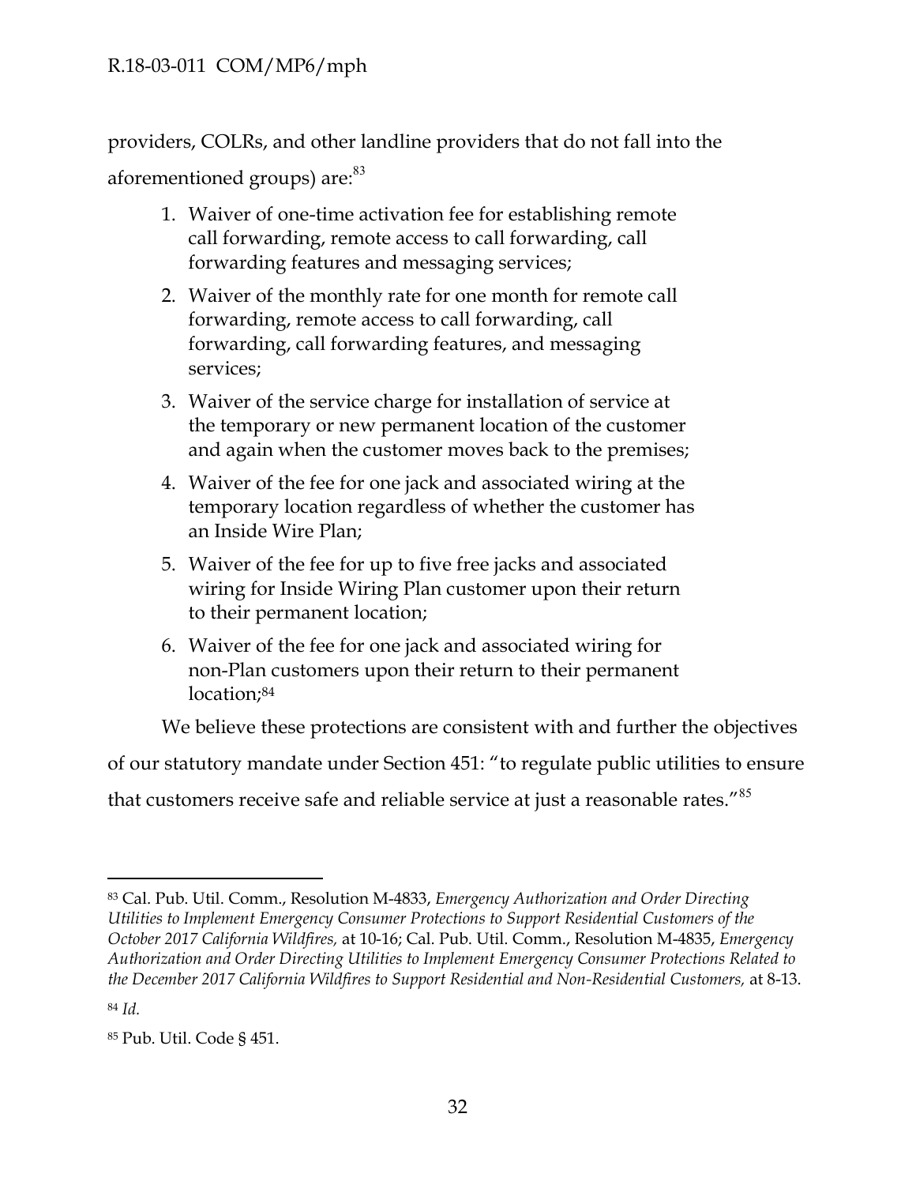providers, COLRs, and other landline providers that do not fall into the aforementioned groups) are:[83]

1. Waiver of one-time activation fee for establishing remote call forwarding, remote access to call forwarding, call forwarding features and messaging services;
2. Waiver of the monthly rate for one month for remote call forwarding, remote access to call forwarding, call forwarding, call forwarding features, and messaging services;
3. Waiver of the service charge for installation of service at the temporary or new permanent location of the customer and again when the customer moves back to the premises;
4. Waiver of the fee for one jack and associated wiring at the temporary location regardless of whether the customer has an Inside Wire Plan;
5. Waiver of the fee for up to five free jacks and associated wiring for Inside Wiring Plan customer upon their return to their permanent location;
6. Waiver of the fee for one jack and associated wiring for non-Plan customers upon their return to their permanent location;[84]

We believe these protections are consistent with and further the objectives of our statutory mandate under Section 451: "to regulate public utilities to ensure that customers receive safe and reliable service at just a reasonable rates."[85]

---

[83] Cal. Pub. Util. Comm., Resolution M-4833, *Emergency Authorization and Order Directing Utilities to Implement Emergency Consumer Protections to Support Residential Customers of the October 2017 California Wildfires,* at 10-16; Cal. Pub. Util. Comm., Resolution M-4835, *Emergency Authorization and Order Directing Utilities to Implement Emergency Consumer Protections Related to the December 2017 California Wildfires to Support Residential and Non-Residential Customers,* at 8-13.

[84] *Id.*

[85] Pub. Util. Code § 451.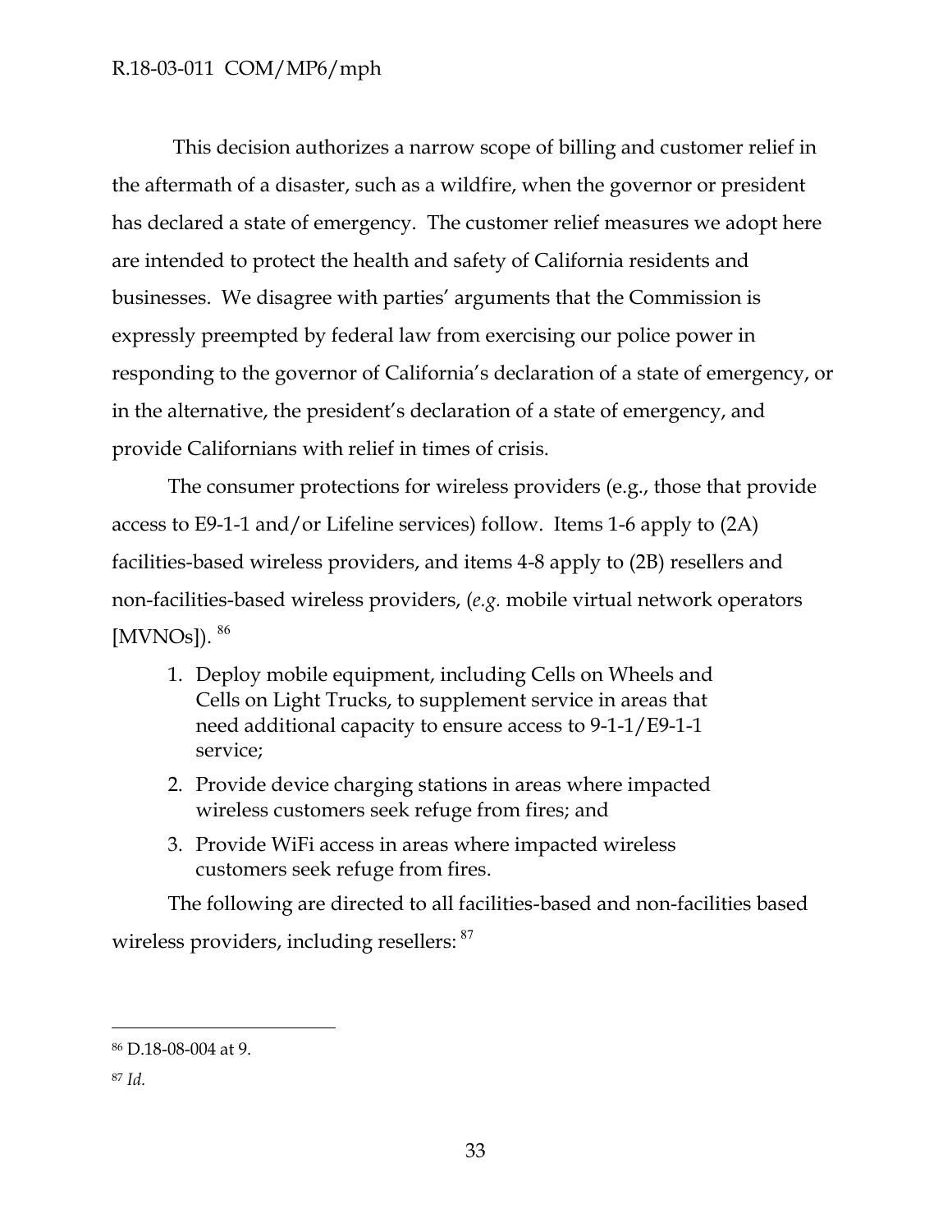This decision authorizes a narrow scope of billing and customer relief in the aftermath of a disaster, such as a wildfire, when the governor or president has declared a state of emergency. The customer relief measures we adopt here are intended to protect the health and safety of California residents and businesses. We disagree with parties' arguments that the Commission is expressly preempted by federal law from exercising our police power in responding to the governor of California's declaration of a state of emergency, or in the alternative, the president's declaration of a state of emergency, and provide Californians with relief in times of crisis.

The consumer protections for wireless providers (e.g., those that provide access to E9-1-1 and/or Lifeline services) follow. Items 1-6 apply to (2A) facilities-based wireless providers, and items 4-8 apply to (2B) resellers and non-facilities-based wireless providers, (*e.g.* mobile virtual network operators [MVNOs]). [86]

1. Deploy mobile equipment, including Cells on Wheels and Cells on Light Trucks, to supplement service in areas that need additional capacity to ensure access to 9-1-1/E9-1-1 service;
2. Provide device charging stations in areas where impacted wireless customers seek refuge from fires; and
3. Provide WiFi access in areas where impacted wireless customers seek refuge from fires.

The following are directed to all facilities-based and non-facilities based wireless providers, including resellers: [87]

---

[86] D.18-08-004 at 9.

[87] *Id.*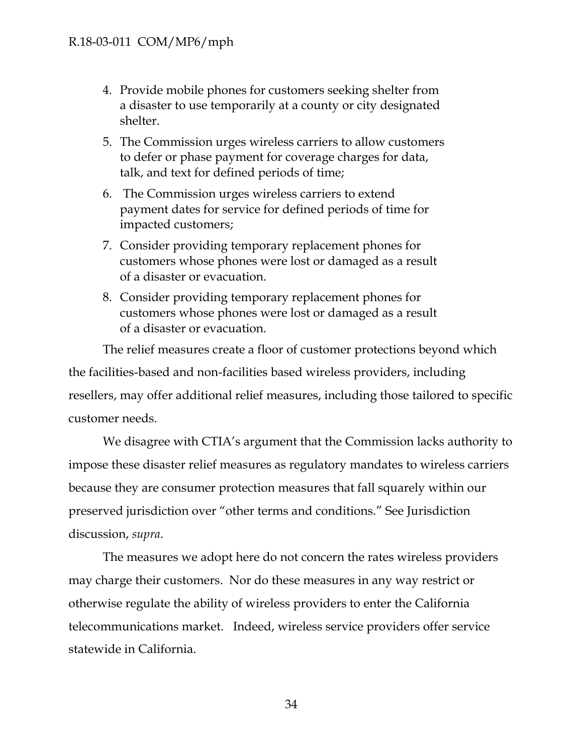4. Provide mobile phones for customers seeking shelter from a disaster to use temporarily at a county or city designated shelter.
5. The Commission urges wireless carriers to allow customers to defer or phase payment for coverage charges for data, talk, and text for defined periods of time;
6. The Commission urges wireless carriers to extend payment dates for service for defined periods of time for impacted customers;
7. Consider providing temporary replacement phones for customers whose phones were lost or damaged as a result of a disaster or evacuation.
8. Consider providing temporary replacement phones for customers whose phones were lost or damaged as a result of a disaster or evacuation.

The relief measures create a floor of customer protections beyond which the facilities-based and non-facilities based wireless providers, including resellers, may offer additional relief measures, including those tailored to specific customer needs.

We disagree with CTIA's argument that the Commission lacks authority to impose these disaster relief measures as regulatory mandates to wireless carriers because they are consumer protection measures that fall squarely within our preserved jurisdiction over "other terms and conditions." See Jurisdiction discussion, *supra*.

The measures we adopt here do not concern the rates wireless providers may charge their customers. Nor do these measures in any way restrict or otherwise regulate the ability of wireless providers to enter the California telecommunications market. Indeed, wireless service providers offer service statewide in California.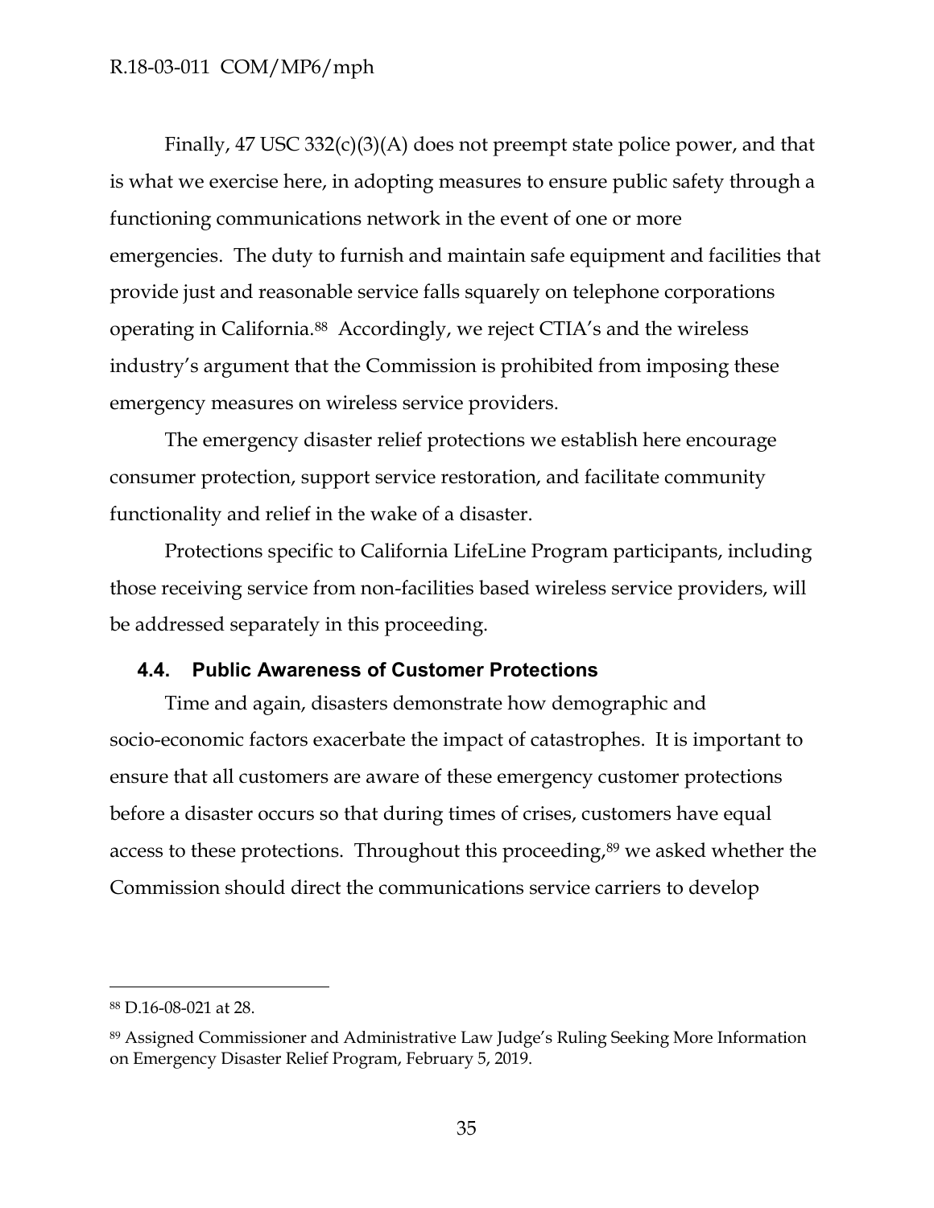Finally, 47 USC 332(c)(3)(A) does not preempt state police power, and that is what we exercise here, in adopting measures to ensure public safety through a functioning communications network in the event of one or more emergencies. The duty to furnish and maintain safe equipment and facilities that provide just and reasonable service falls squarely on telephone corporations operating in California.[88] Accordingly, we reject CTIA's and the wireless industry's argument that the Commission is prohibited from imposing these emergency measures on wireless service providers.

The emergency disaster relief protections we establish here encourage consumer protection, support service restoration, and facilitate community functionality and relief in the wake of a disaster.

Protections specific to California LifeLine Program participants, including those receiving service from non-facilities based wireless service providers, will be addressed separately in this proceeding.

### 4.4. Public Awareness of Customer Protections

Time and again, disasters demonstrate how demographic and socio-economic factors exacerbate the impact of catastrophes. It is important to ensure that all customers are aware of these emergency customer protections before a disaster occurs so that during times of crises, customers have equal access to these protections. Throughout this proceeding,[89] we asked whether the Commission should direct the communications service carriers to develop

---

[88] D.16-08-021 at 28.

[89] Assigned Commissioner and Administrative Law Judge's Ruling Seeking More Information on Emergency Disaster Relief Program, February 5, 2019.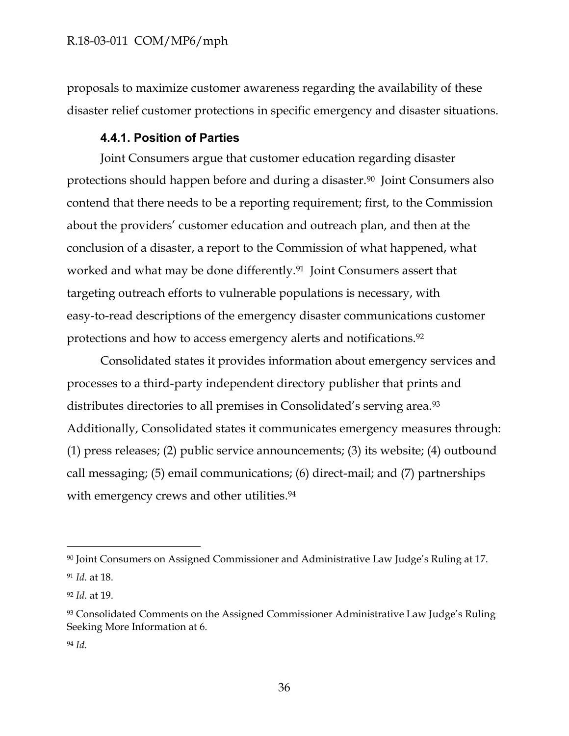proposals to maximize customer awareness regarding the availability of these disaster relief customer protections in specific emergency and disaster situations.

#### 4.4.1. Position of Parties

Joint Consumers argue that customer education regarding disaster protections should happen before and during a disaster.[90] Joint Consumers also contend that there needs to be a reporting requirement; first, to the Commission about the providers' customer education and outreach plan, and then at the conclusion of a disaster, a report to the Commission of what happened, what worked and what may be done differently.[91] Joint Consumers assert that targeting outreach efforts to vulnerable populations is necessary, with easy-to-read descriptions of the emergency disaster communications customer protections and how to access emergency alerts and notifications.[92]

Consolidated states it provides information about emergency services and processes to a third-party independent directory publisher that prints and distributes directories to all premises in Consolidated's serving area.[93] Additionally, Consolidated states it communicates emergency measures through: (1) press releases; (2) public service announcements; (3) its website; (4) outbound call messaging; (5) email communications; (6) direct-mail; and (7) partnerships with emergency crews and other utilities.[94]

---

[90] Joint Consumers on Assigned Commissioner and Administrative Law Judge's Ruling at 17.

[91] *Id.* at 18.

[92] *Id.* at 19.

[93] Consolidated Comments on the Assigned Commissioner Administrative Law Judge's Ruling Seeking More Information at 6.

[94] *Id.*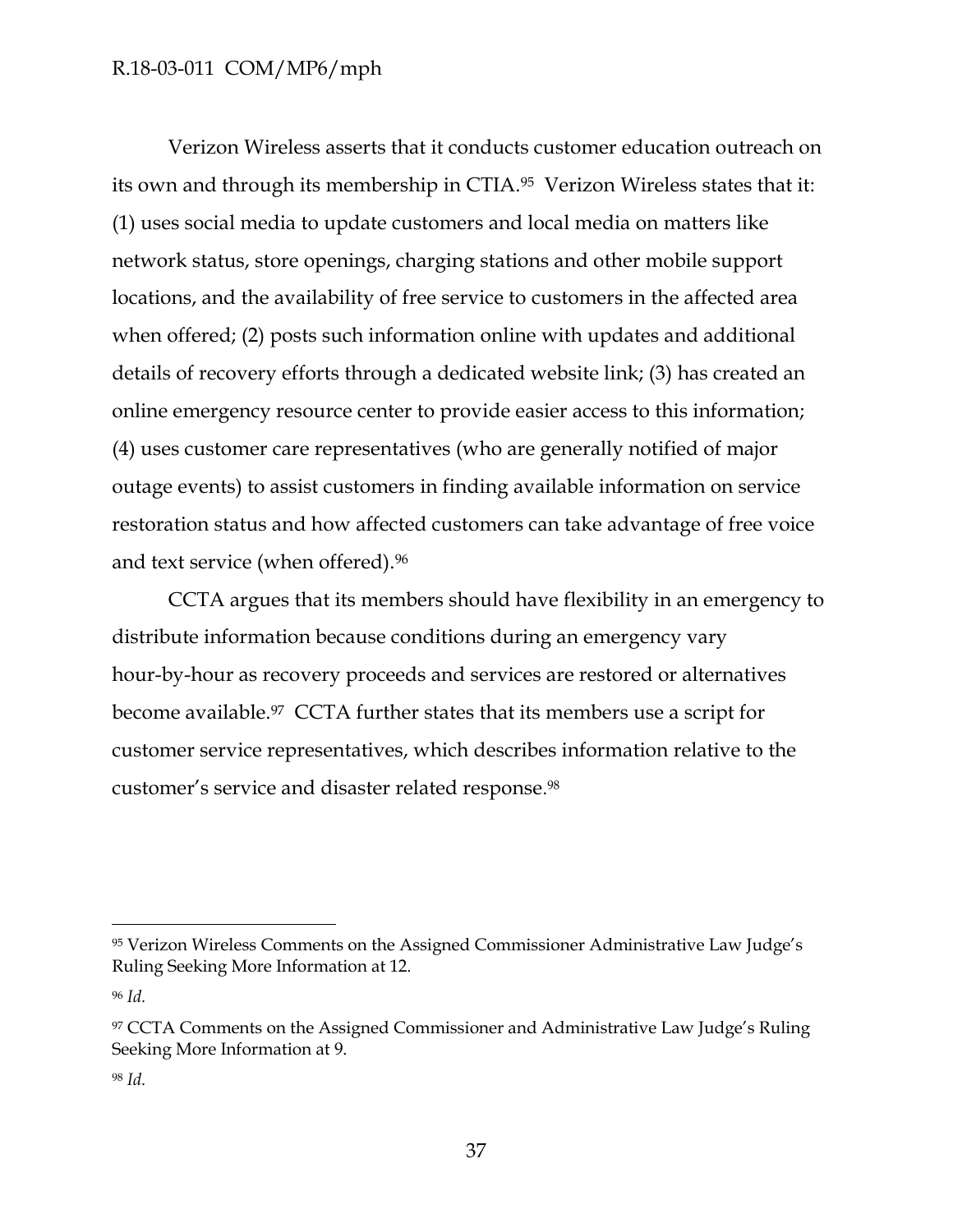Verizon Wireless asserts that it conducts customer education outreach on its own and through its membership in CTIA.[95] Verizon Wireless states that it: (1) uses social media to update customers and local media on matters like network status, store openings, charging stations and other mobile support locations, and the availability of free service to customers in the affected area when offered; (2) posts such information online with updates and additional details of recovery efforts through a dedicated website link; (3) has created an online emergency resource center to provide easier access to this information; (4) uses customer care representatives (who are generally notified of major outage events) to assist customers in finding available information on service restoration status and how affected customers can take advantage of free voice and text service (when offered).[96]

CCTA argues that its members should have flexibility in an emergency to distribute information because conditions during an emergency vary hour-by-hour as recovery proceeds and services are restored or alternatives become available.[97] CCTA further states that its members use a script for customer service representatives, which describes information relative to the customer's service and disaster related response.[98]

---

[95] Verizon Wireless Comments on the Assigned Commissioner Administrative Law Judge's Ruling Seeking More Information at 12.

[96] *Id.*

[97] CCTA Comments on the Assigned Commissioner and Administrative Law Judge's Ruling Seeking More Information at 9.

[98] *Id.*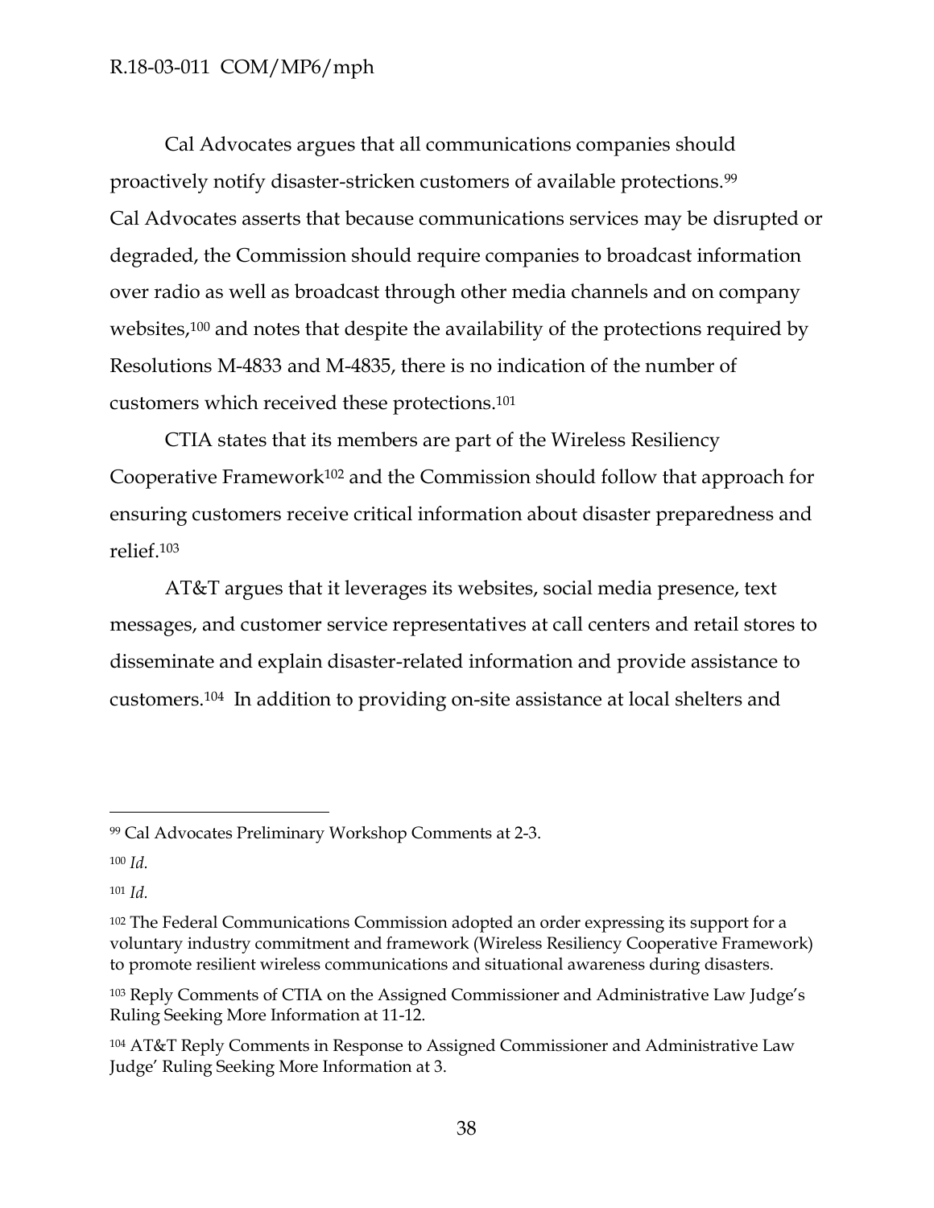Cal Advocates argues that all communications companies should proactively notify disaster-stricken customers of available protections.[99] Cal Advocates asserts that because communications services may be disrupted or degraded, the Commission should require companies to broadcast information over radio as well as broadcast through other media channels and on company websites,[100] and notes that despite the availability of the protections required by Resolutions M-4833 and M-4835, there is no indication of the number of customers which received these protections.[101]

CTIA states that its members are part of the Wireless Resiliency Cooperative Framework[102] and the Commission should follow that approach for ensuring customers receive critical information about disaster preparedness and relief.[103]

AT&T argues that it leverages its websites, social media presence, text messages, and customer service representatives at call centers and retail stores to disseminate and explain disaster-related information and provide assistance to customers.[104] In addition to providing on-site assistance at local shelters and

---

[99] Cal Advocates Preliminary Workshop Comments at 2-3.

[100] *Id.*

[101] *Id.*

[102] The Federal Communications Commission adopted an order expressing its support for a voluntary industry commitment and framework (Wireless Resiliency Cooperative Framework) to promote resilient wireless communications and situational awareness during disasters.

[103] Reply Comments of CTIA on the Assigned Commissioner and Administrative Law Judge's Ruling Seeking More Information at 11-12.

[104] AT&T Reply Comments in Response to Assigned Commissioner and Administrative Law Judge' Ruling Seeking More Information at 3.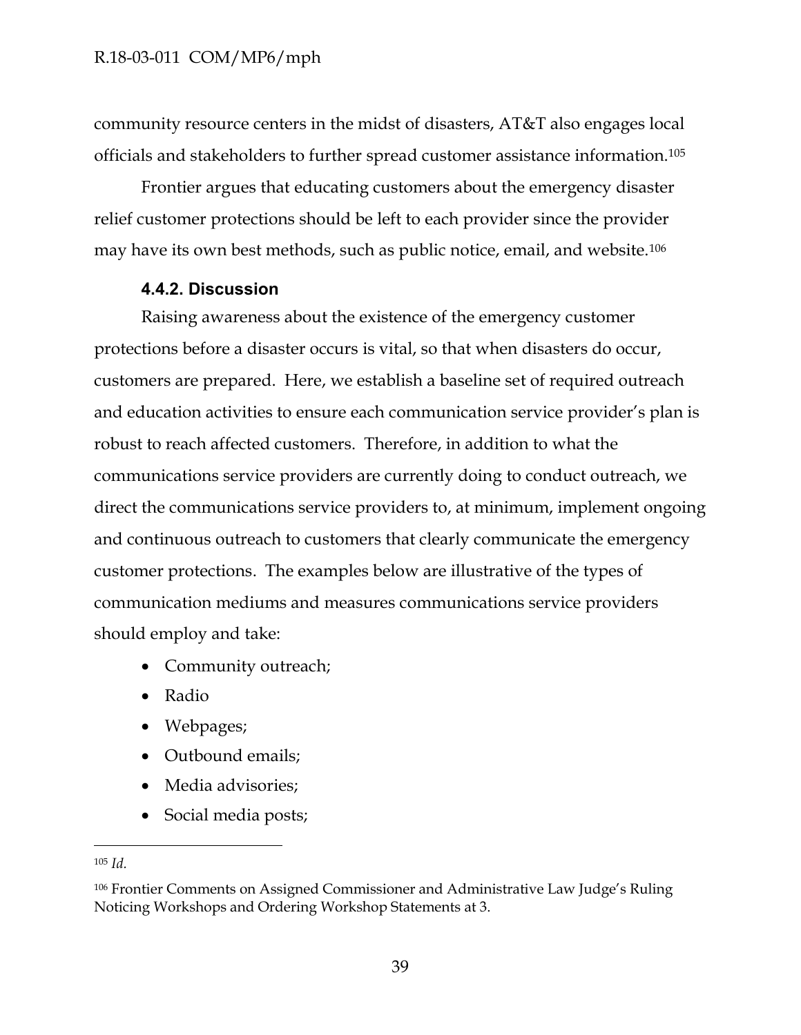community resource centers in the midst of disasters, AT&T also engages local officials and stakeholders to further spread customer assistance information.[105]

Frontier argues that educating customers about the emergency disaster relief customer protections should be left to each provider since the provider may have its own best methods, such as public notice, email, and website.[106]

### 4.4.2. Discussion

Raising awareness about the existence of the emergency customer protections before a disaster occurs is vital, so that when disasters do occur, customers are prepared. Here, we establish a baseline set of required outreach and education activities to ensure each communication service provider's plan is robust to reach affected customers. Therefore, in addition to what the communications service providers are currently doing to conduct outreach, we direct the communications service providers to, at minimum, implement ongoing and continuous outreach to customers that clearly communicate the emergency customer protections. The examples below are illustrative of the types of communication mediums and measures communications service providers should employ and take:

- Community outreach;
- Radio
- Webpages;
- Outbound emails;
- Media advisories;
- Social media posts;

---

[105] *Id.*

[106] Frontier Comments on Assigned Commissioner and Administrative Law Judge's Ruling Noticing Workshops and Ordering Workshop Statements at 3.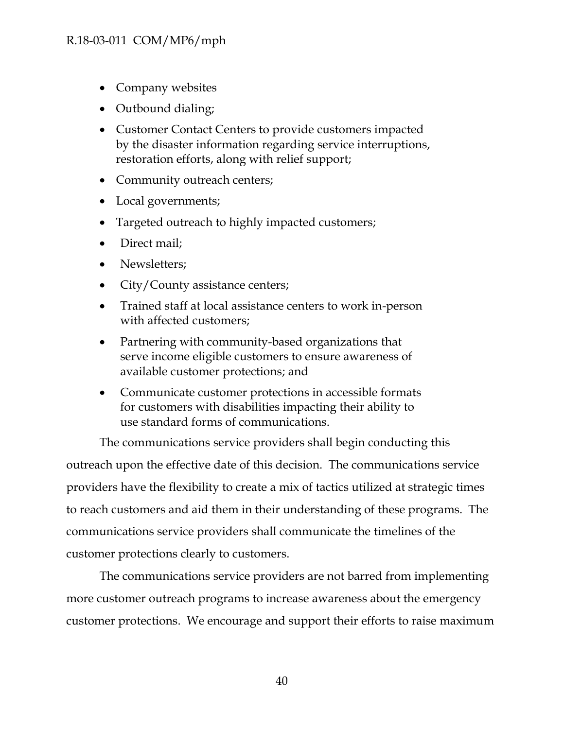- Company websites
- Outbound dialing;
- Customer Contact Centers to provide customers impacted by the disaster information regarding service interruptions, restoration efforts, along with relief support;
- Community outreach centers;
- Local governments;
- Targeted outreach to highly impacted customers;
- Direct mail;
- Newsletters;
- City/County assistance centers;
- Trained staff at local assistance centers to work in-person with affected customers;
- Partnering with community-based organizations that serve income eligible customers to ensure awareness of available customer protections; and
- Communicate customer protections in accessible formats for customers with disabilities impacting their ability to use standard forms of communications.

The communications service providers shall begin conducting this outreach upon the effective date of this decision. The communications service providers have the flexibility to create a mix of tactics utilized at strategic times to reach customers and aid them in their understanding of these programs. The communications service providers shall communicate the timelines of the customer protections clearly to customers.

The communications service providers are not barred from implementing more customer outreach programs to increase awareness about the emergency customer protections. We encourage and support their efforts to raise maximum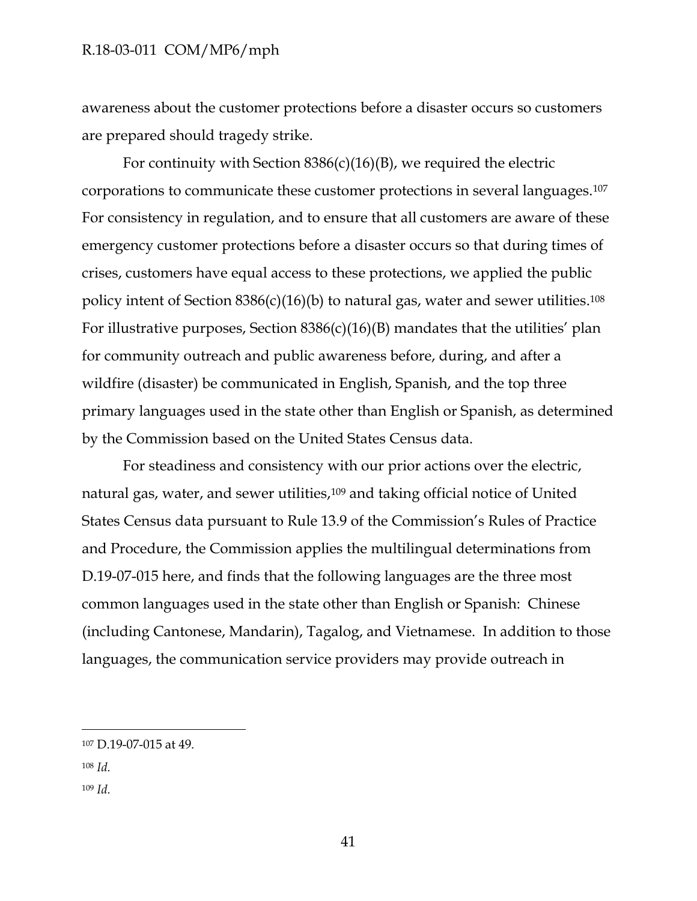awareness about the customer protections before a disaster occurs so customers are prepared should tragedy strike.

For continuity with Section 8386(c)(16)(B), we required the electric corporations to communicate these customer protections in several languages.[107] For consistency in regulation, and to ensure that all customers are aware of these emergency customer protections before a disaster occurs so that during times of crises, customers have equal access to these protections, we applied the public policy intent of Section 8386(c)(16)(b) to natural gas, water and sewer utilities.[108] For illustrative purposes, Section 8386(c)(16)(B) mandates that the utilities' plan for community outreach and public awareness before, during, and after a wildfire (disaster) be communicated in English, Spanish, and the top three primary languages used in the state other than English or Spanish, as determined by the Commission based on the United States Census data.

For steadiness and consistency with our prior actions over the electric, natural gas, water, and sewer utilities,[109] and taking official notice of United States Census data pursuant to Rule 13.9 of the Commission's Rules of Practice and Procedure, the Commission applies the multilingual determinations from D.19-07-015 here, and finds that the following languages are the three most common languages used in the state other than English or Spanish: Chinese (including Cantonese, Mandarin), Tagalog, and Vietnamese. In addition to those languages, the communication service providers may provide outreach in

---

[107] D.19-07-015 at 49.

[108] *Id.*

[109] *Id.*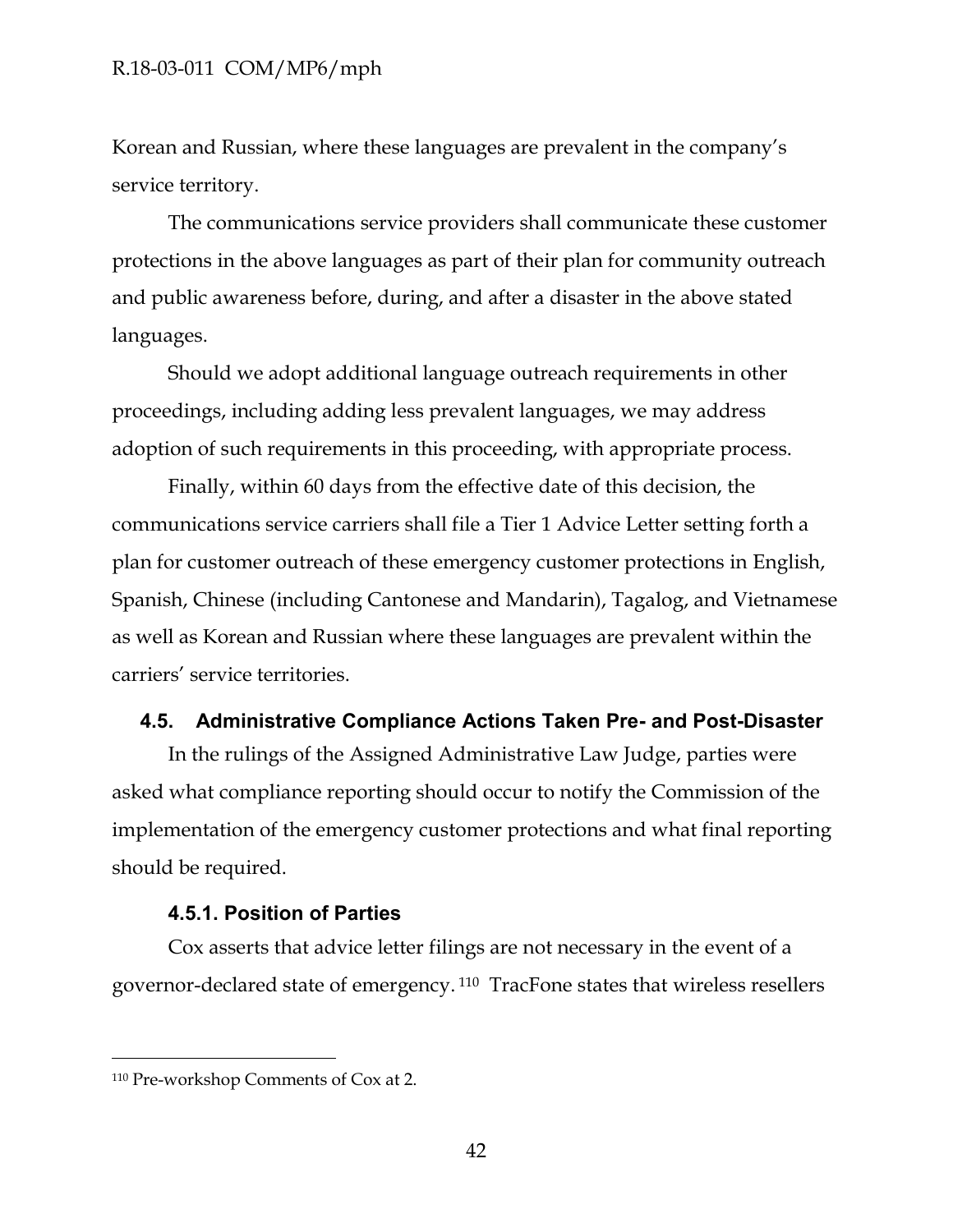Korean and Russian, where these languages are prevalent in the company's service territory.

The communications service providers shall communicate these customer protections in the above languages as part of their plan for community outreach and public awareness before, during, and after a disaster in the above stated languages.

Should we adopt additional language outreach requirements in other proceedings, including adding less prevalent languages, we may address adoption of such requirements in this proceeding, with appropriate process.

Finally, within 60 days from the effective date of this decision, the communications service carriers shall file a Tier 1 Advice Letter setting forth a plan for customer outreach of these emergency customer protections in English, Spanish, Chinese (including Cantonese and Mandarin), Tagalog, and Vietnamese as well as Korean and Russian where these languages are prevalent within the carriers' service territories.

### 4.5. Administrative Compliance Actions Taken Pre- and Post-Disaster

In the rulings of the Assigned Administrative Law Judge, parties were asked what compliance reporting should occur to notify the Commission of the implementation of the emergency customer protections and what final reporting should be required.

#### 4.5.1. Position of Parties

Cox asserts that advice letter filings are not necessary in the event of a governor-declared state of emergency.[110] TracFone states that wireless resellers

---

[110] Pre-workshop Comments of Cox at 2.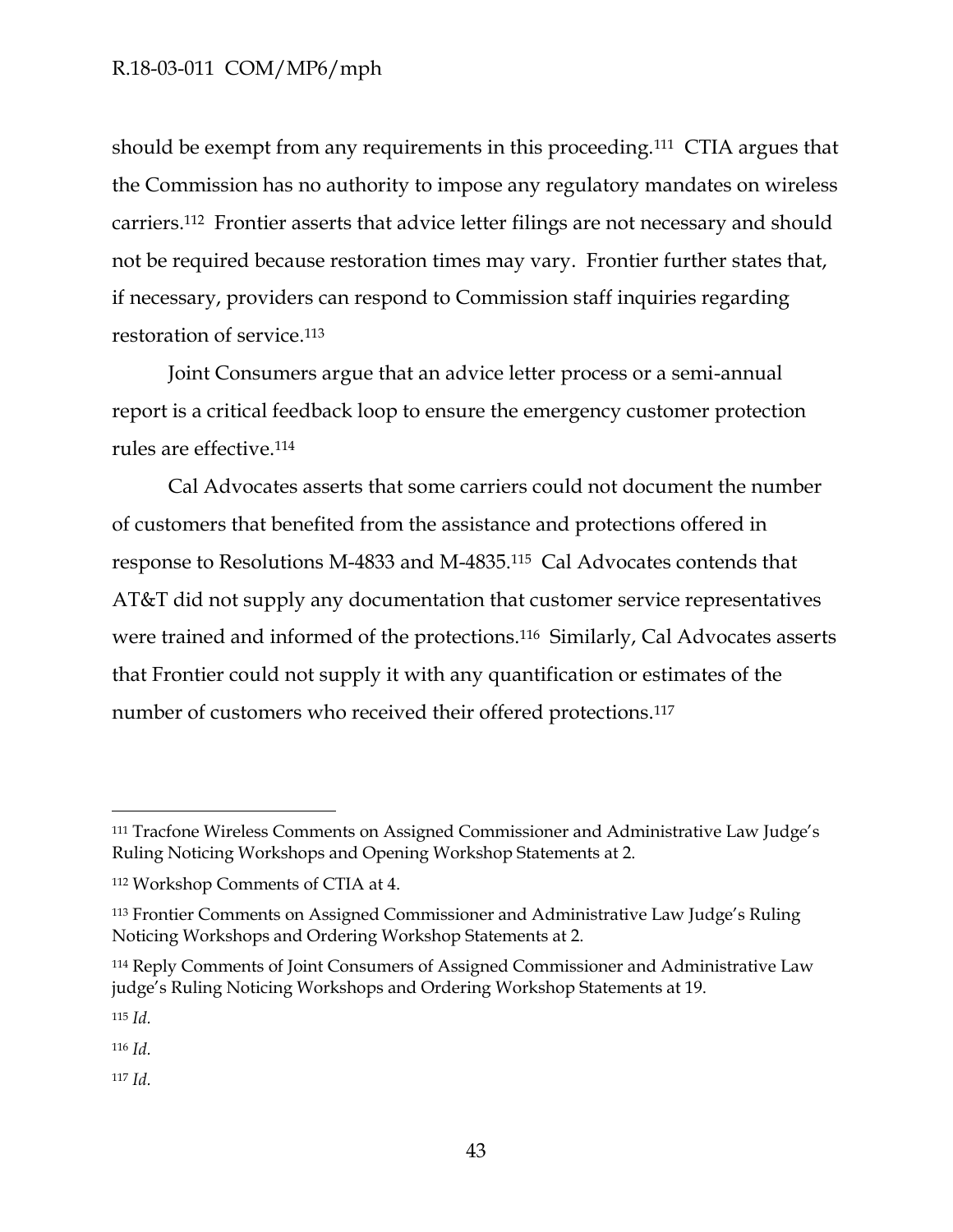should be exempt from any requirements in this proceeding.[111] CTIA argues that the Commission has no authority to impose any regulatory mandates on wireless carriers.[112] Frontier asserts that advice letter filings are not necessary and should not be required because restoration times may vary. Frontier further states that, if necessary, providers can respond to Commission staff inquiries regarding restoration of service.[113]

Joint Consumers argue that an advice letter process or a semi-annual report is a critical feedback loop to ensure the emergency customer protection rules are effective.[114]

Cal Advocates asserts that some carriers could not document the number of customers that benefited from the assistance and protections offered in response to Resolutions M-4833 and M-4835.[115] Cal Advocates contends that AT&T did not supply any documentation that customer service representatives were trained and informed of the protections.[116] Similarly, Cal Advocates asserts that Frontier could not supply it with any quantification or estimates of the number of customers who received their offered protections.[117]

---

[111] Tracfone Wireless Comments on Assigned Commissioner and Administrative Law Judge's Ruling Noticing Workshops and Opening Workshop Statements at 2.

[112] Workshop Comments of CTIA at 4.

[113] Frontier Comments on Assigned Commissioner and Administrative Law Judge's Ruling Noticing Workshops and Ordering Workshop Statements at 2.

[114] Reply Comments of Joint Consumers of Assigned Commissioner and Administrative Law judge's Ruling Noticing Workshops and Ordering Workshop Statements at 19.

[115] *Id.*

[116] *Id.*

[117] *Id.*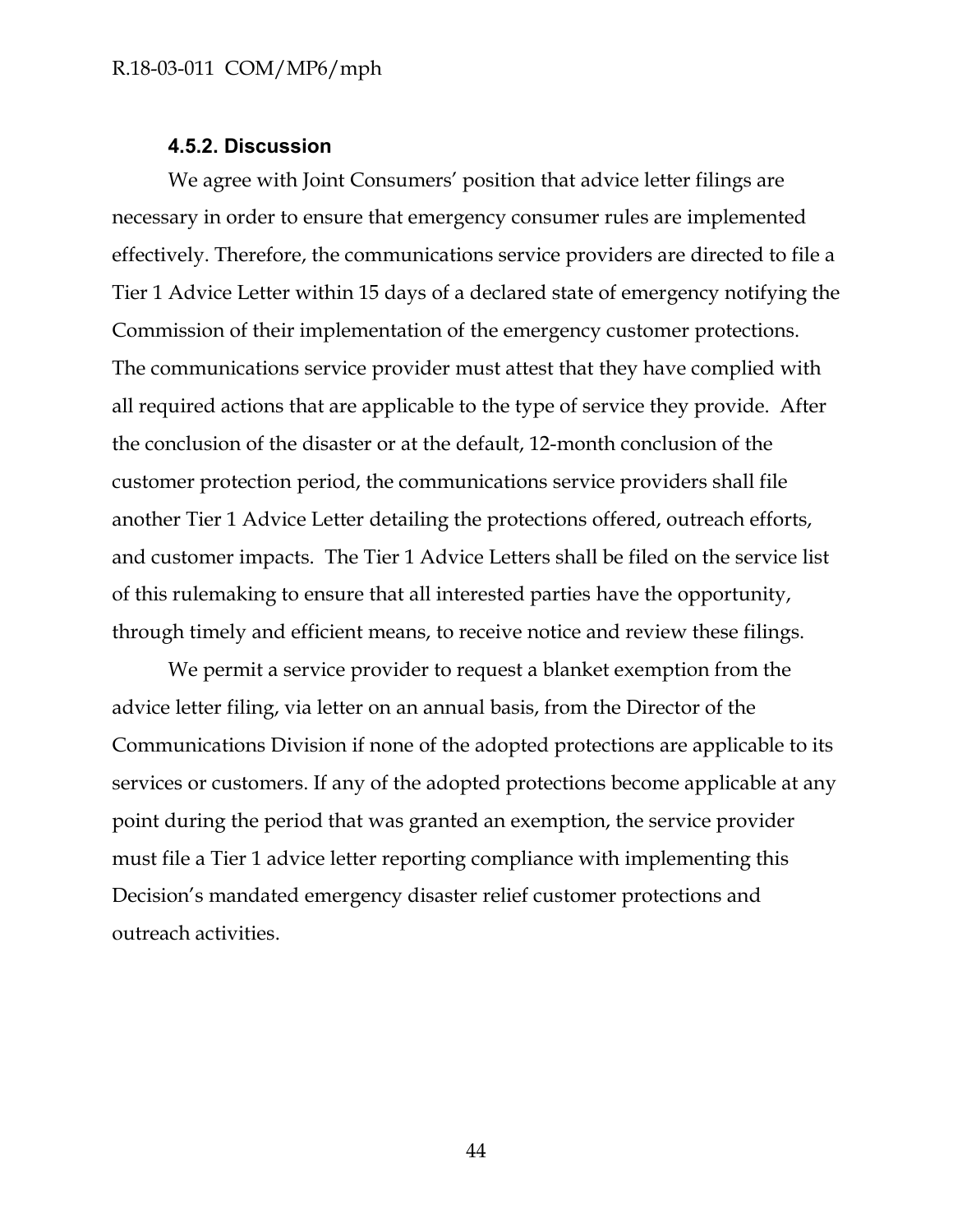#### 4.5.2. Discussion

We agree with Joint Consumers' position that advice letter filings are necessary in order to ensure that emergency consumer rules are implemented effectively. Therefore, the communications service providers are directed to file a Tier 1 Advice Letter within 15 days of a declared state of emergency notifying the Commission of their implementation of the emergency customer protections. The communications service provider must attest that they have complied with all required actions that are applicable to the type of service they provide. After the conclusion of the disaster or at the default, 12-month conclusion of the customer protection period, the communications service providers shall file another Tier 1 Advice Letter detailing the protections offered, outreach efforts, and customer impacts. The Tier 1 Advice Letters shall be filed on the service list of this rulemaking to ensure that all interested parties have the opportunity, through timely and efficient means, to receive notice and review these filings.

We permit a service provider to request a blanket exemption from the advice letter filing, via letter on an annual basis, from the Director of the Communications Division if none of the adopted protections are applicable to its services or customers. If any of the adopted protections become applicable at any point during the period that was granted an exemption, the service provider must file a Tier 1 advice letter reporting compliance with implementing this Decision's mandated emergency disaster relief customer protections and outreach activities.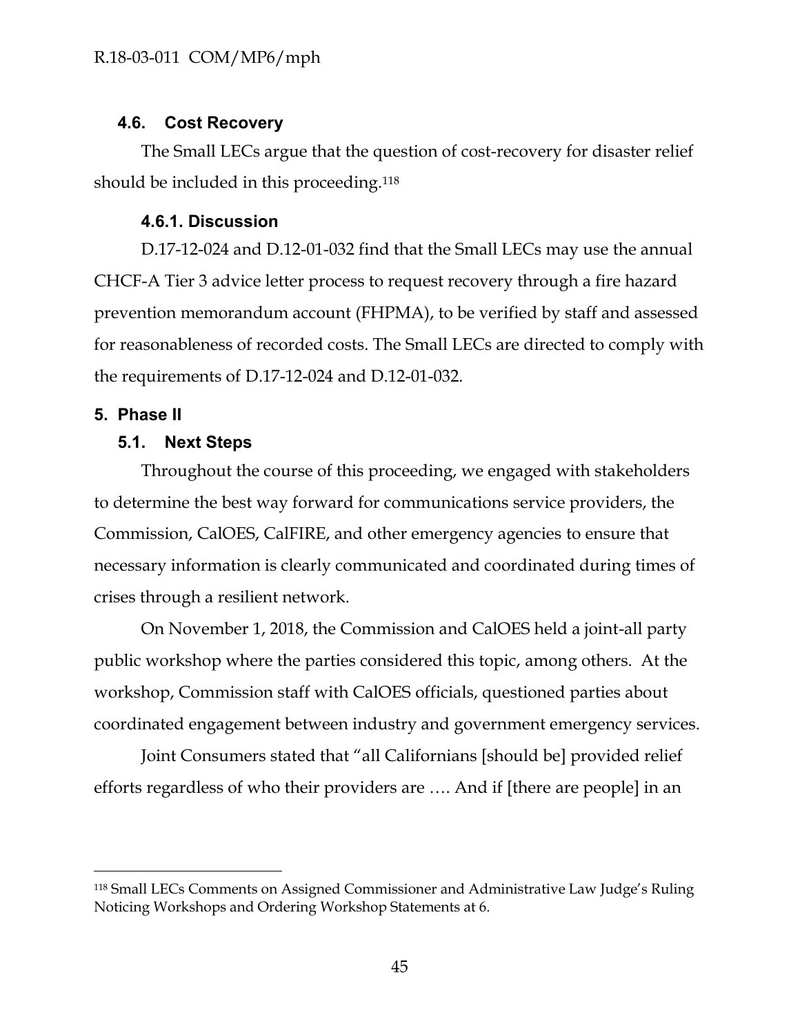### 4.6. Cost Recovery

The Small LECs argue that the question of cost-recovery for disaster relief should be included in this proceeding.[118]

#### 4.6.1. Discussion

D.17-12-024 and D.12-01-032 find that the Small LECs may use the annual CHCF-A Tier 3 advice letter process to request recovery through a fire hazard prevention memorandum account (FHPMA), to be verified by staff and assessed for reasonableness of recorded costs. The Small LECs are directed to comply with the requirements of D.17-12-024 and D.12-01-032.

## 5. Phase II

### 5.1. Next Steps

Throughout the course of this proceeding, we engaged with stakeholders to determine the best way forward for communications service providers, the Commission, CalOES, CalFIRE, and other emergency agencies to ensure that necessary information is clearly communicated and coordinated during times of crises through a resilient network.

On November 1, 2018, the Commission and CalOES held a joint-all party public workshop where the parties considered this topic, among others. At the workshop, Commission staff with CalOES officials, questioned parties about coordinated engagement between industry and government emergency services.

Joint Consumers stated that "all Californians [should be] provided relief efforts regardless of who their providers are …. And if [there are people] in an

---

[118] Small LECs Comments on Assigned Commissioner and Administrative Law Judge's Ruling Noticing Workshops and Ordering Workshop Statements at 6.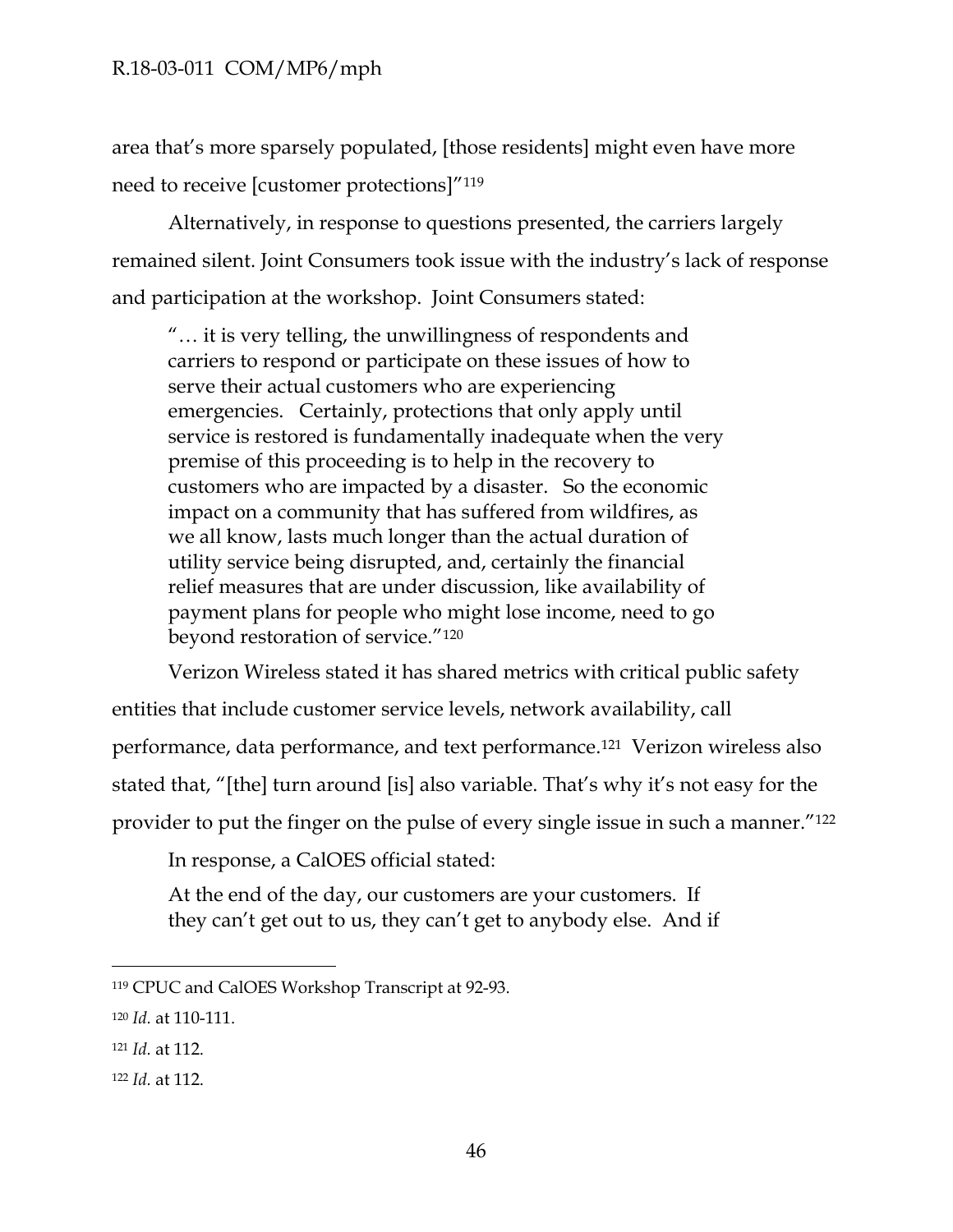area that's more sparsely populated, [those residents] might even have more need to receive [customer protections]"[119]

Alternatively, in response to questions presented, the carriers largely remained silent. Joint Consumers took issue with the industry's lack of response and participation at the workshop. Joint Consumers stated:

> "… it is very telling, the unwillingness of respondents and carriers to respond or participate on these issues of how to serve their actual customers who are experiencing emergencies. Certainly, protections that only apply until service is restored is fundamentally inadequate when the very premise of this proceeding is to help in the recovery to customers who are impacted by a disaster. So the economic impact on a community that has suffered from wildfires, as we all know, lasts much longer than the actual duration of utility service being disrupted, and, certainly the financial relief measures that are under discussion, like availability of payment plans for people who might lose income, need to go beyond restoration of service."[120]

Verizon Wireless stated it has shared metrics with critical public safety entities that include customer service levels, network availability, call performance, data performance, and text performance.[121] Verizon wireless also stated that, "[the] turn around [is] also variable. That's why it's not easy for the provider to put the finger on the pulse of every single issue in such a manner."[122]

In response, a CalOES official stated:

> At the end of the day, our customers are your customers. If they can't get out to us, they can't get to anybody else. And if

---

[119] CPUC and CalOES Workshop Transcript at 92-93.

[120] *Id.* at 110-111.

[121] *Id.* at 112.

[122] *Id.* at 112.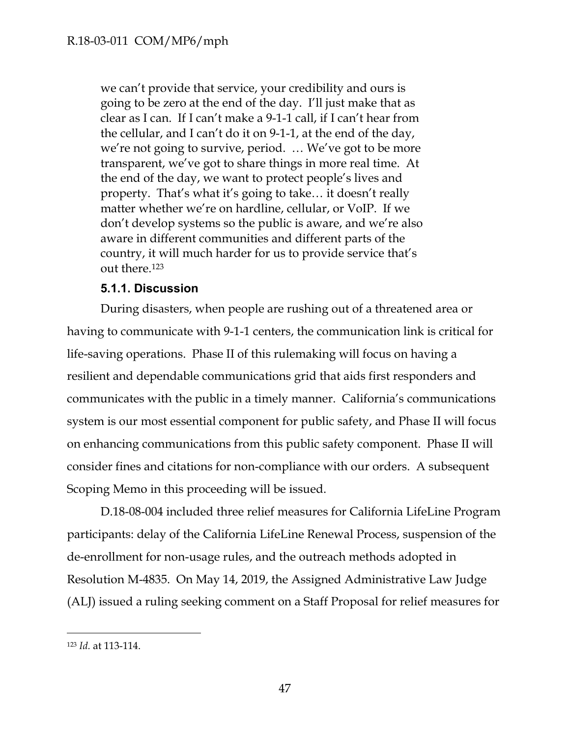> we can't provide that service, your credibility and ours is going to be zero at the end of the day. I'll just make that as clear as I can. If I can't make a 9-1-1 call, if I can't hear from the cellular, and I can't do it on 9-1-1, at the end of the day, we're not going to survive, period. … We've got to be more transparent, we've got to share things in more real time. At the end of the day, we want to protect people's lives and property. That's what it's going to take… it doesn't really matter whether we're on hardline, cellular, or VoIP. If we don't develop systems so the public is aware, and we're also aware in different communities and different parts of the country, it will much harder for us to provide service that's out there.[123]

### 5.1.1. Discussion

During disasters, when people are rushing out of a threatened area or having to communicate with 9-1-1 centers, the communication link is critical for life-saving operations. Phase II of this rulemaking will focus on having a resilient and dependable communications grid that aids first responders and communicates with the public in a timely manner. California's communications system is our most essential component for public safety, and Phase II will focus on enhancing communications from this public safety component. Phase II will consider fines and citations for non-compliance with our orders. A subsequent Scoping Memo in this proceeding will be issued.

D.18-08-004 included three relief measures for California LifeLine Program participants: delay of the California LifeLine Renewal Process, suspension of the de-enrollment for non-usage rules, and the outreach methods adopted in Resolution M-4835. On May 14, 2019, the Assigned Administrative Law Judge (ALJ) issued a ruling seeking comment on a Staff Proposal for relief measures for

---

[123] *Id.* at 113-114.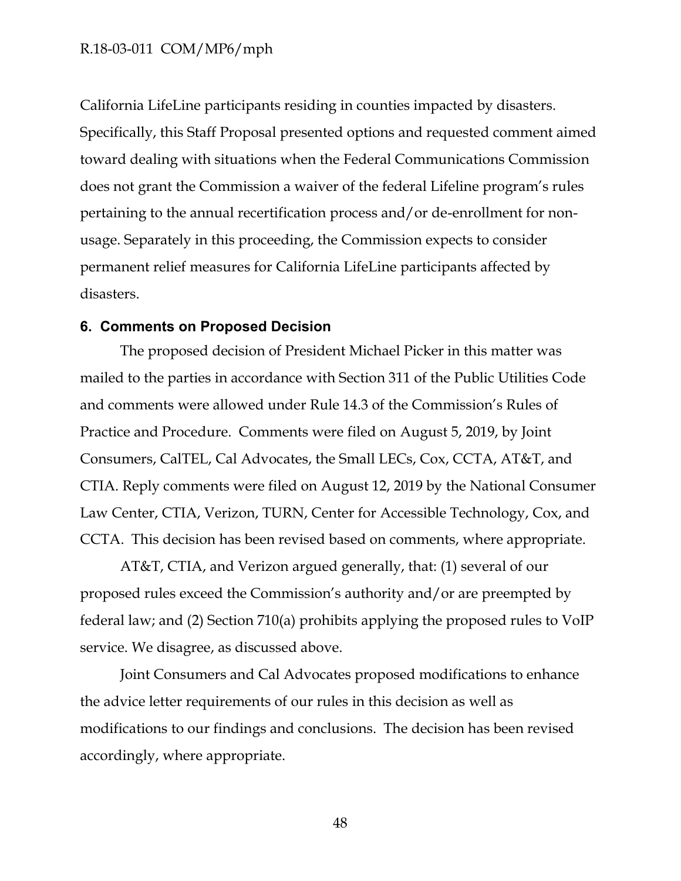California LifeLine participants residing in counties impacted by disasters. Specifically, this Staff Proposal presented options and requested comment aimed toward dealing with situations when the Federal Communications Commission does not grant the Commission a waiver of the federal Lifeline program's rules pertaining to the annual recertification process and/or de-enrollment for non-usage. Separately in this proceeding, the Commission expects to consider permanent relief measures for California LifeLine participants affected by disasters.

## 6. Comments on Proposed Decision

The proposed decision of President Michael Picker in this matter was mailed to the parties in accordance with Section 311 of the Public Utilities Code and comments were allowed under Rule 14.3 of the Commission's Rules of Practice and Procedure. Comments were filed on August 5, 2019, by Joint Consumers, CalTEL, Cal Advocates, the Small LECs, Cox, CCTA, AT&T, and CTIA. Reply comments were filed on August 12, 2019 by the National Consumer Law Center, CTIA, Verizon, TURN, Center for Accessible Technology, Cox, and CCTA. This decision has been revised based on comments, where appropriate.

AT&T, CTIA, and Verizon argued generally, that: (1) several of our proposed rules exceed the Commission's authority and/or are preempted by federal law; and (2) Section 710(a) prohibits applying the proposed rules to VoIP service. We disagree, as discussed above.

Joint Consumers and Cal Advocates proposed modifications to enhance the advice letter requirements of our rules in this decision as well as modifications to our findings and conclusions. The decision has been revised accordingly, where appropriate.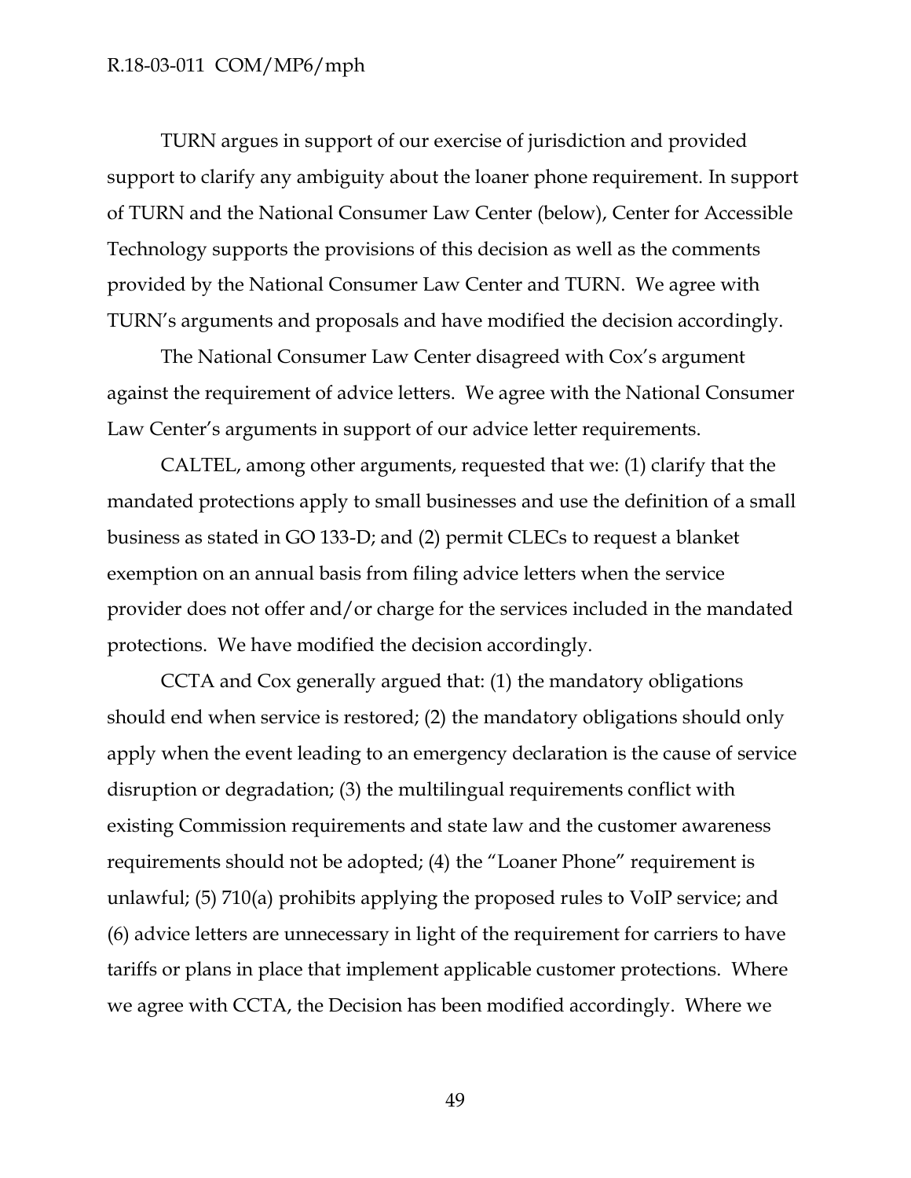TURN argues in support of our exercise of jurisdiction and provided support to clarify any ambiguity about the loaner phone requirement. In support of TURN and the National Consumer Law Center (below), Center for Accessible Technology supports the provisions of this decision as well as the comments provided by the National Consumer Law Center and TURN. We agree with TURN's arguments and proposals and have modified the decision accordingly.

The National Consumer Law Center disagreed with Cox's argument against the requirement of advice letters. We agree with the National Consumer Law Center's arguments in support of our advice letter requirements.

CALTEL, among other arguments, requested that we: (1) clarify that the mandated protections apply to small businesses and use the definition of a small business as stated in GO 133-D; and (2) permit CLECs to request a blanket exemption on an annual basis from filing advice letters when the service provider does not offer and/or charge for the services included in the mandated protections. We have modified the decision accordingly.

CCTA and Cox generally argued that: (1) the mandatory obligations should end when service is restored; (2) the mandatory obligations should only apply when the event leading to an emergency declaration is the cause of service disruption or degradation; (3) the multilingual requirements conflict with existing Commission requirements and state law and the customer awareness requirements should not be adopted; (4) the "Loaner Phone" requirement is unlawful; (5) 710(a) prohibits applying the proposed rules to VoIP service; and (6) advice letters are unnecessary in light of the requirement for carriers to have tariffs or plans in place that implement applicable customer protections. Where we agree with CCTA, the Decision has been modified accordingly. Where we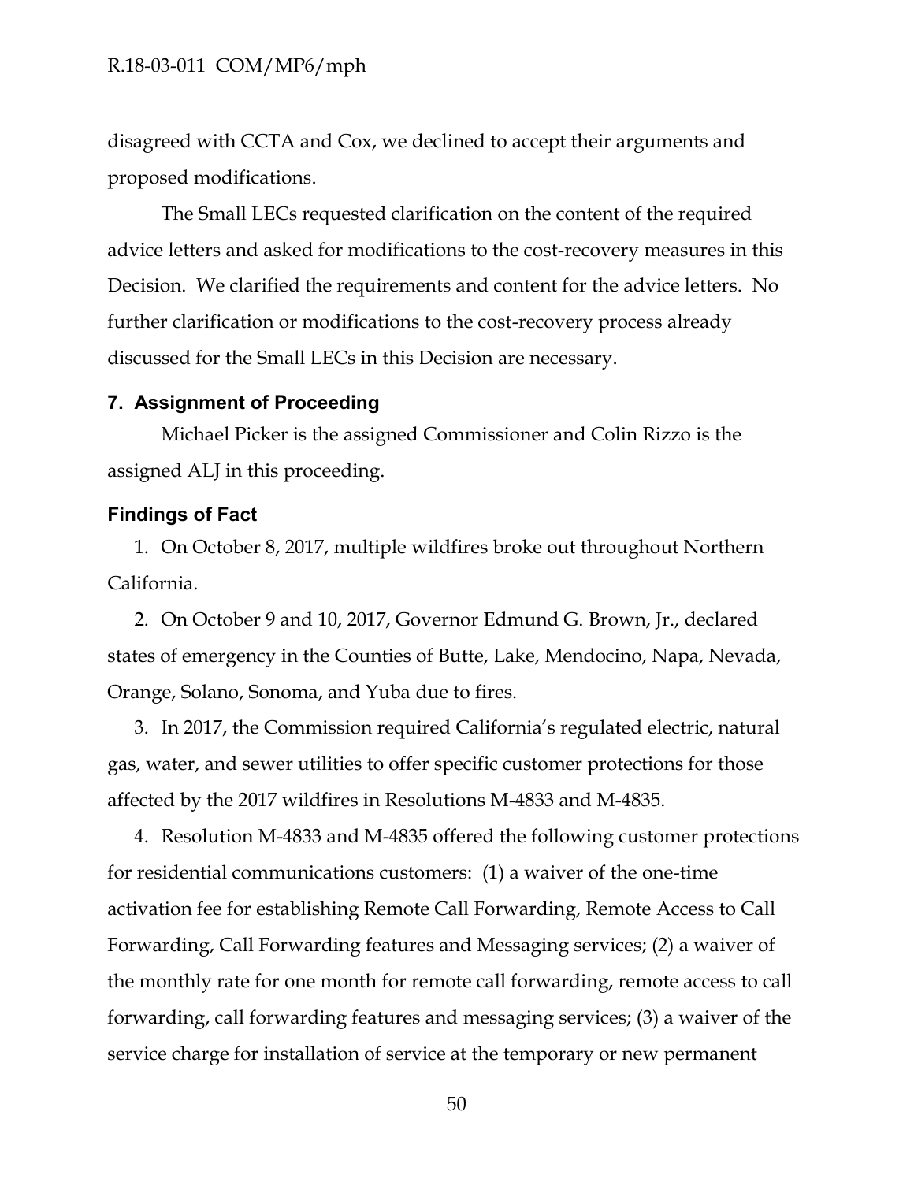disagreed with CCTA and Cox, we declined to accept their arguments and proposed modifications.

The Small LECs requested clarification on the content of the required advice letters and asked for modifications to the cost-recovery measures in this Decision. We clarified the requirements and content for the advice letters. No further clarification or modifications to the cost-recovery process already discussed for the Small LECs in this Decision are necessary.

## 7. Assignment of Proceeding

Michael Picker is the assigned Commissioner and Colin Rizzo is the assigned ALJ in this proceeding.

## Findings of Fact

1. On October 8, 2017, multiple wildfires broke out throughout Northern California.
2. On October 9 and 10, 2017, Governor Edmund G. Brown, Jr., declared states of emergency in the Counties of Butte, Lake, Mendocino, Napa, Nevada, Orange, Solano, Sonoma, and Yuba due to fires.
3. In 2017, the Commission required California's regulated electric, natural gas, water, and sewer utilities to offer specific customer protections for those affected by the 2017 wildfires in Resolutions M-4833 and M-4835.
4. Resolution M-4833 and M-4835 offered the following customer protections for residential communications customers: (1) a waiver of the one-time activation fee for establishing Remote Call Forwarding, Remote Access to Call Forwarding, Call Forwarding features and Messaging services; (2) a waiver of the monthly rate for one month for remote call forwarding, remote access to call forwarding, call forwarding features and messaging services; (3) a waiver of the service charge for installation of service at the temporary or new permanent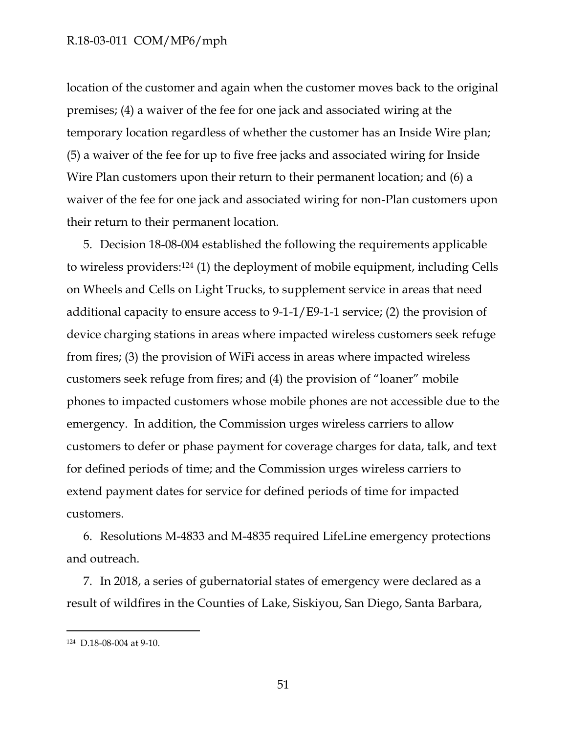location of the customer and again when the customer moves back to the original premises; (4) a waiver of the fee for one jack and associated wiring at the temporary location regardless of whether the customer has an Inside Wire plan; (5) a waiver of the fee for up to five free jacks and associated wiring for Inside Wire Plan customers upon their return to their permanent location; and (6) a waiver of the fee for one jack and associated wiring for non-Plan customers upon their return to their permanent location.

5. Decision 18-08-004 established the following the requirements applicable to wireless providers:[124] (1) the deployment of mobile equipment, including Cells on Wheels and Cells on Light Trucks, to supplement service in areas that need additional capacity to ensure access to 9-1-1/E9-1-1 service; (2) the provision of device charging stations in areas where impacted wireless customers seek refuge from fires; (3) the provision of WiFi access in areas where impacted wireless customers seek refuge from fires; and (4) the provision of "loaner" mobile phones to impacted customers whose mobile phones are not accessible due to the emergency. In addition, the Commission urges wireless carriers to allow customers to defer or phase payment for coverage charges for data, talk, and text for defined periods of time; and the Commission urges wireless carriers to extend payment dates for service for defined periods of time for impacted customers.

6. Resolutions M-4833 and M-4835 required LifeLine emergency protections and outreach.

7. In 2018, a series of gubernatorial states of emergency were declared as a result of wildfires in the Counties of Lake, Siskiyou, San Diego, Santa Barbara,

---

[124] D.18-08-004 at 9-10.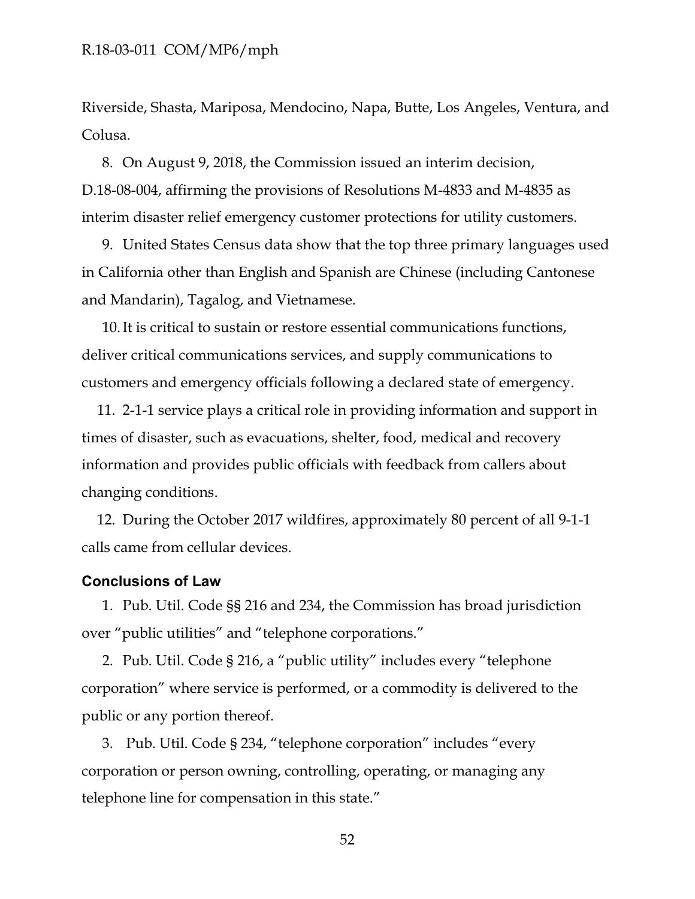Riverside, Shasta, Mariposa, Mendocino, Napa, Butte, Los Angeles, Ventura, and Colusa.

8. On August 9, 2018, the Commission issued an interim decision, D.18-08-004, affirming the provisions of Resolutions M-4833 and M-4835 as interim disaster relief emergency customer protections for utility customers.

9. United States Census data show that the top three primary languages used in California other than English and Spanish are Chinese (including Cantonese and Mandarin), Tagalog, and Vietnamese.

10. It is critical to sustain or restore essential communications functions, deliver critical communications services, and supply communications to customers and emergency officials following a declared state of emergency.

11. 2-1-1 service plays a critical role in providing information and support in times of disaster, such as evacuations, shelter, food, medical and recovery information and provides public officials with feedback from callers about changing conditions.

12. During the October 2017 wildfires, approximately 80 percent of all 9-1-1 calls came from cellular devices.

## Conclusions of Law

1. Pub. Util. Code §§ 216 and 234, the Commission has broad jurisdiction over "public utilities" and "telephone corporations."

2. Pub. Util. Code § 216, a "public utility" includes every "telephone corporation" where service is performed, or a commodity is delivered to the public or any portion thereof.

3. Pub. Util. Code § 234, "telephone corporation" includes "every corporation or person owning, controlling, operating, or managing any telephone line for compensation in this state."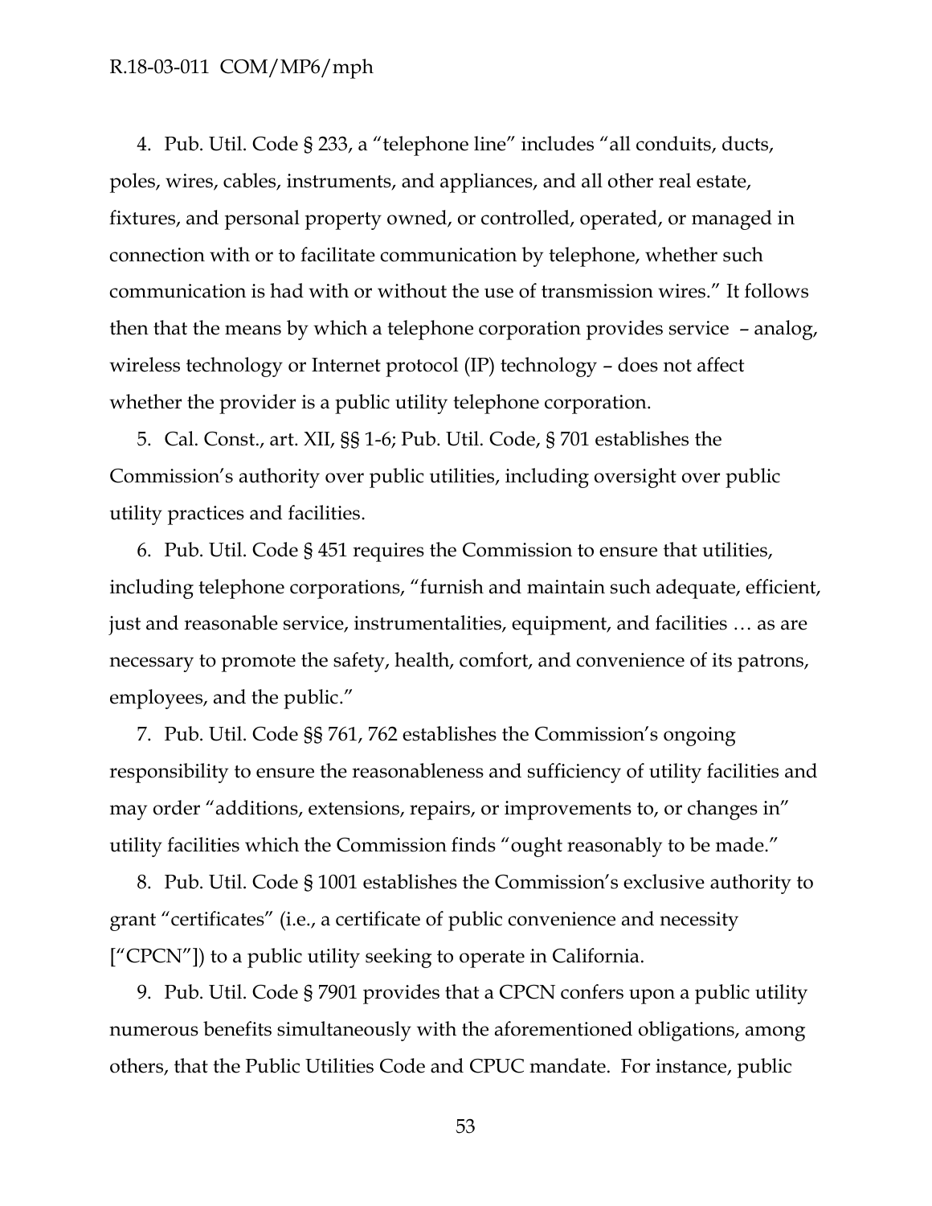4. Pub. Util. Code § 233, a "telephone line" includes "all conduits, ducts, poles, wires, cables, instruments, and appliances, and all other real estate, fixtures, and personal property owned, or controlled, operated, or managed in connection with or to facilitate communication by telephone, whether such communication is had with or without the use of transmission wires." It follows then that the means by which a telephone corporation provides service – analog, wireless technology or Internet protocol (IP) technology – does not affect whether the provider is a public utility telephone corporation.

5. Cal. Const., art. XII, §§ 1-6; Pub. Util. Code, § 701 establishes the Commission's authority over public utilities, including oversight over public utility practices and facilities.

6. Pub. Util. Code § 451 requires the Commission to ensure that utilities, including telephone corporations, "furnish and maintain such adequate, efficient, just and reasonable service, instrumentalities, equipment, and facilities … as are necessary to promote the safety, health, comfort, and convenience of its patrons, employees, and the public."

7. Pub. Util. Code §§ 761, 762 establishes the Commission's ongoing responsibility to ensure the reasonableness and sufficiency of utility facilities and may order "additions, extensions, repairs, or improvements to, or changes in" utility facilities which the Commission finds "ought reasonably to be made."

8. Pub. Util. Code § 1001 establishes the Commission's exclusive authority to grant "certificates" (i.e., a certificate of public convenience and necessity ["CPCN"]) to a public utility seeking to operate in California.

9. Pub. Util. Code § 7901 provides that a CPCN confers upon a public utility numerous benefits simultaneously with the aforementioned obligations, among others, that the Public Utilities Code and CPUC mandate. For instance, public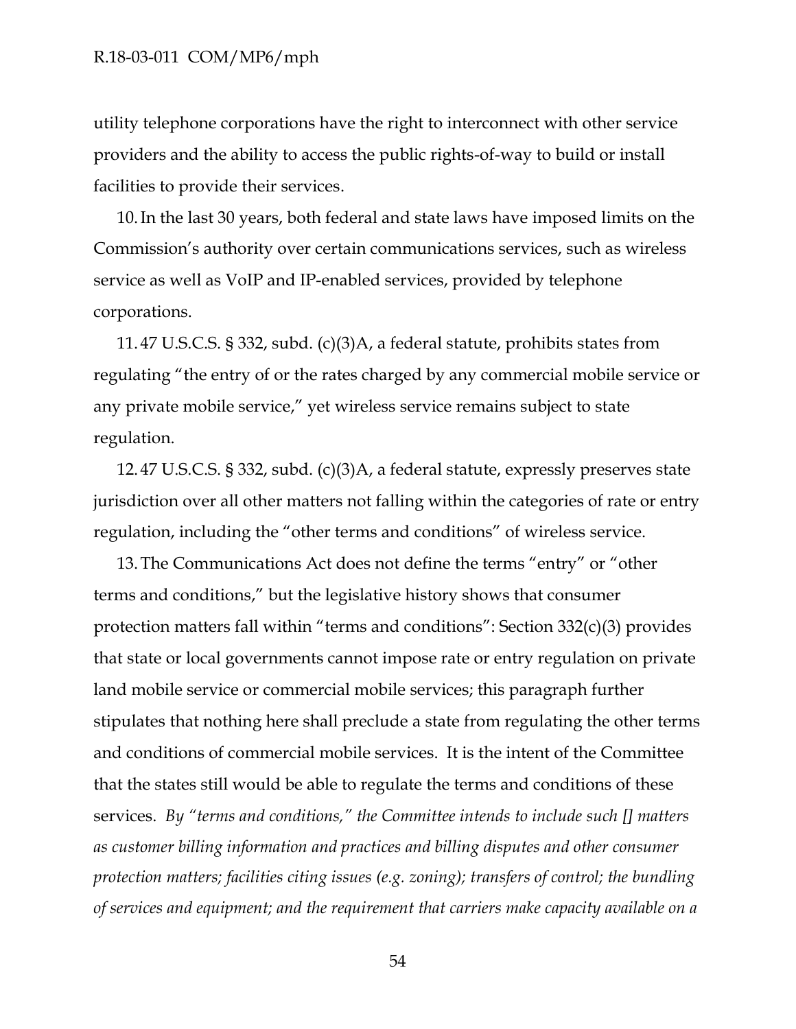utility telephone corporations have the right to interconnect with other service providers and the ability to access the public rights-of-way to build or install facilities to provide their services.

10. In the last 30 years, both federal and state laws have imposed limits on the Commission's authority over certain communications services, such as wireless service as well as VoIP and IP-enabled services, provided by telephone corporations.

11. 47 U.S.C.S. § 332, subd. (c)(3)A, a federal statute, prohibits states from regulating "the entry of or the rates charged by any commercial mobile service or any private mobile service," yet wireless service remains subject to state regulation.

12. 47 U.S.C.S. § 332, subd. (c)(3)A, a federal statute, expressly preserves state jurisdiction over all other matters not falling within the categories of rate or entry regulation, including the "other terms and conditions" of wireless service.

13. The Communications Act does not define the terms "entry" or "other terms and conditions," but the legislative history shows that consumer protection matters fall within "terms and conditions": Section 332(c)(3) provides that state or local governments cannot impose rate or entry regulation on private land mobile service or commercial mobile services; this paragraph further stipulates that nothing here shall preclude a state from regulating the other terms and conditions of commercial mobile services. It is the intent of the Committee that the states still would be able to regulate the terms and conditions of these services. *By "terms and conditions," the Committee intends to include such [] matters as customer billing information and practices and billing disputes and other consumer protection matters; facilities citing issues (e.g. zoning); transfers of control; the bundling of services and equipment; and the requirement that carriers make capacity available on a*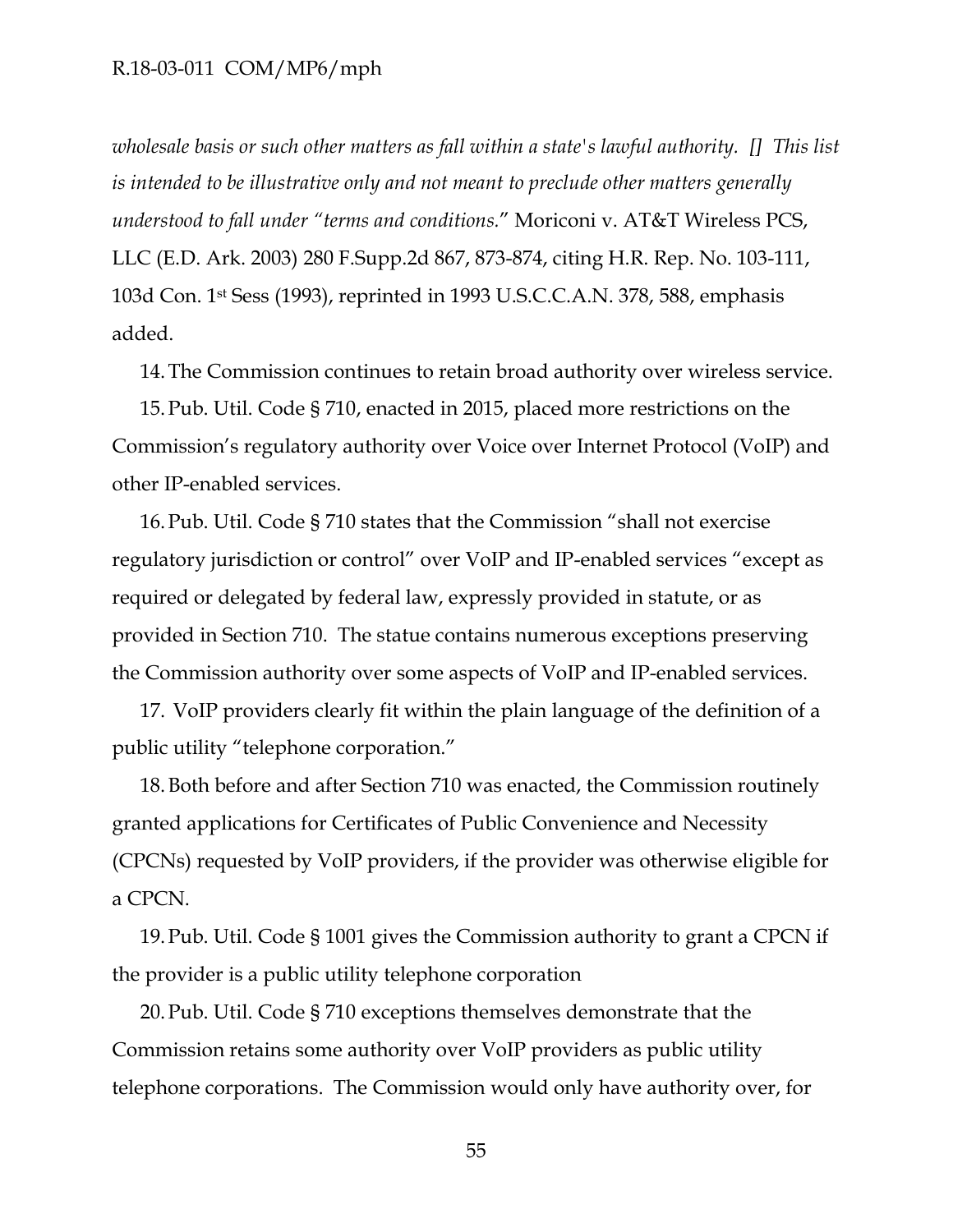*wholesale basis or such other matters as fall within a state's lawful authority. [] This list is intended to be illustrative only and not meant to preclude other matters generally understood to fall under "terms and conditions.*" Moriconi v. AT&T Wireless PCS, LLC (E.D. Ark. 2003) 280 F.Supp.2d 867, 873-874, citing H.R. Rep. No. 103-111, 103d Con. 1st Sess (1993), reprinted in 1993 U.S.C.C.A.N. 378, 588, emphasis added.

14. The Commission continues to retain broad authority over wireless service.

15. Pub. Util. Code § 710, enacted in 2015, placed more restrictions on the Commission's regulatory authority over Voice over Internet Protocol (VoIP) and other IP-enabled services.

16. Pub. Util. Code § 710 states that the Commission "shall not exercise regulatory jurisdiction or control" over VoIP and IP-enabled services "except as required or delegated by federal law, expressly provided in statute, or as provided in Section 710. The statue contains numerous exceptions preserving the Commission authority over some aspects of VoIP and IP-enabled services.

17. VoIP providers clearly fit within the plain language of the definition of a public utility "telephone corporation."

18. Both before and after Section 710 was enacted, the Commission routinely granted applications for Certificates of Public Convenience and Necessity (CPCNs) requested by VoIP providers, if the provider was otherwise eligible for a CPCN.

19. Pub. Util. Code § 1001 gives the Commission authority to grant a CPCN if the provider is a public utility telephone corporation

20. Pub. Util. Code § 710 exceptions themselves demonstrate that the Commission retains some authority over VoIP providers as public utility telephone corporations. The Commission would only have authority over, for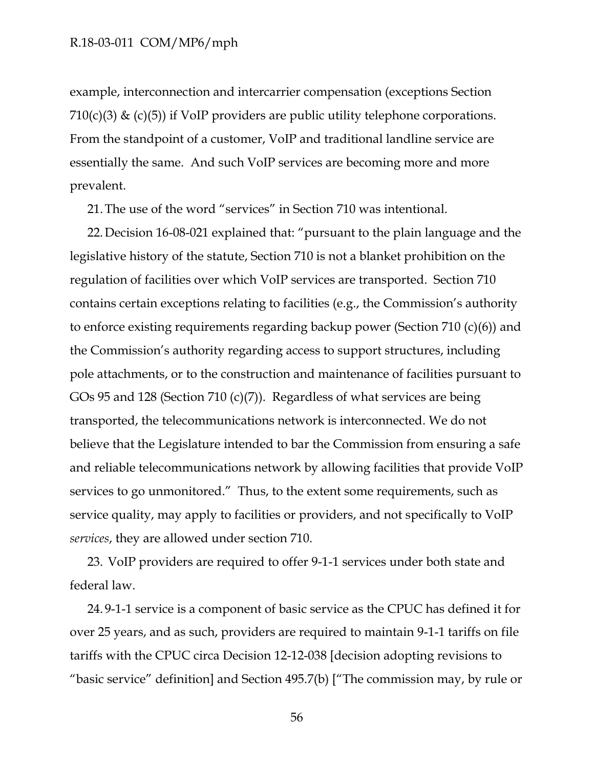example, interconnection and intercarrier compensation (exceptions Section 710(c)(3) & (c)(5)) if VoIP providers are public utility telephone corporations. From the standpoint of a customer, VoIP and traditional landline service are essentially the same. And such VoIP services are becoming more and more prevalent.

21. The use of the word "services" in Section 710 was intentional.

22. Decision 16-08-021 explained that: "pursuant to the plain language and the legislative history of the statute, Section 710 is not a blanket prohibition on the regulation of facilities over which VoIP services are transported. Section 710 contains certain exceptions relating to facilities (e.g., the Commission's authority to enforce existing requirements regarding backup power (Section 710 (c)(6)) and the Commission's authority regarding access to support structures, including pole attachments, or to the construction and maintenance of facilities pursuant to GOs 95 and 128 (Section 710 (c)(7)). Regardless of what services are being transported, the telecommunications network is interconnected. We do not believe that the Legislature intended to bar the Commission from ensuring a safe and reliable telecommunications network by allowing facilities that provide VoIP services to go unmonitored." Thus, to the extent some requirements, such as service quality, may apply to facilities or providers, and not specifically to VoIP *services*, they are allowed under section 710.

23. VoIP providers are required to offer 9-1-1 services under both state and federal law.

24. 9-1-1 service is a component of basic service as the CPUC has defined it for over 25 years, and as such, providers are required to maintain 9-1-1 tariffs on file tariffs with the CPUC circa Decision 12-12-038 [decision adopting revisions to "basic service" definition] and Section 495.7(b) ["The commission may, by rule or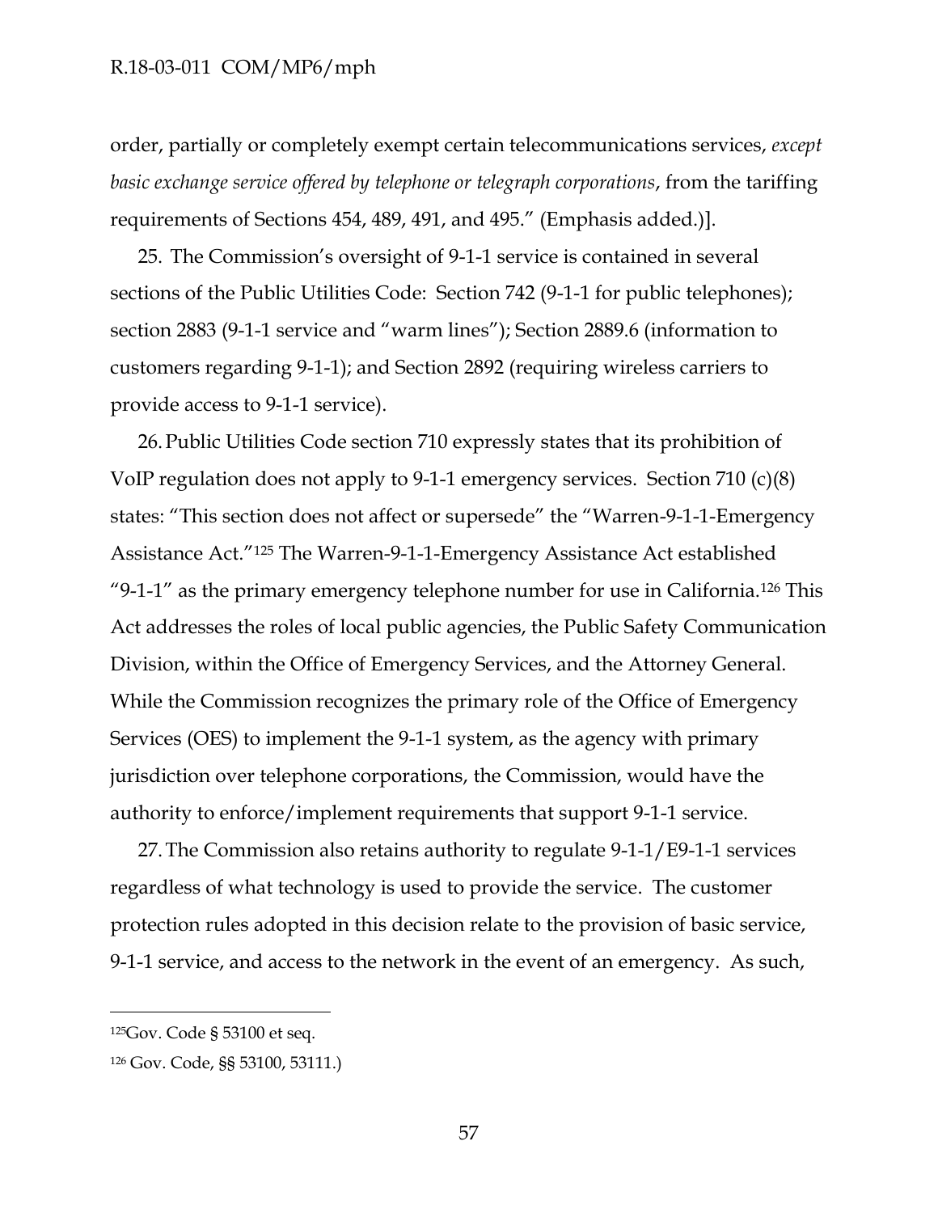order, partially or completely exempt certain telecommunications services, *except basic exchange service offered by telephone or telegraph corporations*, from the tariffing requirements of Sections 454, 489, 491, and 495." (Emphasis added.)].

25. The Commission's oversight of 9-1-1 service is contained in several sections of the Public Utilities Code: Section 742 (9-1-1 for public telephones); section 2883 (9-1-1 service and "warm lines"); Section 2889.6 (information to customers regarding 9-1-1); and Section 2892 (requiring wireless carriers to provide access to 9-1-1 service).

26. Public Utilities Code section 710 expressly states that its prohibition of VoIP regulation does not apply to 9-1-1 emergency services. Section 710 (c)(8) states: "This section does not affect or supersede" the "Warren-9-1-1-Emergency Assistance Act."[125] The Warren-9-1-1-Emergency Assistance Act established "9-1-1" as the primary emergency telephone number for use in California.[126] This Act addresses the roles of local public agencies, the Public Safety Communication Division, within the Office of Emergency Services, and the Attorney General. While the Commission recognizes the primary role of the Office of Emergency Services (OES) to implement the 9-1-1 system, as the agency with primary jurisdiction over telephone corporations, the Commission, would have the authority to enforce/implement requirements that support 9-1-1 service.

27. The Commission also retains authority to regulate 9-1-1/E9-1-1 services regardless of what technology is used to provide the service. The customer protection rules adopted in this decision relate to the provision of basic service, 9-1-1 service, and access to the network in the event of an emergency. As such,

---

[125] Gov. Code § 53100 et seq.

[126] Gov. Code, §§ 53100, 53111.)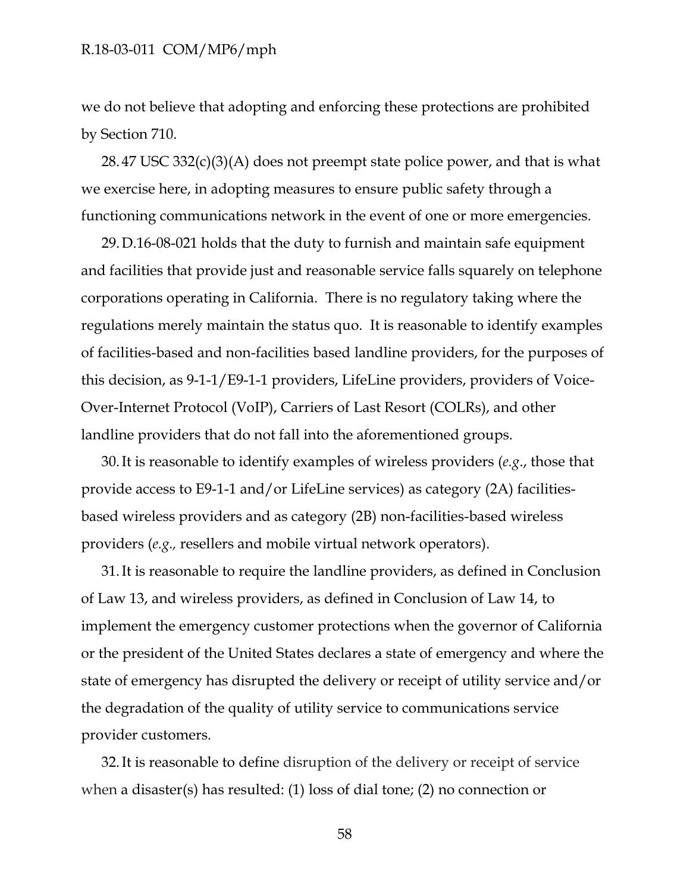we do not believe that adopting and enforcing these protections are prohibited by Section 710.

28. 47 USC 332(c)(3)(A) does not preempt state police power, and that is what we exercise here, in adopting measures to ensure public safety through a functioning communications network in the event of one or more emergencies.

29. D.16-08-021 holds that the duty to furnish and maintain safe equipment and facilities that provide just and reasonable service falls squarely on telephone corporations operating in California. There is no regulatory taking where the regulations merely maintain the status quo. It is reasonable to identify examples of facilities-based and non-facilities based landline providers, for the purposes of this decision, as 9-1-1/E9-1-1 providers, LifeLine providers, providers of Voice-Over-Internet Protocol (VoIP), Carriers of Last Resort (COLRs), and other landline providers that do not fall into the aforementioned groups.

30. It is reasonable to identify examples of wireless providers (*e.g.*, those that provide access to E9-1-1 and/or LifeLine services) as category (2A) facilities-based wireless providers and as category (2B) non-facilities-based wireless providers (*e.g.,* resellers and mobile virtual network operators).

31. It is reasonable to require the landline providers, as defined in Conclusion of Law 13, and wireless providers, as defined in Conclusion of Law 14, to implement the emergency customer protections when the governor of California or the president of the United States declares a state of emergency and where the state of emergency has disrupted the delivery or receipt of utility service and/or the degradation of the quality of utility service to communications service provider customers.

32. It is reasonable to define disruption of the delivery or receipt of service when a disaster(s) has resulted: (1) loss of dial tone; (2) no connection or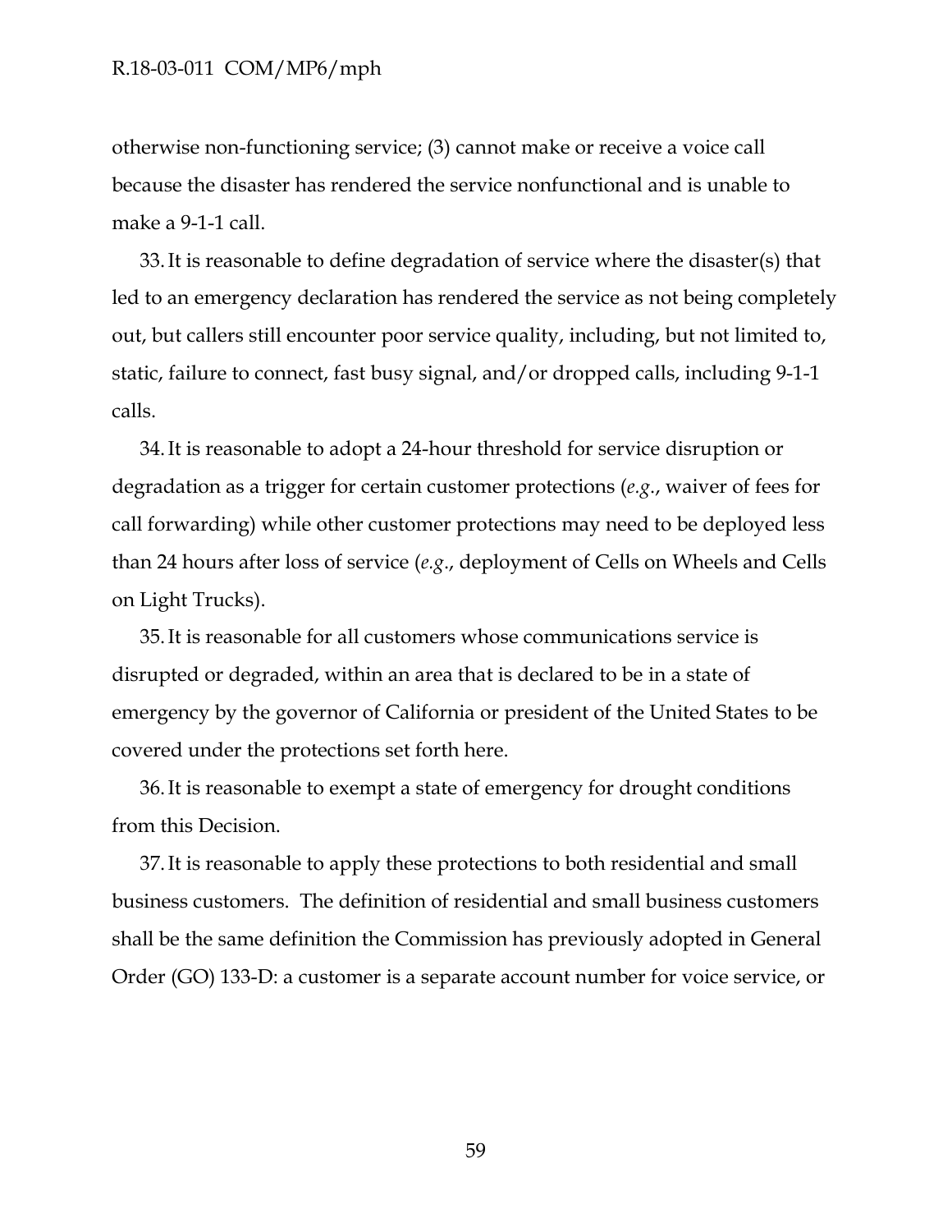otherwise non-functioning service; (3) cannot make or receive a voice call because the disaster has rendered the service nonfunctional and is unable to make a 9-1-1 call.

33. It is reasonable to define degradation of service where the disaster(s) that led to an emergency declaration has rendered the service as not being completely out, but callers still encounter poor service quality, including, but not limited to, static, failure to connect, fast busy signal, and/or dropped calls, including 9-1-1 calls.

34. It is reasonable to adopt a 24-hour threshold for service disruption or degradation as a trigger for certain customer protections (*e.g*., waiver of fees for call forwarding) while other customer protections may need to be deployed less than 24 hours after loss of service (*e.g*., deployment of Cells on Wheels and Cells on Light Trucks).

35. It is reasonable for all customers whose communications service is disrupted or degraded, within an area that is declared to be in a state of emergency by the governor of California or president of the United States to be covered under the protections set forth here.

36. It is reasonable to exempt a state of emergency for drought conditions from this Decision.

37. It is reasonable to apply these protections to both residential and small business customers. The definition of residential and small business customers shall be the same definition the Commission has previously adopted in General Order (GO) 133-D: a customer is a separate account number for voice service, or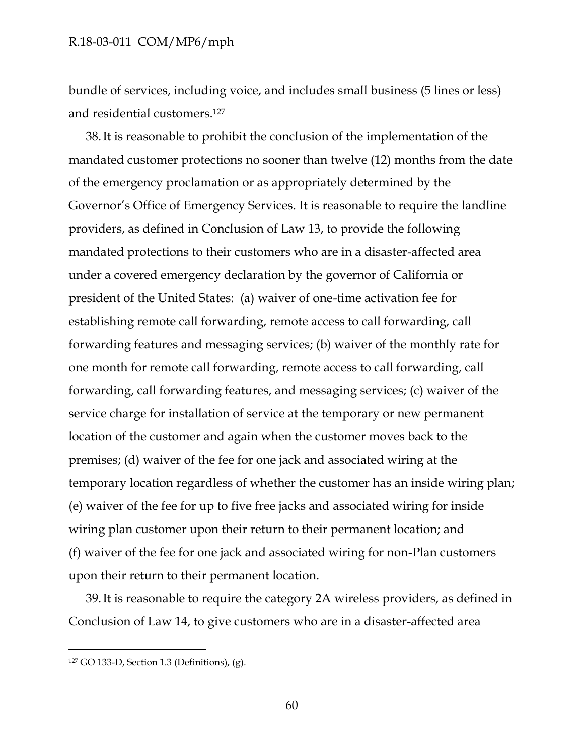bundle of services, including voice, and includes small business (5 lines or less) and residential customers.[127]

38. It is reasonable to prohibit the conclusion of the implementation of the mandated customer protections no sooner than twelve (12) months from the date of the emergency proclamation or as appropriately determined by the Governor's Office of Emergency Services. It is reasonable to require the landline providers, as defined in Conclusion of Law 13, to provide the following mandated protections to their customers who are in a disaster-affected area under a covered emergency declaration by the governor of California or president of the United States: (a) waiver of one-time activation fee for establishing remote call forwarding, remote access to call forwarding, call forwarding features and messaging services; (b) waiver of the monthly rate for one month for remote call forwarding, remote access to call forwarding, call forwarding, call forwarding features, and messaging services; (c) waiver of the service charge for installation of service at the temporary or new permanent location of the customer and again when the customer moves back to the premises; (d) waiver of the fee for one jack and associated wiring at the temporary location regardless of whether the customer has an inside wiring plan; (e) waiver of the fee for up to five free jacks and associated wiring for inside wiring plan customer upon their return to their permanent location; and (f) waiver of the fee for one jack and associated wiring for non-Plan customers upon their return to their permanent location.

39. It is reasonable to require the category 2A wireless providers, as defined in Conclusion of Law 14, to give customers who are in a disaster-affected area

[127] GO 133-D, Section 1.3 (Definitions), (g).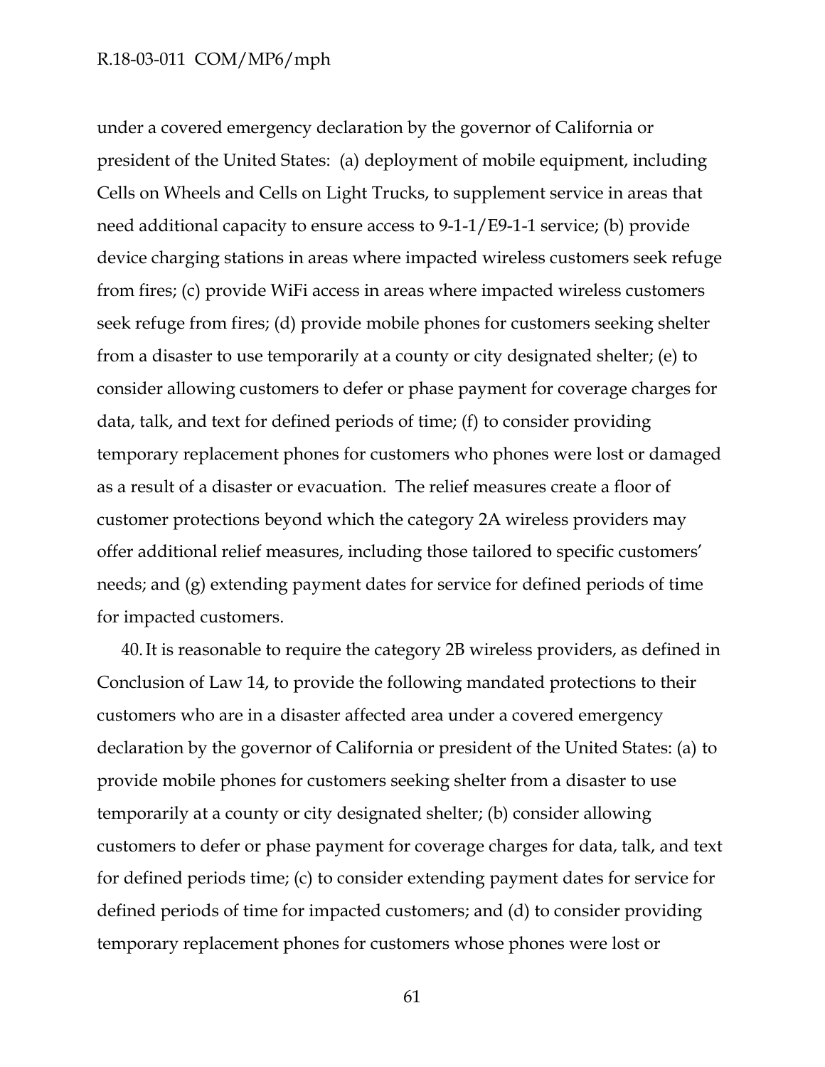under a covered emergency declaration by the governor of California or president of the United States: (a) deployment of mobile equipment, including Cells on Wheels and Cells on Light Trucks, to supplement service in areas that need additional capacity to ensure access to 9-1-1/E9-1-1 service; (b) provide device charging stations in areas where impacted wireless customers seek refuge from fires; (c) provide WiFi access in areas where impacted wireless customers seek refuge from fires; (d) provide mobile phones for customers seeking shelter from a disaster to use temporarily at a county or city designated shelter; (e) to consider allowing customers to defer or phase payment for coverage charges for data, talk, and text for defined periods of time; (f) to consider providing temporary replacement phones for customers who phones were lost or damaged as a result of a disaster or evacuation. The relief measures create a floor of customer protections beyond which the category 2A wireless providers may offer additional relief measures, including those tailored to specific customers' needs; and (g) extending payment dates for service for defined periods of time for impacted customers.

40. It is reasonable to require the category 2B wireless providers, as defined in Conclusion of Law 14, to provide the following mandated protections to their customers who are in a disaster affected area under a covered emergency declaration by the governor of California or president of the United States: (a) to provide mobile phones for customers seeking shelter from a disaster to use temporarily at a county or city designated shelter; (b) consider allowing customers to defer or phase payment for coverage charges for data, talk, and text for defined periods time; (c) to consider extending payment dates for service for defined periods of time for impacted customers; and (d) to consider providing temporary replacement phones for customers whose phones were lost or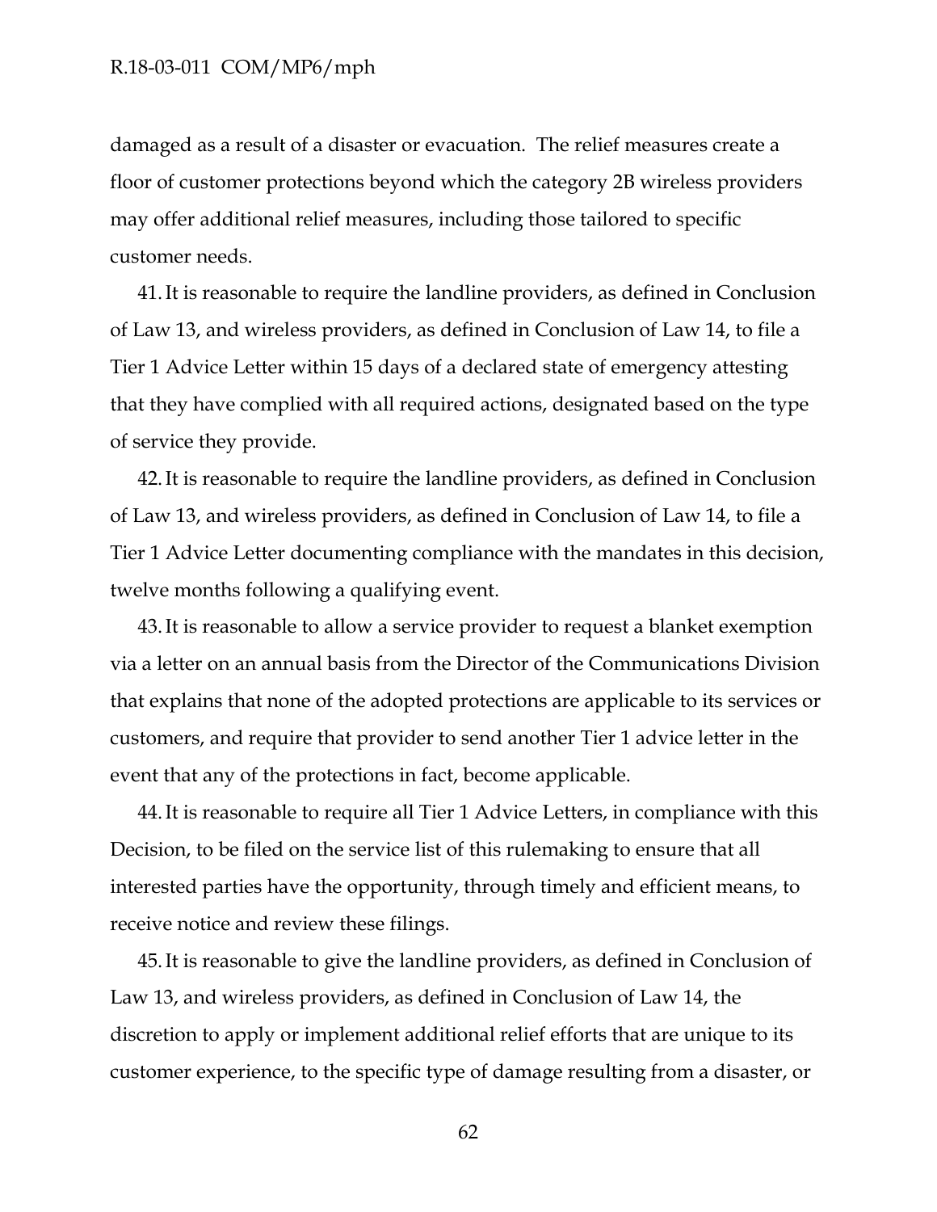damaged as a result of a disaster or evacuation. The relief measures create a floor of customer protections beyond which the category 2B wireless providers may offer additional relief measures, including those tailored to specific customer needs.

41. It is reasonable to require the landline providers, as defined in Conclusion of Law 13, and wireless providers, as defined in Conclusion of Law 14, to file a Tier 1 Advice Letter within 15 days of a declared state of emergency attesting that they have complied with all required actions, designated based on the type of service they provide.

42. It is reasonable to require the landline providers, as defined in Conclusion of Law 13, and wireless providers, as defined in Conclusion of Law 14, to file a Tier 1 Advice Letter documenting compliance with the mandates in this decision, twelve months following a qualifying event.

43. It is reasonable to allow a service provider to request a blanket exemption via a letter on an annual basis from the Director of the Communications Division that explains that none of the adopted protections are applicable to its services or customers, and require that provider to send another Tier 1 advice letter in the event that any of the protections in fact, become applicable.

44. It is reasonable to require all Tier 1 Advice Letters, in compliance with this Decision, to be filed on the service list of this rulemaking to ensure that all interested parties have the opportunity, through timely and efficient means, to receive notice and review these filings.

45. It is reasonable to give the landline providers, as defined in Conclusion of Law 13, and wireless providers, as defined in Conclusion of Law 14, the discretion to apply or implement additional relief efforts that are unique to its customer experience, to the specific type of damage resulting from a disaster, or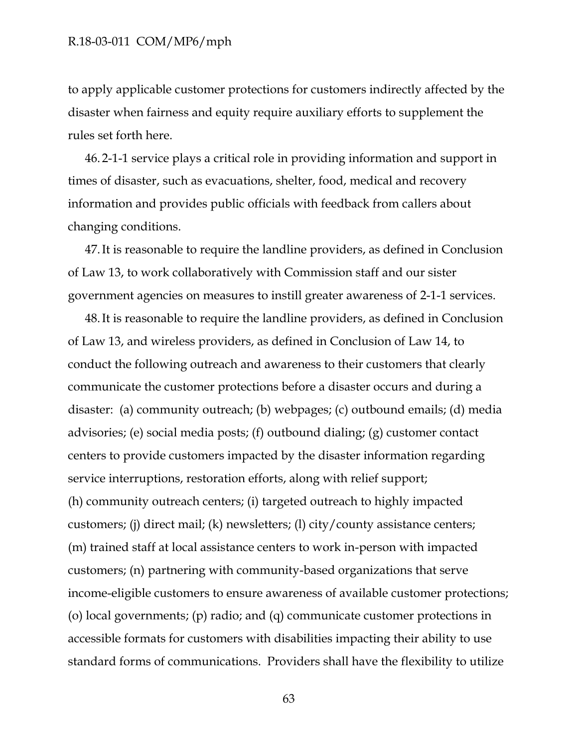to apply applicable customer protections for customers indirectly affected by the disaster when fairness and equity require auxiliary efforts to supplement the rules set forth here.

46. 2-1-1 service plays a critical role in providing information and support in times of disaster, such as evacuations, shelter, food, medical and recovery information and provides public officials with feedback from callers about changing conditions.

47. It is reasonable to require the landline providers, as defined in Conclusion of Law 13, to work collaboratively with Commission staff and our sister government agencies on measures to instill greater awareness of 2-1-1 services.

48. It is reasonable to require the landline providers, as defined in Conclusion of Law 13, and wireless providers, as defined in Conclusion of Law 14, to conduct the following outreach and awareness to their customers that clearly communicate the customer protections before a disaster occurs and during a disaster: (a) community outreach; (b) webpages; (c) outbound emails; (d) media advisories; (e) social media posts; (f) outbound dialing; (g) customer contact centers to provide customers impacted by the disaster information regarding service interruptions, restoration efforts, along with relief support; (h) community outreach centers; (i) targeted outreach to highly impacted customers; (j) direct mail; (k) newsletters; (l) city/county assistance centers; (m) trained staff at local assistance centers to work in-person with impacted customers; (n) partnering with community-based organizations that serve income-eligible customers to ensure awareness of available customer protections; (o) local governments; (p) radio; and (q) communicate customer protections in accessible formats for customers with disabilities impacting their ability to use standard forms of communications. Providers shall have the flexibility to utilize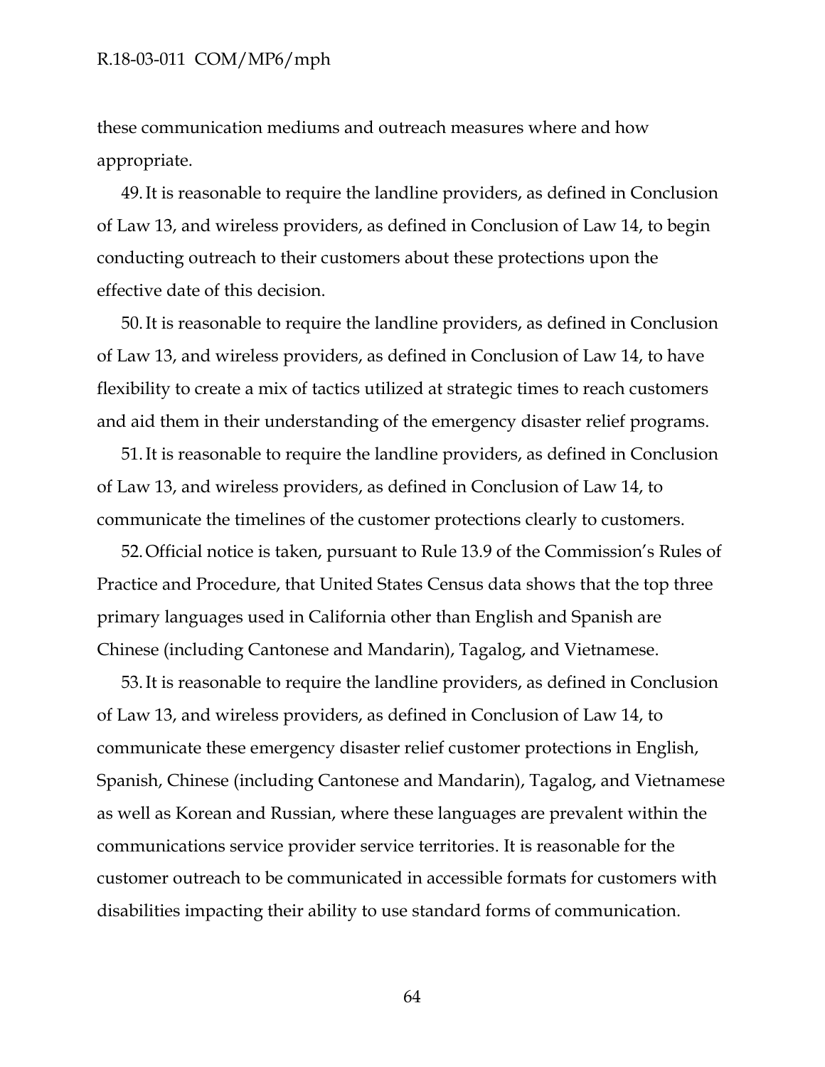these communication mediums and outreach measures where and how appropriate.

49. It is reasonable to require the landline providers, as defined in Conclusion of Law 13, and wireless providers, as defined in Conclusion of Law 14, to begin conducting outreach to their customers about these protections upon the effective date of this decision.

50. It is reasonable to require the landline providers, as defined in Conclusion of Law 13, and wireless providers, as defined in Conclusion of Law 14, to have flexibility to create a mix of tactics utilized at strategic times to reach customers and aid them in their understanding of the emergency disaster relief programs.

51. It is reasonable to require the landline providers, as defined in Conclusion of Law 13, and wireless providers, as defined in Conclusion of Law 14, to communicate the timelines of the customer protections clearly to customers.

52. Official notice is taken, pursuant to Rule 13.9 of the Commission's Rules of Practice and Procedure, that United States Census data shows that the top three primary languages used in California other than English and Spanish are Chinese (including Cantonese and Mandarin), Tagalog, and Vietnamese.

53. It is reasonable to require the landline providers, as defined in Conclusion of Law 13, and wireless providers, as defined in Conclusion of Law 14, to communicate these emergency disaster relief customer protections in English, Spanish, Chinese (including Cantonese and Mandarin), Tagalog, and Vietnamese as well as Korean and Russian, where these languages are prevalent within the communications service provider service territories. It is reasonable for the customer outreach to be communicated in accessible formats for customers with disabilities impacting their ability to use standard forms of communication.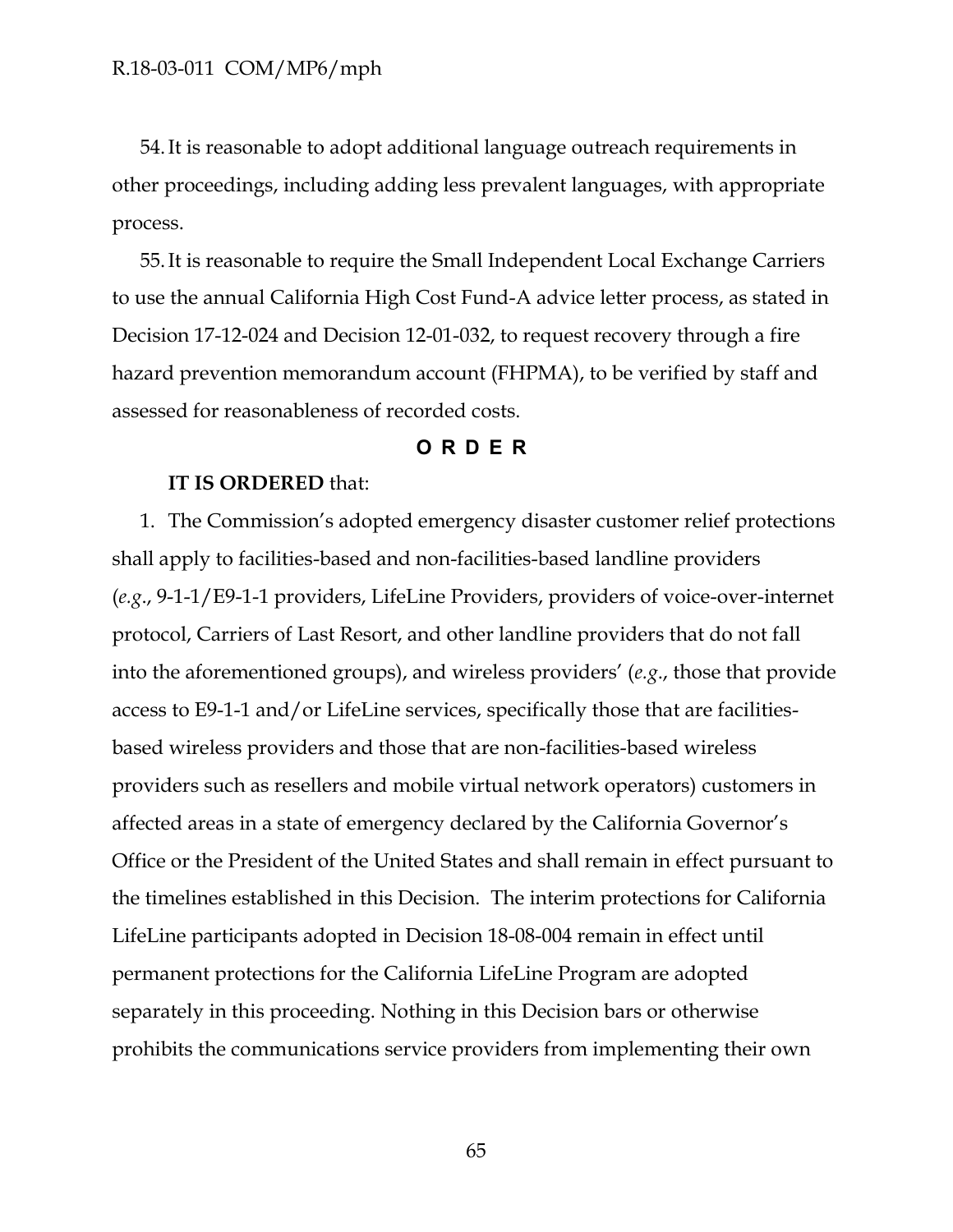54. It is reasonable to adopt additional language outreach requirements in other proceedings, including adding less prevalent languages, with appropriate process.

55. It is reasonable to require the Small Independent Local Exchange Carriers to use the annual California High Cost Fund-A advice letter process, as stated in Decision 17-12-024 and Decision 12-01-032, to request recovery through a fire hazard prevention memorandum account (FHPMA), to be verified by staff and assessed for reasonableness of recorded costs.

## O R D E R

**IT IS ORDERED** that:

1. The Commission's adopted emergency disaster customer relief protections shall apply to facilities-based and non-facilities-based landline providers (*e.g.*, 9-1-1/E9-1-1 providers, LifeLine Providers, providers of voice-over-internet protocol, Carriers of Last Resort, and other landline providers that do not fall into the aforementioned groups), and wireless providers' (*e.g.*, those that provide access to E9-1-1 and/or LifeLine services, specifically those that are facilities-based wireless providers and those that are non-facilities-based wireless providers such as resellers and mobile virtual network operators) customers in affected areas in a state of emergency declared by the California Governor's Office or the President of the United States and shall remain in effect pursuant to the timelines established in this Decision. The interim protections for California LifeLine participants adopted in Decision 18-08-004 remain in effect until permanent protections for the California LifeLine Program are adopted separately in this proceeding. Nothing in this Decision bars or otherwise prohibits the communications service providers from implementing their own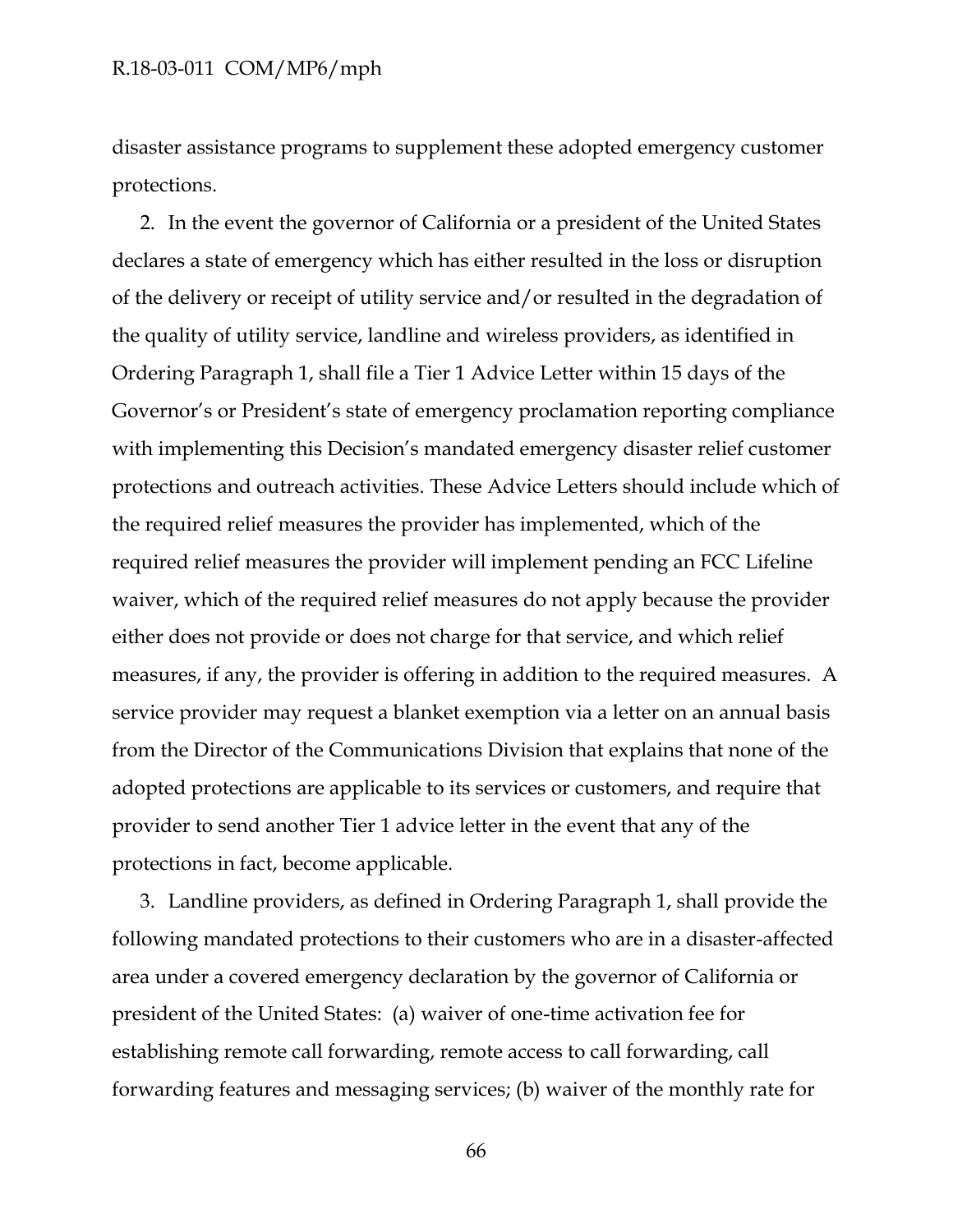disaster assistance programs to supplement these adopted emergency customer protections.

2. In the event the governor of California or a president of the United States declares a state of emergency which has either resulted in the loss or disruption of the delivery or receipt of utility service and/or resulted in the degradation of the quality of utility service, landline and wireless providers, as identified in Ordering Paragraph 1, shall file a Tier 1 Advice Letter within 15 days of the Governor's or President's state of emergency proclamation reporting compliance with implementing this Decision's mandated emergency disaster relief customer protections and outreach activities. These Advice Letters should include which of the required relief measures the provider has implemented, which of the required relief measures the provider will implement pending an FCC Lifeline waiver, which of the required relief measures do not apply because the provider either does not provide or does not charge for that service, and which relief measures, if any, the provider is offering in addition to the required measures. A service provider may request a blanket exemption via a letter on an annual basis from the Director of the Communications Division that explains that none of the adopted protections are applicable to its services or customers, and require that provider to send another Tier 1 advice letter in the event that any of the protections in fact, become applicable.

3. Landline providers, as defined in Ordering Paragraph 1, shall provide the following mandated protections to their customers who are in a disaster-affected area under a covered emergency declaration by the governor of California or president of the United States: (a) waiver of one-time activation fee for establishing remote call forwarding, remote access to call forwarding, call forwarding features and messaging services; (b) waiver of the monthly rate for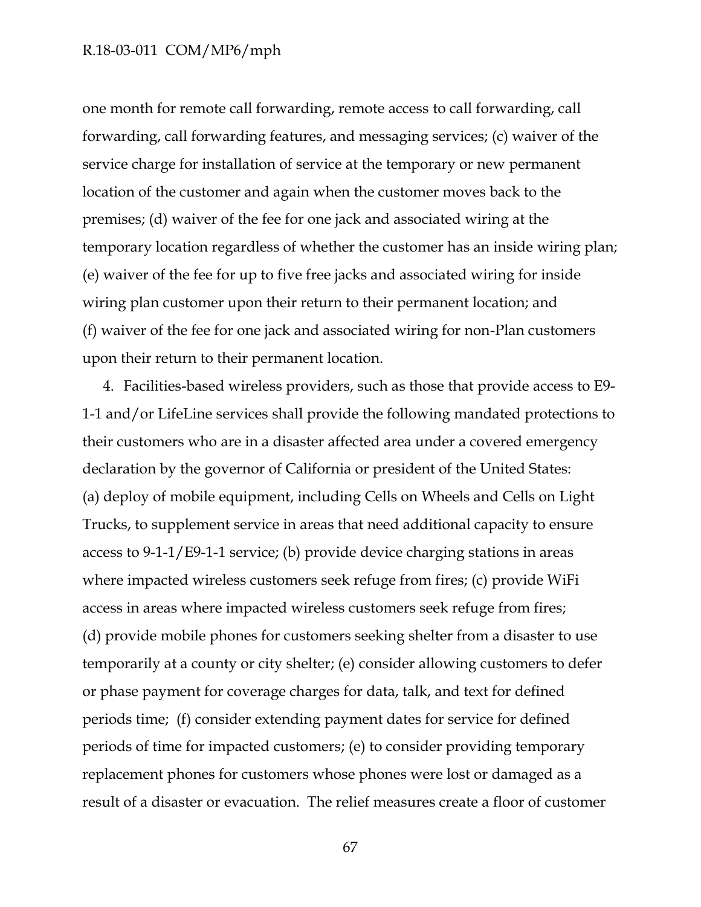one month for remote call forwarding, remote access to call forwarding, call forwarding, call forwarding features, and messaging services; (c) waiver of the service charge for installation of service at the temporary or new permanent location of the customer and again when the customer moves back to the premises; (d) waiver of the fee for one jack and associated wiring at the temporary location regardless of whether the customer has an inside wiring plan; (e) waiver of the fee for up to five free jacks and associated wiring for inside wiring plan customer upon their return to their permanent location; and (f) waiver of the fee for one jack and associated wiring for non-Plan customers upon their return to their permanent location.

4. Facilities-based wireless providers, such as those that provide access to E9-1-1 and/or LifeLine services shall provide the following mandated protections to their customers who are in a disaster affected area under a covered emergency declaration by the governor of California or president of the United States: (a) deploy of mobile equipment, including Cells on Wheels and Cells on Light Trucks, to supplement service in areas that need additional capacity to ensure access to 9-1-1/E9-1-1 service; (b) provide device charging stations in areas where impacted wireless customers seek refuge from fires; (c) provide WiFi access in areas where impacted wireless customers seek refuge from fires; (d) provide mobile phones for customers seeking shelter from a disaster to use temporarily at a county or city shelter; (e) consider allowing customers to defer or phase payment for coverage charges for data, talk, and text for defined periods time; (f) consider extending payment dates for service for defined periods of time for impacted customers; (e) to consider providing temporary replacement phones for customers whose phones were lost or damaged as a result of a disaster or evacuation. The relief measures create a floor of customer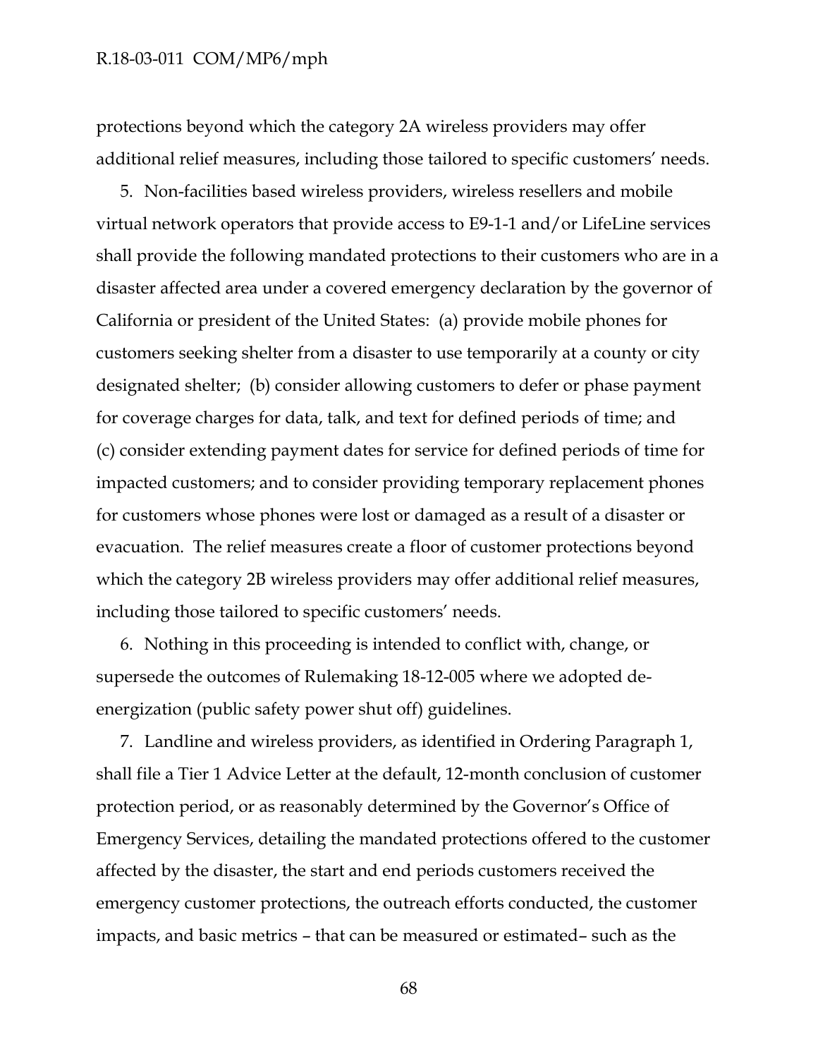protections beyond which the category 2A wireless providers may offer additional relief measures, including those tailored to specific customers' needs.

5. Non-facilities based wireless providers, wireless resellers and mobile virtual network operators that provide access to E9-1-1 and/or LifeLine services shall provide the following mandated protections to their customers who are in a disaster affected area under a covered emergency declaration by the governor of California or president of the United States: (a) provide mobile phones for customers seeking shelter from a disaster to use temporarily at a county or city designated shelter; (b) consider allowing customers to defer or phase payment for coverage charges for data, talk, and text for defined periods of time; and (c) consider extending payment dates for service for defined periods of time for impacted customers; and to consider providing temporary replacement phones for customers whose phones were lost or damaged as a result of a disaster or evacuation. The relief measures create a floor of customer protections beyond which the category 2B wireless providers may offer additional relief measures, including those tailored to specific customers' needs.

6. Nothing in this proceeding is intended to conflict with, change, or supersede the outcomes of Rulemaking 18-12-005 where we adopted de-energization (public safety power shut off) guidelines.

7. Landline and wireless providers, as identified in Ordering Paragraph 1, shall file a Tier 1 Advice Letter at the default, 12-month conclusion of customer protection period, or as reasonably determined by the Governor's Office of Emergency Services, detailing the mandated protections offered to the customer affected by the disaster, the start and end periods customers received the emergency customer protections, the outreach efforts conducted, the customer impacts, and basic metrics – that can be measured or estimated– such as the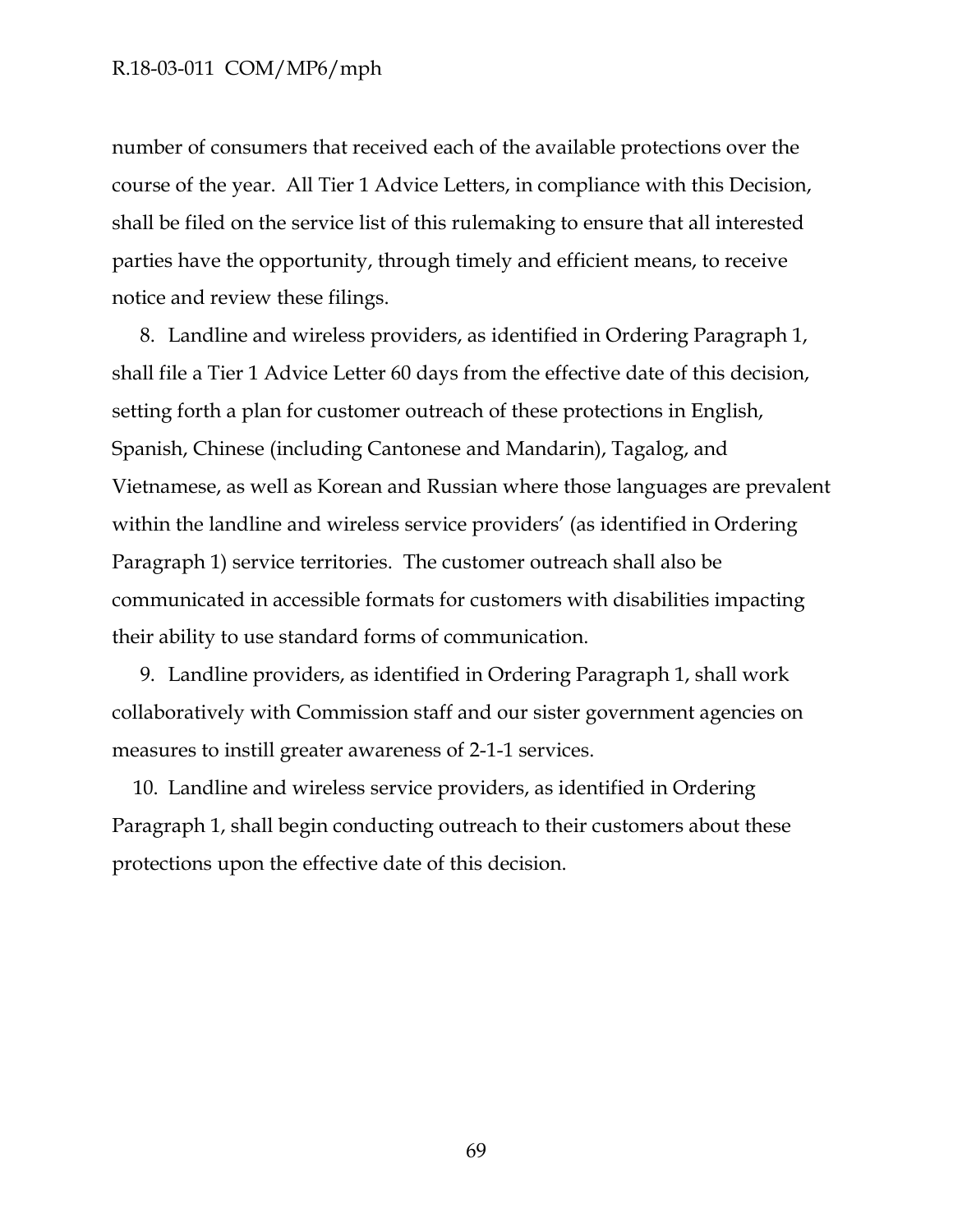number of consumers that received each of the available protections over the course of the year. All Tier 1 Advice Letters, in compliance with this Decision, shall be filed on the service list of this rulemaking to ensure that all interested parties have the opportunity, through timely and efficient means, to receive notice and review these filings.

8. Landline and wireless providers, as identified in Ordering Paragraph 1, shall file a Tier 1 Advice Letter 60 days from the effective date of this decision, setting forth a plan for customer outreach of these protections in English, Spanish, Chinese (including Cantonese and Mandarin), Tagalog, and Vietnamese, as well as Korean and Russian where those languages are prevalent within the landline and wireless service providers' (as identified in Ordering Paragraph 1) service territories. The customer outreach shall also be communicated in accessible formats for customers with disabilities impacting their ability to use standard forms of communication.

9. Landline providers, as identified in Ordering Paragraph 1, shall work collaboratively with Commission staff and our sister government agencies on measures to instill greater awareness of 2-1-1 services.

10. Landline and wireless service providers, as identified in Ordering Paragraph 1, shall begin conducting outreach to their customers about these protections upon the effective date of this decision.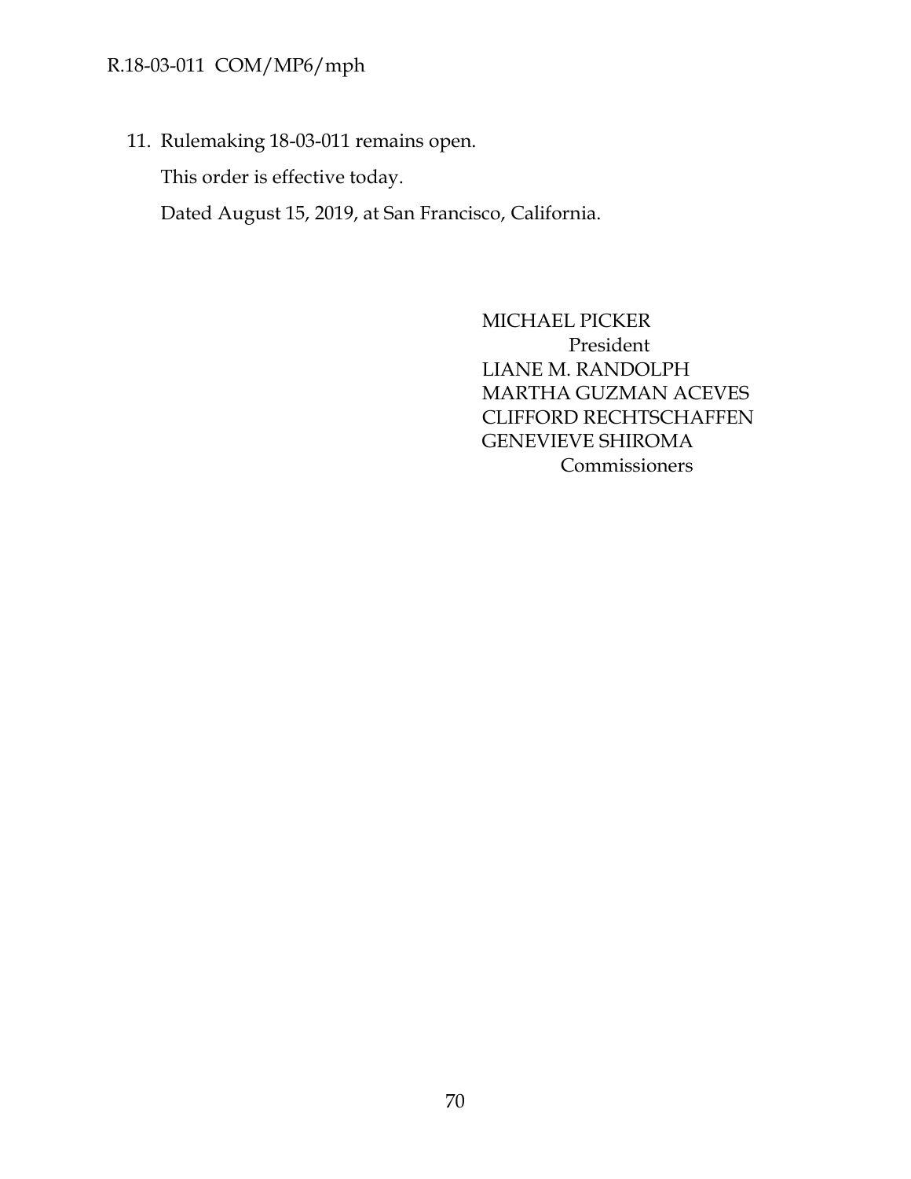11. Rulemaking 18-03-011 remains open.

    This order is effective today.

    Dated August 15, 2019, at San Francisco, California.

MICHAEL PICKER
President
LIANE M. RANDOLPH
MARTHA GUZMAN ACEVES
CLIFFORD RECHTSCHAFFEN
GENEVIEVE SHIROMA
Commissioners